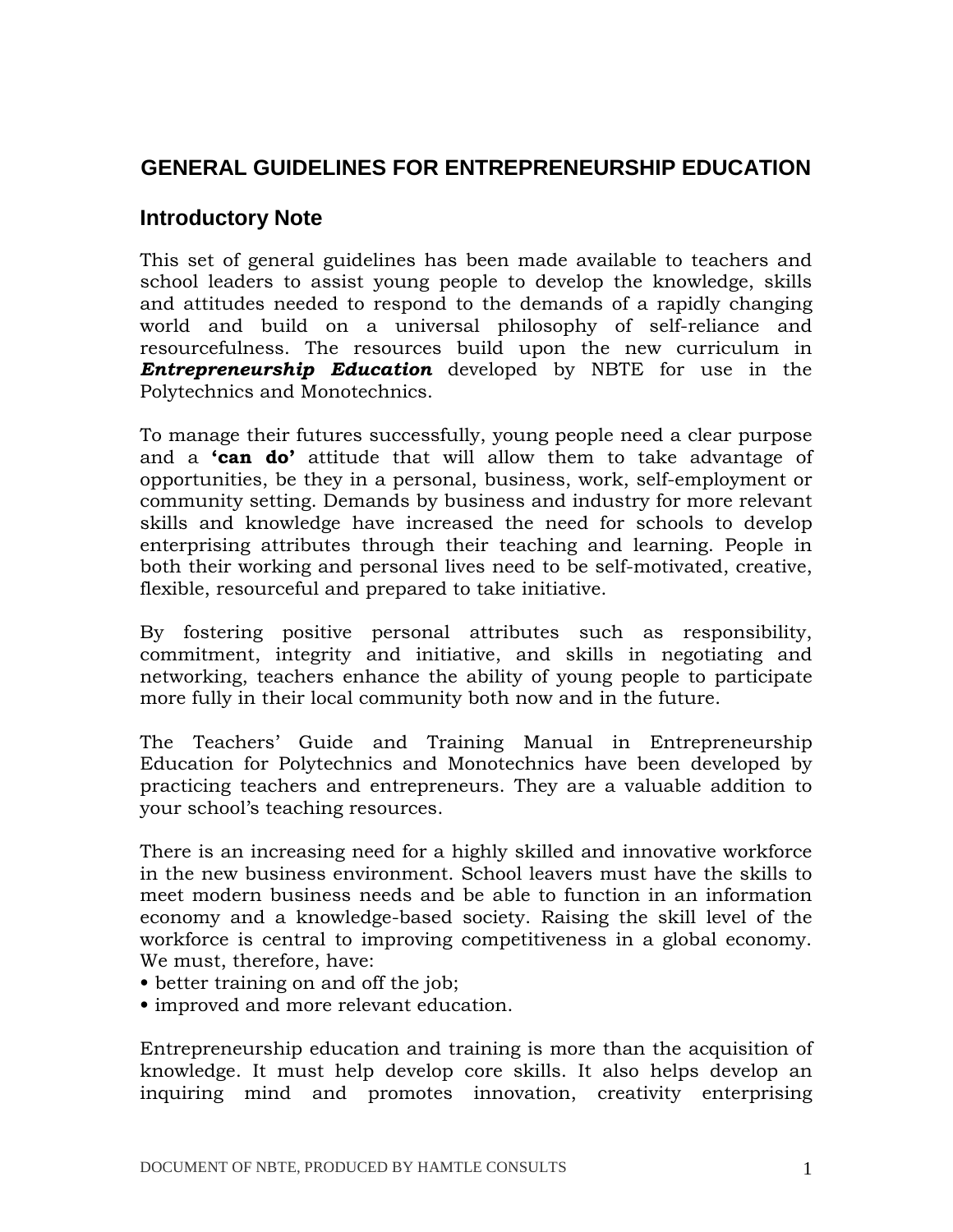# GENERAL GUIDELINES FOR ENTREPRENEURSHIP EDUCATION

## Introductory Note

This set of general guidelines has been made available to teachers and school leaders to assist young people to develop the knowledge, skills and attitudes needed to respond to the demands of a rapidly changing world and build on a universal philosophy of self-reliance and resourcefulness. The resources build upon the new curriculum in ***Entrepreneurship Education*** developed by NBTE for use in the Polytechnics and Monotechnics.

To manage their futures successfully, young people need a clear purpose and a **'can do'** attitude that will allow them to take advantage of opportunities, be they in a personal, business, work, self-employment or community setting. Demands by business and industry for more relevant skills and knowledge have increased the need for schools to develop enterprising attributes through their teaching and learning. People in both their working and personal lives need to be self-motivated, creative, flexible, resourceful and prepared to take initiative.

By fostering positive personal attributes such as responsibility, commitment, integrity and initiative, and skills in negotiating and networking, teachers enhance the ability of young people to participate more fully in their local community both now and in the future.

The Teachers' Guide and Training Manual in Entrepreneurship Education for Polytechnics and Monotechnics have been developed by practicing teachers and entrepreneurs. They are a valuable addition to your school's teaching resources.

There is an increasing need for a highly skilled and innovative workforce in the new business environment. School leavers must have the skills to meet modern business needs and be able to function in an information economy and a knowledge-based society. Raising the skill level of the workforce is central to improving competitiveness in a global economy. We must, therefore, have:

- better training on and off the job;
- improved and more relevant education.

Entrepreneurship education and training is more than the acquisition of knowledge. It must help develop core skills. It also helps develop an inquiring mind and promotes innovation, creativity enterprising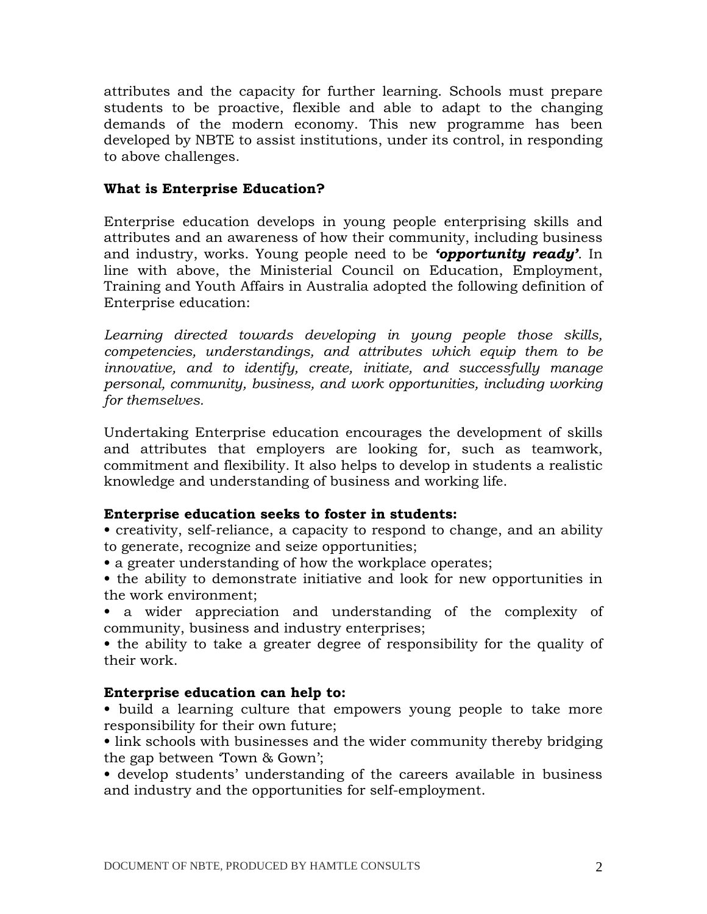attributes and the capacity for further learning. Schools must prepare students to be proactive, flexible and able to adapt to the changing demands of the modern economy. This new programme has been developed by NBTE to assist institutions, under its control, in responding to above challenges.

**What is Enterprise Education?**

Enterprise education develops in young people enterprising skills and attributes and an awareness of how their community, including business and industry, works. Young people need to be ***'opportunity ready'***. In line with above, the Ministerial Council on Education, Employment, Training and Youth Affairs in Australia adopted the following definition of Enterprise education:

*Learning directed towards developing in young people those skills, competencies, understandings, and attributes which equip them to be innovative, and to identify, create, initiate, and successfully manage personal, community, business, and work opportunities, including working for themselves.*

Undertaking Enterprise education encourages the development of skills and attributes that employers are looking for, such as teamwork, commitment and flexibility. It also helps to develop in students a realistic knowledge and understanding of business and working life.

**Enterprise education seeks to foster in students:**

- creativity, self-reliance, a capacity to respond to change, and an ability to generate, recognize and seize opportunities;
- a greater understanding of how the workplace operates;
- the ability to demonstrate initiative and look for new opportunities in the work environment;
- a wider appreciation and understanding of the complexity of community, business and industry enterprises;
- the ability to take a greater degree of responsibility for the quality of their work.

**Enterprise education can help to:**

- build a learning culture that empowers young people to take more responsibility for their own future;
- link schools with businesses and the wider community thereby bridging the gap between 'Town & Gown';
- develop students' understanding of the careers available in business and industry and the opportunities for self-employment.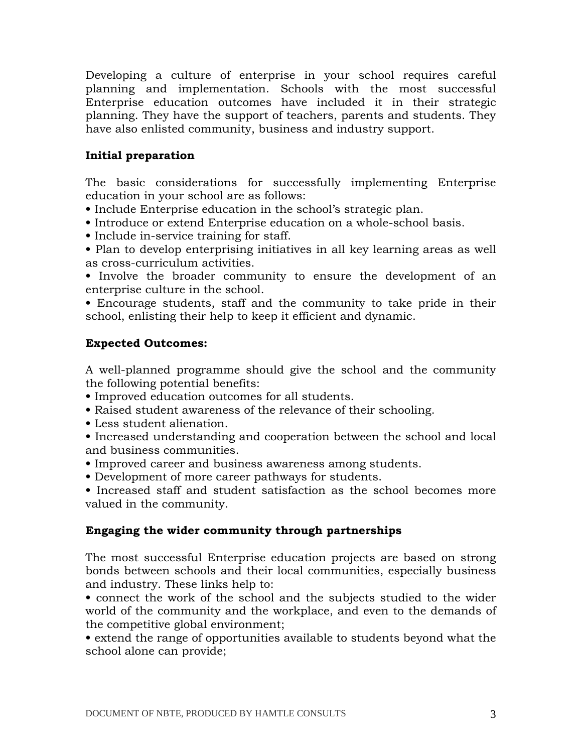Developing a culture of enterprise in your school requires careful planning and implementation. Schools with the most successful Enterprise education outcomes have included it in their strategic planning. They have the support of teachers, parents and students. They have also enlisted community, business and industry support.

**Initial preparation**

The basic considerations for successfully implementing Enterprise education in your school are as follows:

- Include Enterprise education in the school's strategic plan.
- Introduce or extend Enterprise education on a whole-school basis.
- Include in-service training for staff.
- Plan to develop enterprising initiatives in all key learning areas as well as cross-curriculum activities.
- Involve the broader community to ensure the development of an enterprise culture in the school.
- Encourage students, staff and the community to take pride in their school, enlisting their help to keep it efficient and dynamic.

**Expected Outcomes:**

A well-planned programme should give the school and the community the following potential benefits:

- Improved education outcomes for all students.
- Raised student awareness of the relevance of their schooling.
- Less student alienation.
- Increased understanding and cooperation between the school and local and business communities.
- Improved career and business awareness among students.
- Development of more career pathways for students.
- Increased staff and student satisfaction as the school becomes more valued in the community.

**Engaging the wider community through partnerships**

The most successful Enterprise education projects are based on strong bonds between schools and their local communities, especially business and industry. These links help to:

- connect the work of the school and the subjects studied to the wider world of the community and the workplace, and even to the demands of the competitive global environment;
- extend the range of opportunities available to students beyond what the school alone can provide;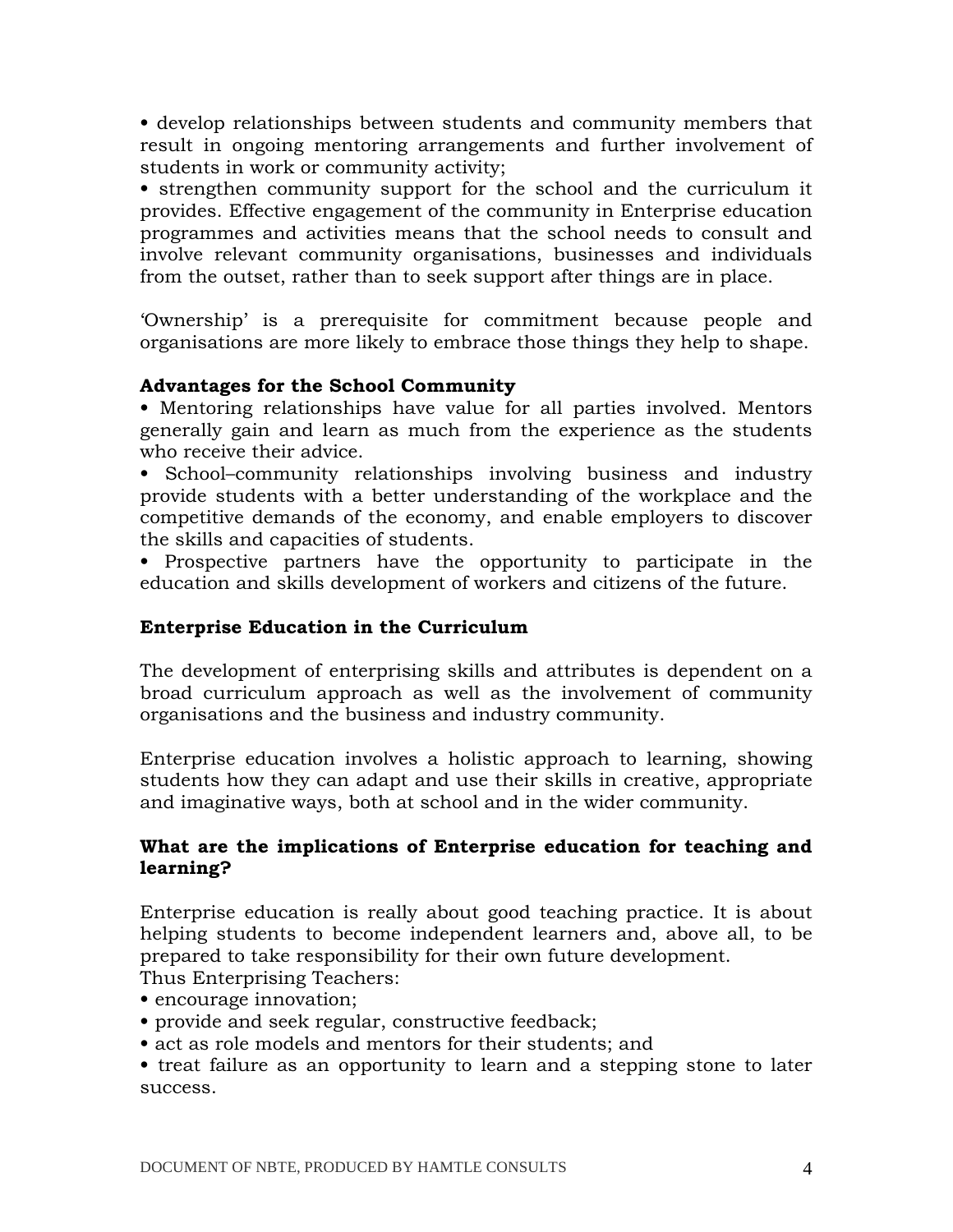- develop relationships between students and community members that result in ongoing mentoring arrangements and further involvement of students in work or community activity;
- strengthen community support for the school and the curriculum it provides. Effective engagement of the community in Enterprise education programmes and activities means that the school needs to consult and involve relevant community organisations, businesses and individuals from the outset, rather than to seek support after things are in place.

'Ownership' is a prerequisite for commitment because people and organisations are more likely to embrace those things they help to shape.

**Advantages for the School Community**

- Mentoring relationships have value for all parties involved. Mentors generally gain and learn as much from the experience as the students who receive their advice.
- School–community relationships involving business and industry provide students with a better understanding of the workplace and the competitive demands of the economy, and enable employers to discover the skills and capacities of students.
- Prospective partners have the opportunity to participate in the education and skills development of workers and citizens of the future.

**Enterprise Education in the Curriculum**

The development of enterprising skills and attributes is dependent on a broad curriculum approach as well as the involvement of community organisations and the business and industry community.

Enterprise education involves a holistic approach to learning, showing students how they can adapt and use their skills in creative, appropriate and imaginative ways, both at school and in the wider community.

**What are the implications of Enterprise education for teaching and learning?**

Enterprise education is really about good teaching practice. It is about helping students to become independent learners and, above all, to be prepared to take responsibility for their own future development.
Thus Enterprising Teachers:

- encourage innovation;
- provide and seek regular, constructive feedback;
- act as role models and mentors for their students; and
- treat failure as an opportunity to learn and a stepping stone to later success.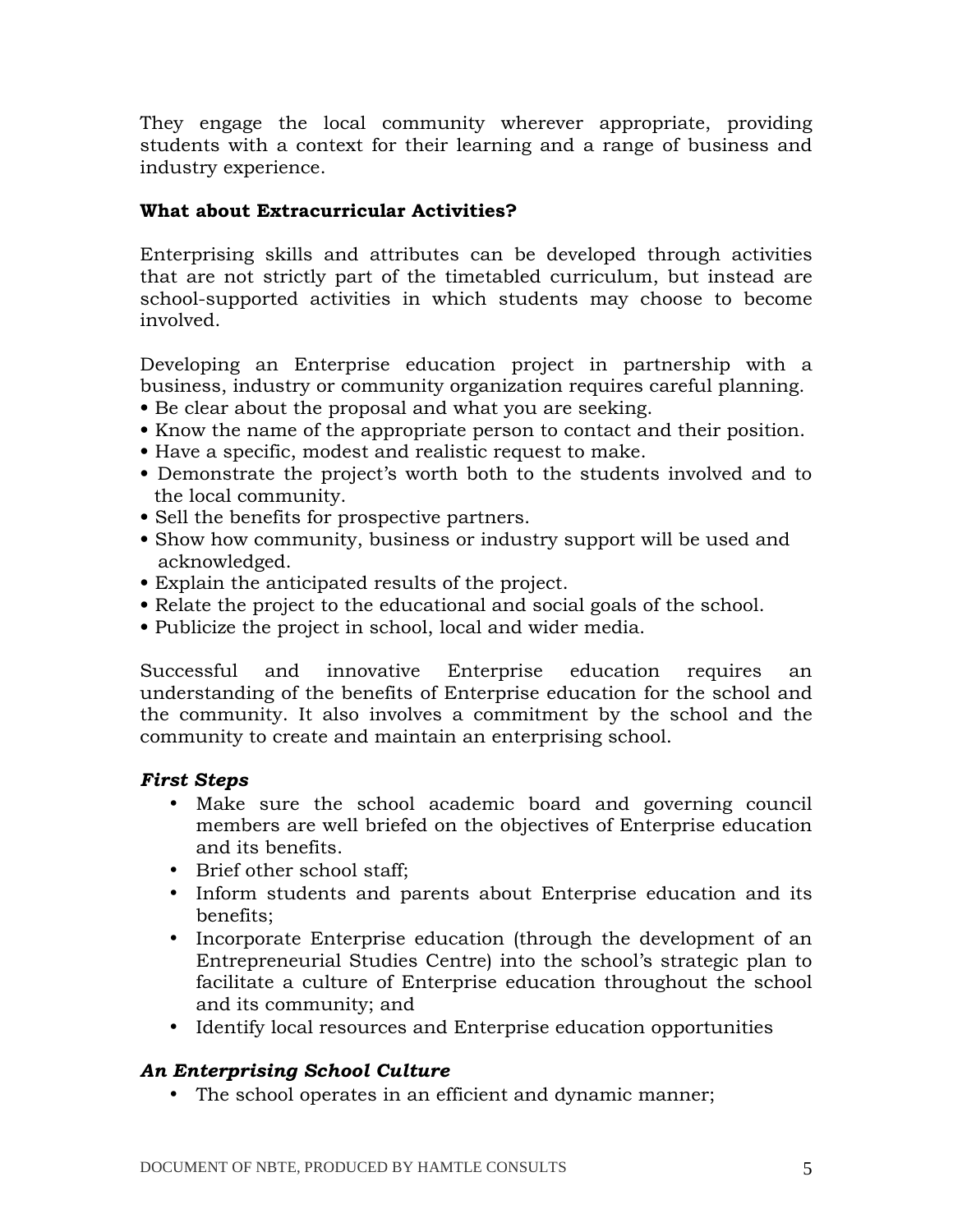They engage the local community wherever appropriate, providing students with a context for their learning and a range of business and industry experience.

**What about Extracurricular Activities?**

Enterprising skills and attributes can be developed through activities that are not strictly part of the timetabled curriculum, but instead are school-supported activities in which students may choose to become involved.

Developing an Enterprise education project in partnership with a business, industry or community organization requires careful planning.

- Be clear about the proposal and what you are seeking.
- Know the name of the appropriate person to contact and their position.
- Have a specific, modest and realistic request to make.
- Demonstrate the project's worth both to the students involved and to the local community.
- Sell the benefits for prospective partners.
- Show how community, business or industry support will be used and acknowledged.
- Explain the anticipated results of the project.
- Relate the project to the educational and social goals of the school.
- Publicize the project in school, local and wider media.

Successful and innovative Enterprise education requires an understanding of the benefits of Enterprise education for the school and the community. It also involves a commitment by the school and the community to create and maintain an enterprising school.

***First Steps***

- Make sure the school academic board and governing council members are well briefed on the objectives of Enterprise education and its benefits.
- Brief other school staff;
- Inform students and parents about Enterprise education and its benefits;
- Incorporate Enterprise education (through the development of an Entrepreneurial Studies Centre) into the school's strategic plan to facilitate a culture of Enterprise education throughout the school and its community; and
- Identify local resources and Enterprise education opportunities

***An Enterprising School Culture***

- The school operates in an efficient and dynamic manner;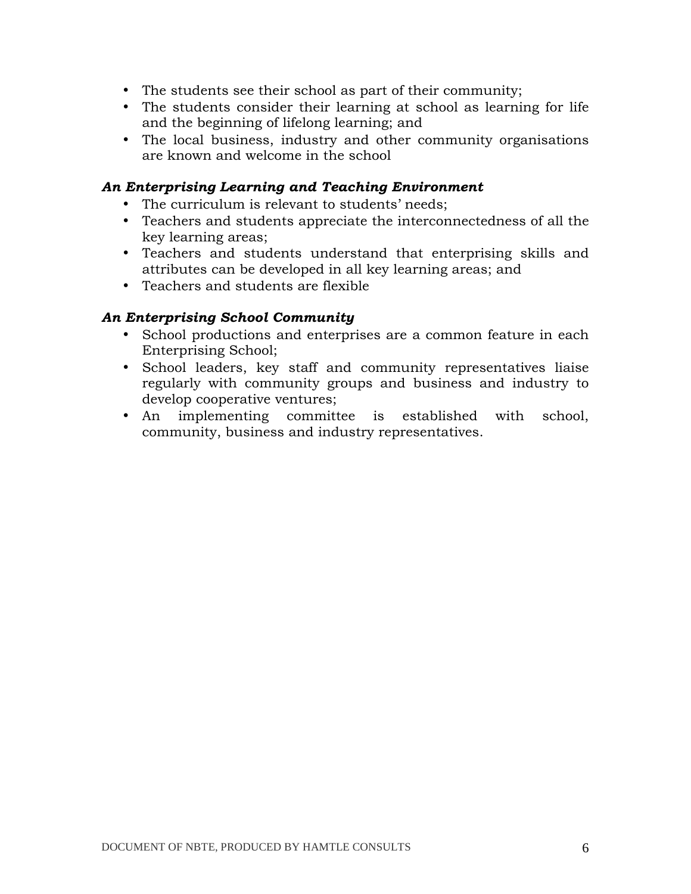- The students see their school as part of their community;
- The students consider their learning at school as learning for life and the beginning of lifelong learning; and
- The local business, industry and other community organisations are known and welcome in the school

***An Enterprising Learning and Teaching Environment***

- The curriculum is relevant to students' needs;
- Teachers and students appreciate the interconnectedness of all the key learning areas;
- Teachers and students understand that enterprising skills and attributes can be developed in all key learning areas; and
- Teachers and students are flexible

***An Enterprising School Community***

- School productions and enterprises are a common feature in each Enterprising School;
- School leaders, key staff and community representatives liaise regularly with community groups and business and industry to develop cooperative ventures;
- An implementing committee is established with school, community, business and industry representatives.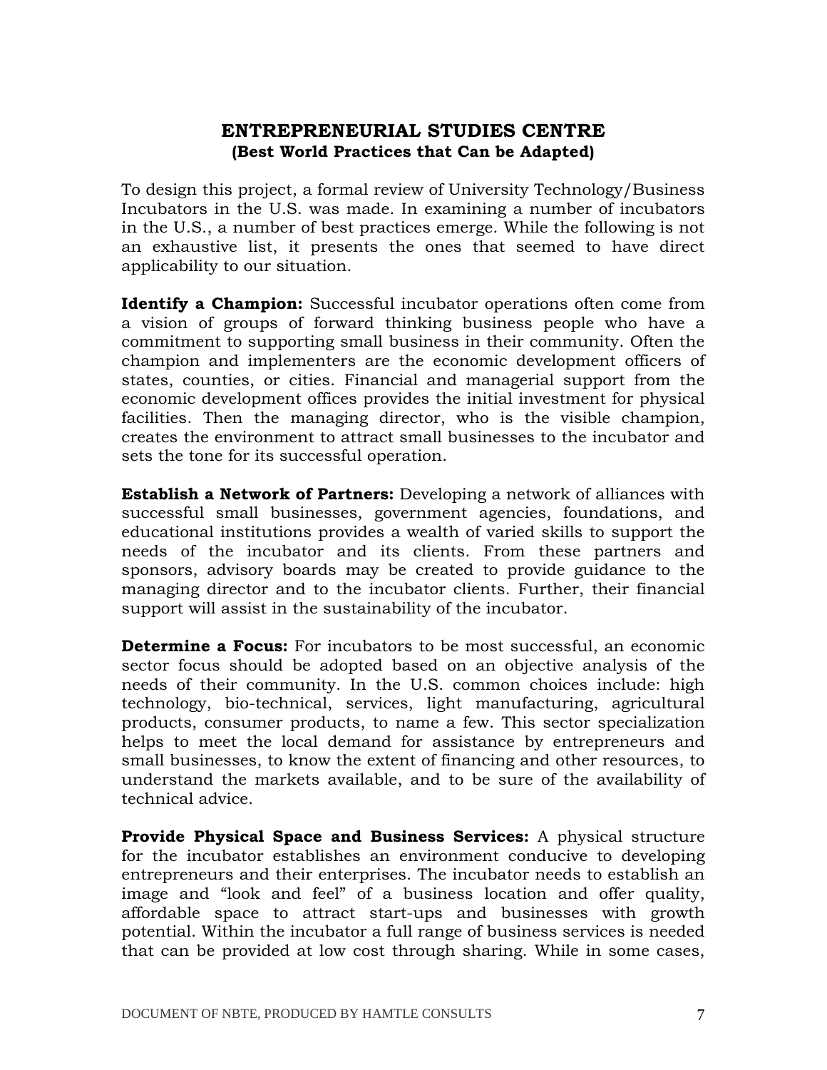## ENTREPRENEURIAL STUDIES CENTRE
### (Best World Practices that Can be Adapted)

To design this project, a formal review of University Technology/Business Incubators in the U.S. was made. In examining a number of incubators in the U.S., a number of best practices emerge. While the following is not an exhaustive list, it presents the ones that seemed to have direct applicability to our situation.

**Identify a Champion:** Successful incubator operations often come from a vision of groups of forward thinking business people who have a commitment to supporting small business in their community. Often the champion and implementers are the economic development officers of states, counties, or cities. Financial and managerial support from the economic development offices provides the initial investment for physical facilities. Then the managing director, who is the visible champion, creates the environment to attract small businesses to the incubator and sets the tone for its successful operation.

**Establish a Network of Partners:** Developing a network of alliances with successful small businesses, government agencies, foundations, and educational institutions provides a wealth of varied skills to support the needs of the incubator and its clients. From these partners and sponsors, advisory boards may be created to provide guidance to the managing director and to the incubator clients. Further, their financial support will assist in the sustainability of the incubator.

**Determine a Focus:** For incubators to be most successful, an economic sector focus should be adopted based on an objective analysis of the needs of their community. In the U.S. common choices include: high technology, bio-technical, services, light manufacturing, agricultural products, consumer products, to name a few. This sector specialization helps to meet the local demand for assistance by entrepreneurs and small businesses, to know the extent of financing and other resources, to understand the markets available, and to be sure of the availability of technical advice.

**Provide Physical Space and Business Services:** A physical structure for the incubator establishes an environment conducive to developing entrepreneurs and their enterprises. The incubator needs to establish an image and "look and feel" of a business location and offer quality, affordable space to attract start-ups and businesses with growth potential. Within the incubator a full range of business services is needed that can be provided at low cost through sharing. While in some cases,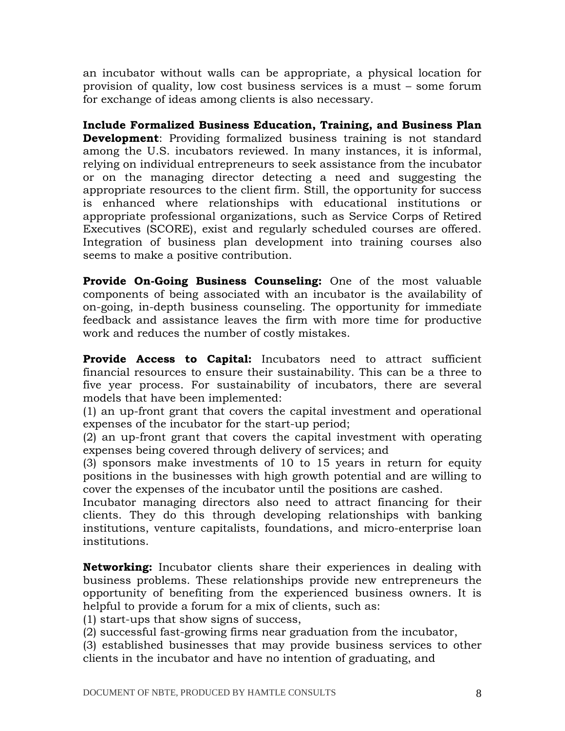an incubator without walls can be appropriate, a physical location for provision of quality, low cost business services is a must – some forum for exchange of ideas among clients is also necessary.

**Include Formalized Business Education, Training, and Business Plan Development**: Providing formalized business training is not standard among the U.S. incubators reviewed. In many instances, it is informal, relying on individual entrepreneurs to seek assistance from the incubator or on the managing director detecting a need and suggesting the appropriate resources to the client firm. Still, the opportunity for success is enhanced where relationships with educational institutions or appropriate professional organizations, such as Service Corps of Retired Executives (SCORE), exist and regularly scheduled courses are offered. Integration of business plan development into training courses also seems to make a positive contribution.

**Provide On-Going Business Counseling:** One of the most valuable components of being associated with an incubator is the availability of on-going, in-depth business counseling. The opportunity for immediate feedback and assistance leaves the firm with more time for productive work and reduces the number of costly mistakes.

**Provide Access to Capital:** Incubators need to attract sufficient financial resources to ensure their sustainability. This can be a three to five year process. For sustainability of incubators, there are several models that have been implemented:

(1) an up-front grant that covers the capital investment and operational expenses of the incubator for the start-up period;

(2) an up-front grant that covers the capital investment with operating expenses being covered through delivery of services; and

(3) sponsors make investments of 10 to 15 years in return for equity positions in the businesses with high growth potential and are willing to cover the expenses of the incubator until the positions are cashed.

Incubator managing directors also need to attract financing for their clients. They do this through developing relationships with banking institutions, venture capitalists, foundations, and micro-enterprise loan institutions.

**Networking:** Incubator clients share their experiences in dealing with business problems. These relationships provide new entrepreneurs the opportunity of benefiting from the experienced business owners. It is helpful to provide a forum for a mix of clients, such as:

(1) start-ups that show signs of success,

(2) successful fast-growing firms near graduation from the incubator,

(3) established businesses that may provide business services to other clients in the incubator and have no intention of graduating, and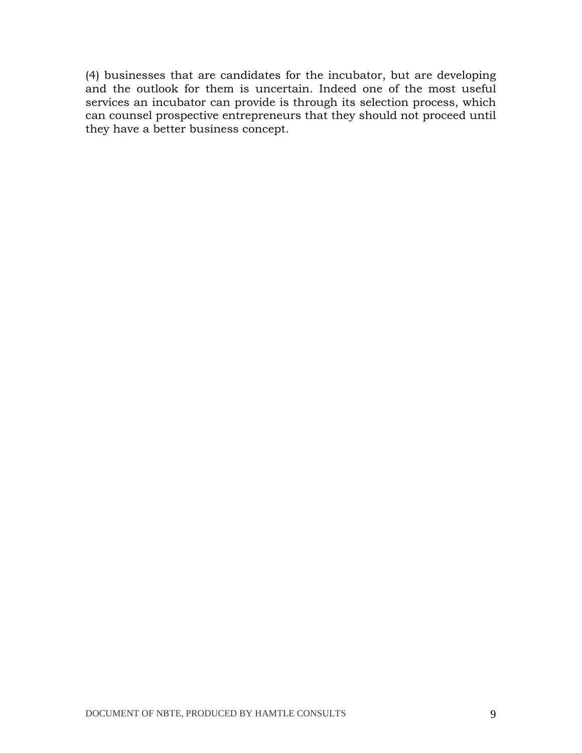(4) businesses that are candidates for the incubator, but are developing and the outlook for them is uncertain. Indeed one of the most useful services an incubator can provide is through its selection process, which can counsel prospective entrepreneurs that they should not proceed until they have a better business concept.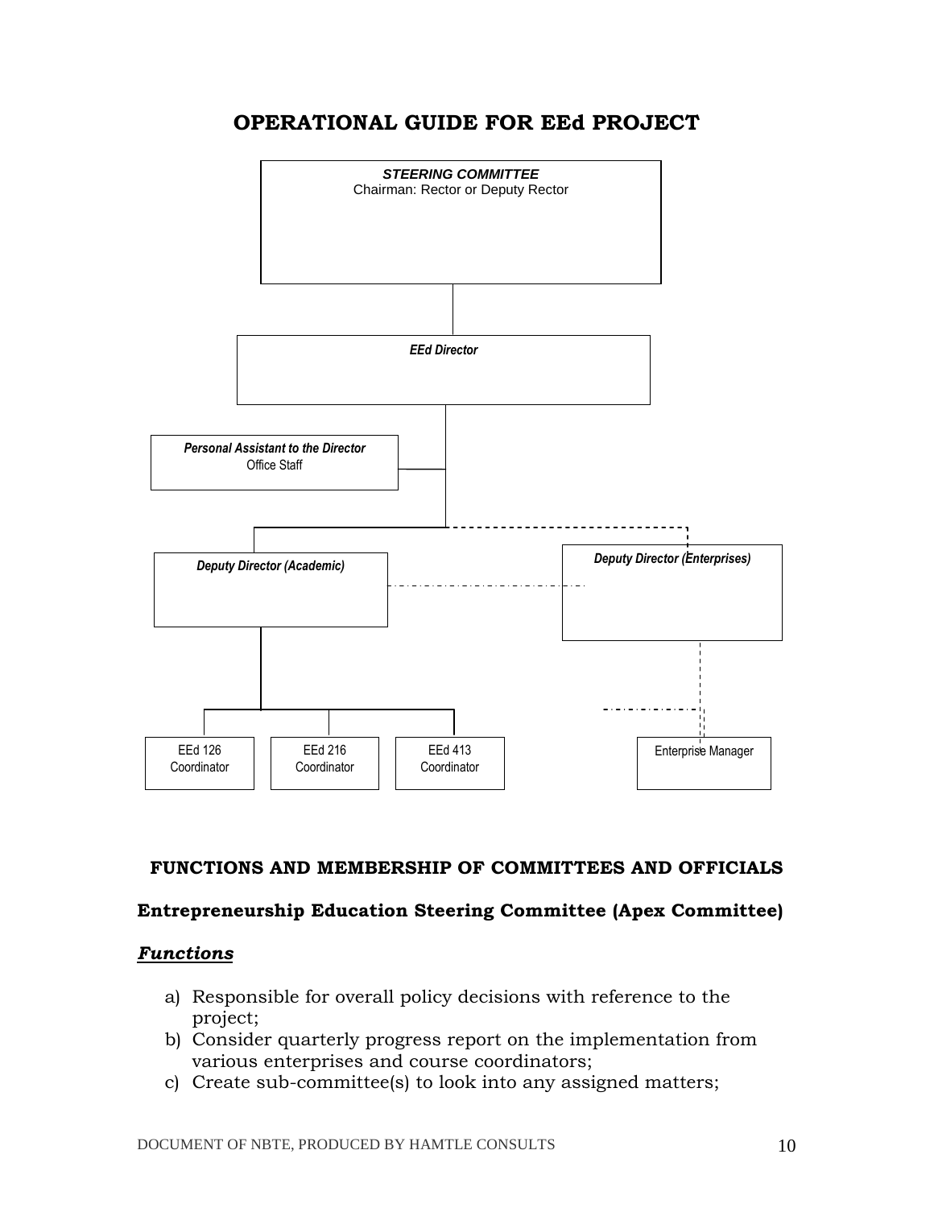# OPERATIONAL GUIDE FOR EEd PROJECT

***STEERING COMMITTEE***
Chairman: Rector or Deputy Rector

***EEd Director***

***Personal Assistant to the Director***
Office Staff

***Deputy Director (Academic)***

***Deputy Director (Enterprises)***

EEd 126 Coordinator

EEd 216 Coordinator

EEd 413 Coordinator

Enterprise Manager

## FUNCTIONS AND MEMBERSHIP OF COMMITTEES AND OFFICIALS

### Entrepreneurship Education Steering Committee (Apex Committee)

***Functions***

a) Responsible for overall policy decisions with reference to the project;
b) Consider quarterly progress report on the implementation from various enterprises and course coordinators;
c) Create sub-committee(s) to look into any assigned matters;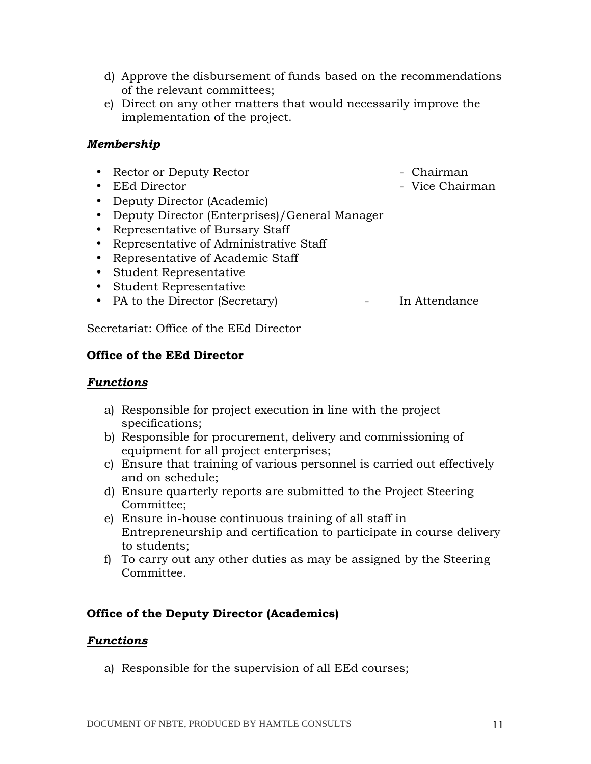d) Approve the disbursement of funds based on the recommendations of the relevant committees;
e) Direct on any other matters that would necessarily improve the implementation of the project.

***Membership***

- Rector or Deputy Rector - Chairman
- EEd Director - Vice Chairman
- Deputy Director (Academic)
- Deputy Director (Enterprises)/General Manager
- Representative of Bursary Staff
- Representative of Administrative Staff
- Representative of Academic Staff
- Student Representative
- Student Representative
- PA to the Director (Secretary) - In Attendance

Secretariat: Office of the EEd Director

**Office of the EEd Director**

***Functions***

a) Responsible for project execution in line with the project specifications;
b) Responsible for procurement, delivery and commissioning of equipment for all project enterprises;
c) Ensure that training of various personnel is carried out effectively and on schedule;
d) Ensure quarterly reports are submitted to the Project Steering Committee;
e) Ensure in-house continuous training of all staff in Entrepreneurship and certification to participate in course delivery to students;
f) To carry out any other duties as may be assigned by the Steering Committee.

**Office of the Deputy Director (Academics)**

***Functions***

a) Responsible for the supervision of all EEd courses;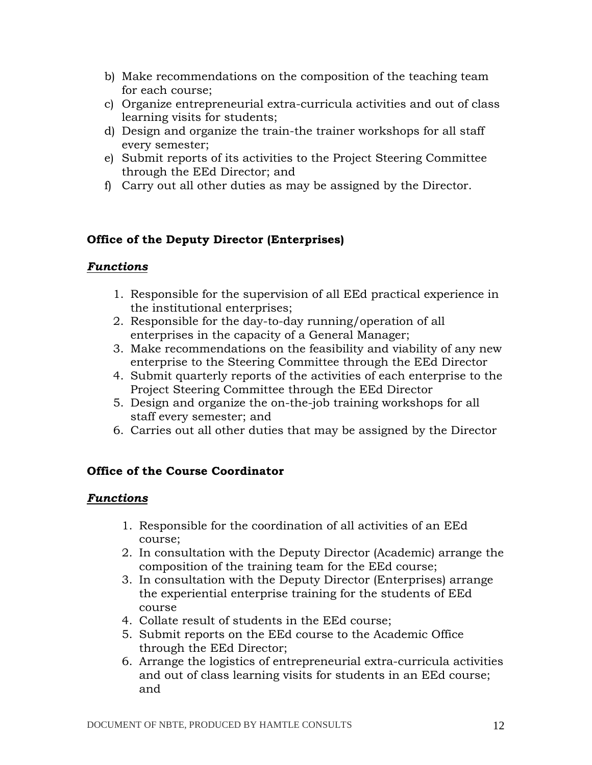b) Make recommendations on the composition of the teaching team for each course;
c) Organize entrepreneurial extra-curricula activities and out of class learning visits for students;
d) Design and organize the train-the trainer workshops for all staff every semester;
e) Submit reports of its activities to the Project Steering Committee through the EEd Director; and
f) Carry out all other duties as may be assigned by the Director.

**Office of the Deputy Director (Enterprises)**

***Functions***

1. Responsible for the supervision of all EEd practical experience in the institutional enterprises;
2. Responsible for the day-to-day running/operation of all enterprises in the capacity of a General Manager;
3. Make recommendations on the feasibility and viability of any new enterprise to the Steering Committee through the EEd Director
4. Submit quarterly reports of the activities of each enterprise to the Project Steering Committee through the EEd Director
5. Design and organize the on-the-job training workshops for all staff every semester; and
6. Carries out all other duties that may be assigned by the Director

**Office of the Course Coordinator**

***Functions***

1. Responsible for the coordination of all activities of an EEd course;
2. In consultation with the Deputy Director (Academic) arrange the composition of the training team for the EEd course;
3. In consultation with the Deputy Director (Enterprises) arrange the experiential enterprise training for the students of EEd course
4. Collate result of students in the EEd course;
5. Submit reports on the EEd course to the Academic Office through the EEd Director;
6. Arrange the logistics of entrepreneurial extra-curricula activities and out of class learning visits for students in an EEd course; and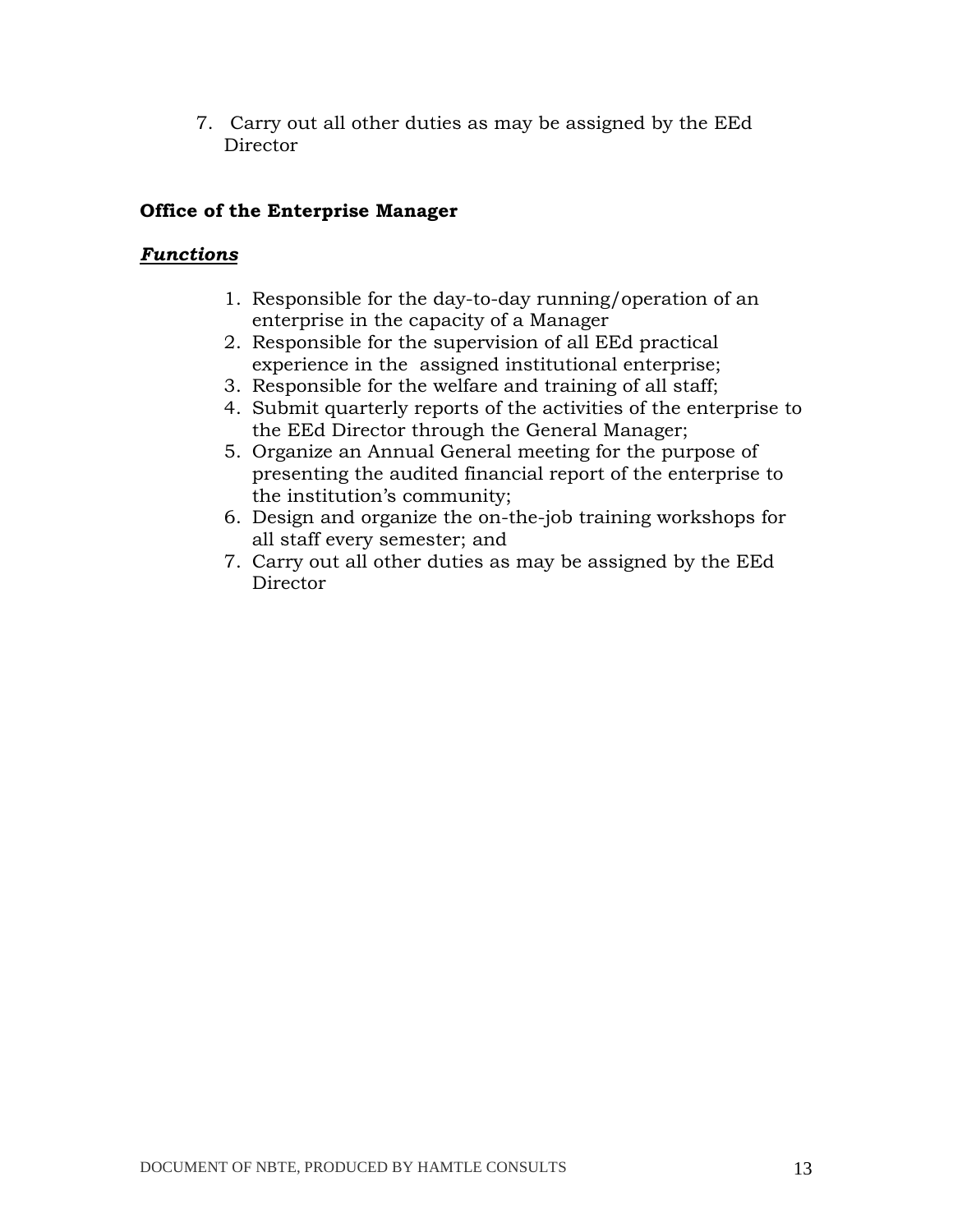7. Carry out all other duties as may be assigned by the EEd Director

**Office of the Enterprise Manager**

***Functions***

1. Responsible for the day-to-day running/operation of an enterprise in the capacity of a Manager
2. Responsible for the supervision of all EEd practical experience in the assigned institutional enterprise;
3. Responsible for the welfare and training of all staff;
4. Submit quarterly reports of the activities of the enterprise to the EEd Director through the General Manager;
5. Organize an Annual General meeting for the purpose of presenting the audited financial report of the enterprise to the institution's community;
6. Design and organize the on-the-job training workshops for all staff every semester; and
7. Carry out all other duties as may be assigned by the EEd Director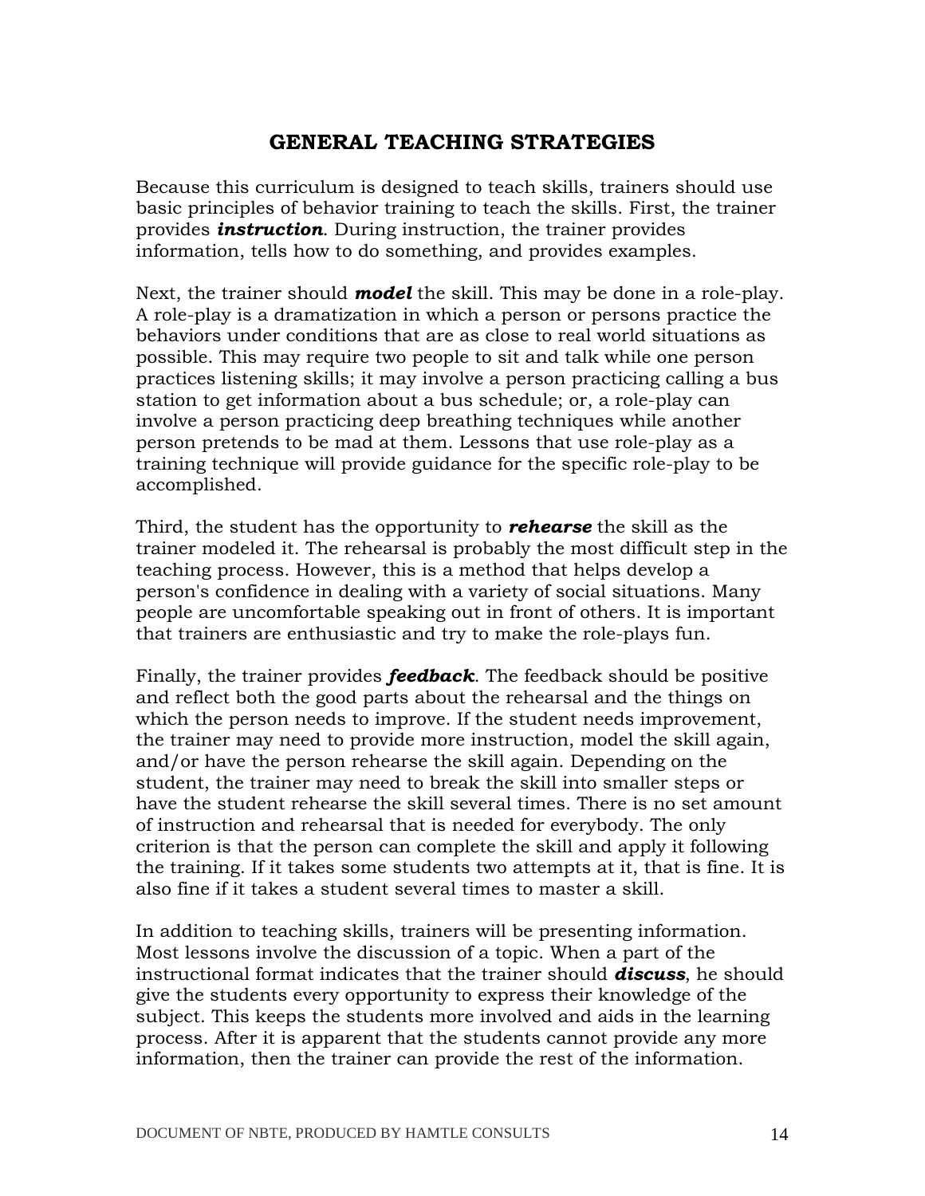## GENERAL TEACHING STRATEGIES

Because this curriculum is designed to teach skills, trainers should use basic principles of behavior training to teach the skills. First, the trainer provides ***instruction***. During instruction, the trainer provides information, tells how to do something, and provides examples.

Next, the trainer should ***model*** the skill. This may be done in a role-play. A role-play is a dramatization in which a person or persons practice the behaviors under conditions that are as close to real world situations as possible. This may require two people to sit and talk while one person practices listening skills; it may involve a person practicing calling a bus station to get information about a bus schedule; or, a role-play can involve a person practicing deep breathing techniques while another person pretends to be mad at them. Lessons that use role-play as a training technique will provide guidance for the specific role-play to be accomplished.

Third, the student has the opportunity to ***rehearse*** the skill as the trainer modeled it. The rehearsal is probably the most difficult step in the teaching process. However, this is a method that helps develop a person's confidence in dealing with a variety of social situations. Many people are uncomfortable speaking out in front of others. It is important that trainers are enthusiastic and try to make the role-plays fun.

Finally, the trainer provides ***feedback***. The feedback should be positive and reflect both the good parts about the rehearsal and the things on which the person needs to improve. If the student needs improvement, the trainer may need to provide more instruction, model the skill again, and/or have the person rehearse the skill again. Depending on the student, the trainer may need to break the skill into smaller steps or have the student rehearse the skill several times. There is no set amount of instruction and rehearsal that is needed for everybody. The only criterion is that the person can complete the skill and apply it following the training. If it takes some students two attempts at it, that is fine. It is also fine if it takes a student several times to master a skill.

In addition to teaching skills, trainers will be presenting information. Most lessons involve the discussion of a topic. When a part of the instructional format indicates that the trainer should ***discuss***, he should give the students every opportunity to express their knowledge of the subject. This keeps the students more involved and aids in the learning process. After it is apparent that the students cannot provide any more information, then the trainer can provide the rest of the information.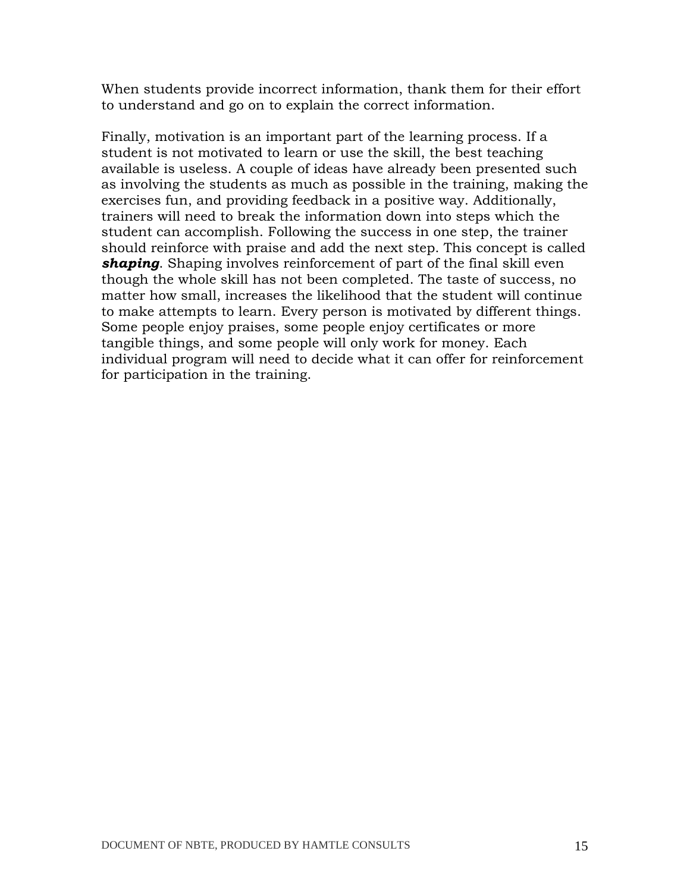When students provide incorrect information, thank them for their effort to understand and go on to explain the correct information.

Finally, motivation is an important part of the learning process. If a student is not motivated to learn or use the skill, the best teaching available is useless. A couple of ideas have already been presented such as involving the students as much as possible in the training, making the exercises fun, and providing feedback in a positive way. Additionally, trainers will need to break the information down into steps which the student can accomplish. Following the success in one step, the trainer should reinforce with praise and add the next step. This concept is called ***shaping***. Shaping involves reinforcement of part of the final skill even though the whole skill has not been completed. The taste of success, no matter how small, increases the likelihood that the student will continue to make attempts to learn. Every person is motivated by different things. Some people enjoy praises, some people enjoy certificates or more tangible things, and some people will only work for money. Each individual program will need to decide what it can offer for reinforcement for participation in the training.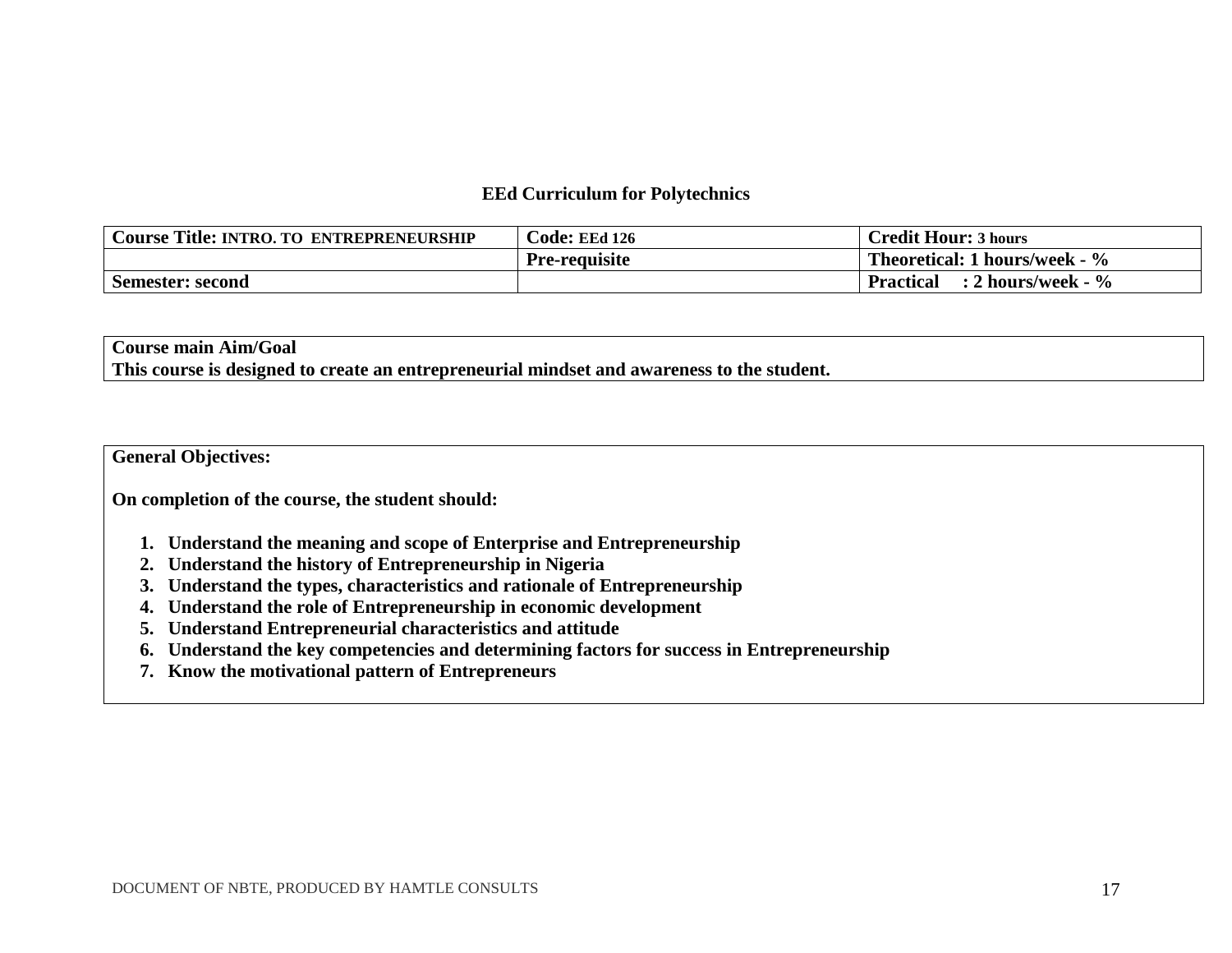**EEd Curriculum for Polytechnics**

| **Course Title: INTRO. TO ENTREPRENEURSHIP** | **Code: EEd 126** | **Credit Hour: 3 hours** |
|---|---|---|
| | **Pre-requisite** | **Theoretical: 1 hours/week - %** |
| **Semester: second** | | **Practical : 2 hours/week - %** |

**Course main Aim/Goal**
**This course is designed to create an entrepreneurial mindset and awareness to the student.**

**General Objectives:**

**On completion of the course, the student should:**

1. **Understand the meaning and scope of Enterprise and Entrepreneurship**
2. **Understand the history of Entrepreneurship in Nigeria**
3. **Understand the types, characteristics and rationale of Entrepreneurship**
4. **Understand the role of Entrepreneurship in economic development**
5. **Understand Entrepreneurial characteristics and attitude**
6. **Understand the key competencies and determining factors for success in Entrepreneurship**
7. **Know the motivational pattern of Entrepreneurs**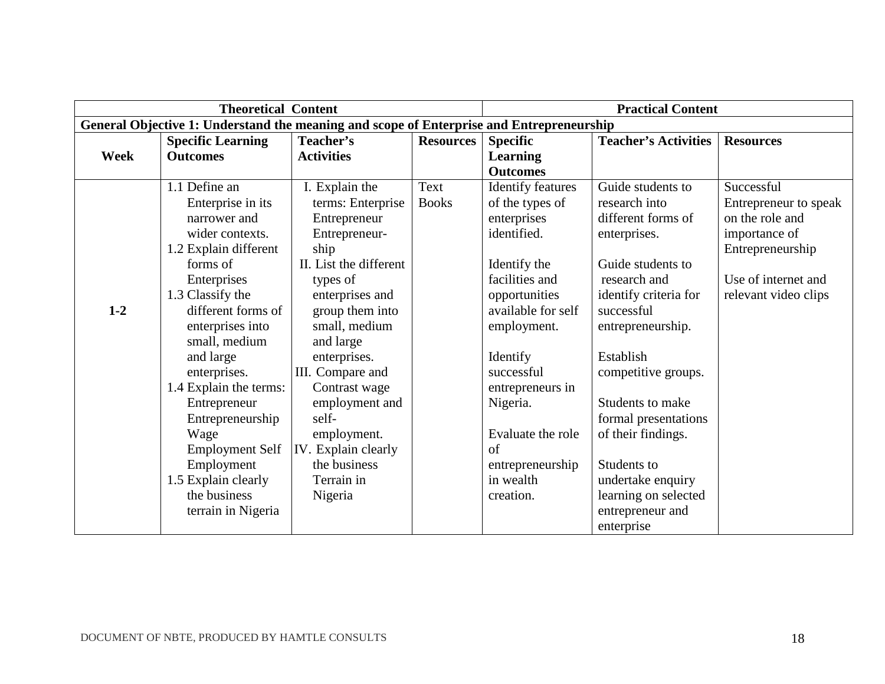| Theoretical Content | | | | Practical Content | | |
|---|---|---|---|---|---|---|
| **General Objective 1: Understand the meaning and scope of Enterprise and Entrepreneurship** | | | | | | |
| **Week** | **Specific Learning Outcomes** | **Teacher's Activities** | **Resources** | **Specific Learning Outcomes** | **Teacher's Activities** | **Resources** |
| **1-2** | 1.1 Define an Enterprise in its narrower and wider contexts.<br>1.2 Explain different forms of Enterprises<br>1.3 Classify the different forms of enterprises into small, medium and large enterprises.<br>1.4 Explain the terms: Entrepreneur Entrepreneurship Wage Employment Self Employment<br>1.5 Explain clearly the business terrain in Nigeria | I. Explain the terms: Enterprise Entrepreneur Entrepreneur-ship<br>II. List the different types of enterprises and group them into small, medium and large enterprises.<br>III. Compare and Contrast wage employment and self-employment.<br>IV. Explain clearly the business Terrain in Nigeria | Text Books | Identify features of the types of enterprises identified.<br><br>Identify the facilities and opportunities available for self employment.<br><br>Identify successful entrepreneurs in Nigeria.<br><br>Evaluate the role of entrepreneurship in wealth creation. | Guide students to research into different forms of enterprises.<br><br>Guide students to research and identify criteria for successful entrepreneurship.<br><br>Establish competitive groups.<br><br>Students to make formal presentations of their findings.<br><br>Students to undertake enquiry learning on selected entrepreneur and enterprise | Successful Entrepreneur to speak on the role and importance of Entrepreneurship<br><br>Use of internet and relevant video clips |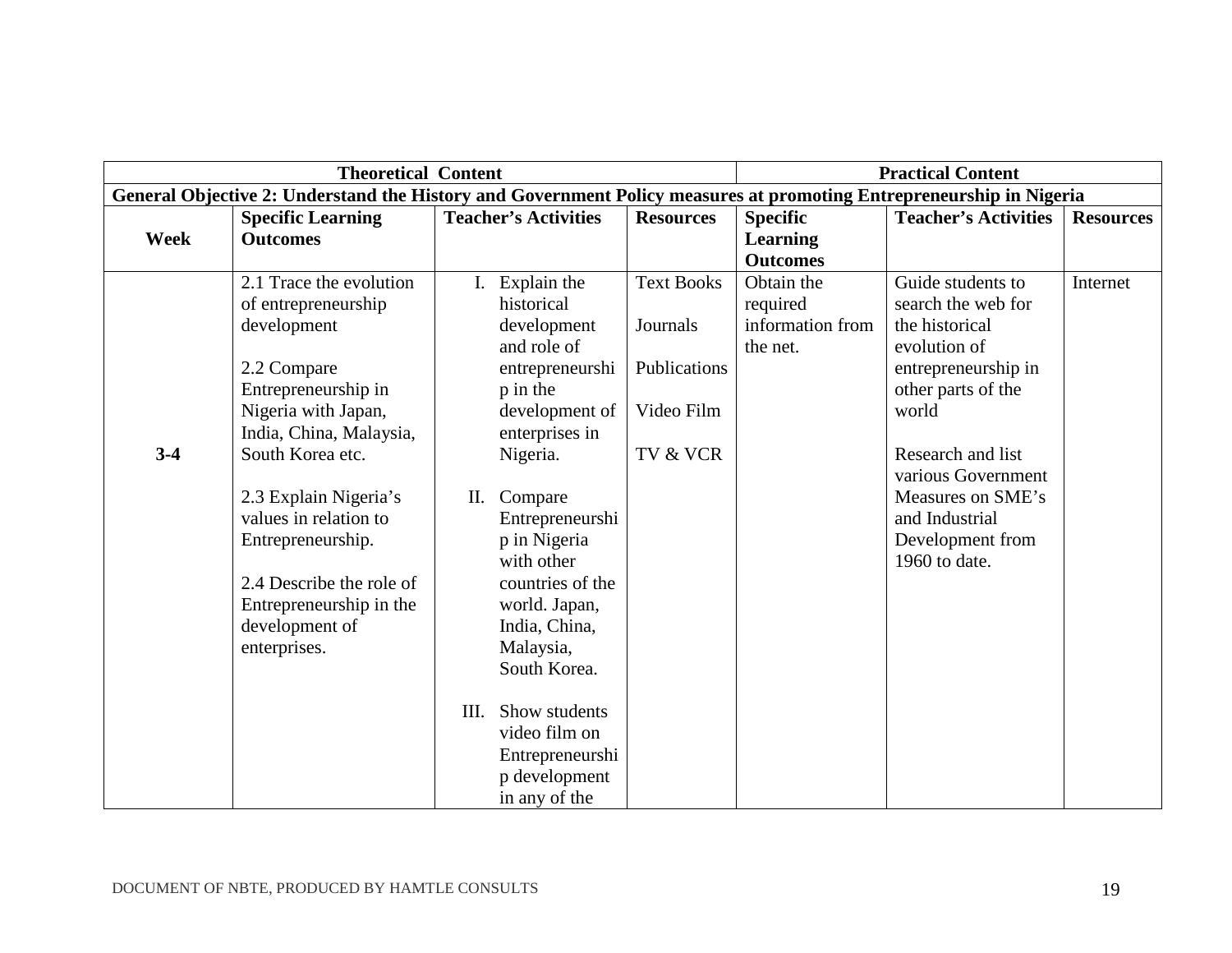| Theoretical Content | | | | Practical Content | | |
|---|---|---|---|---|---|---|
| **General Objective 2: Understand the History and Government Policy measures at promoting Entrepreneurship in Nigeria** | | | | | | |
| **Week** | **Specific Learning Outcomes** | **Teacher's Activities** | **Resources** | **Specific Learning Outcomes** | **Teacher's Activities** | **Resources** |
| **3-4** | 2.1 Trace the evolution of entrepreneurship development<br><br>2.2 Compare Entrepreneurship in Nigeria with Japan, India, China, Malaysia, South Korea etc.<br><br>2.3 Explain Nigeria's values in relation to Entrepreneurship.<br><br>2.4 Describe the role of Entrepreneurship in the development of enterprises. | I. Explain the historical development and role of entrepreneurship in the development of enterprises in Nigeria.<br><br>II. Compare Entrepreneurship in Nigeria with other countries of the world. Japan, India, China, Malaysia, South Korea.<br><br>III. Show students video film on Entrepreneurship development in any of the | Text Books<br><br>Journals<br><br>Publications<br><br>Video Film<br><br>TV & VCR | Obtain the required information from the net. | Guide students to search the web for the historical evolution of entrepreneurship in other parts of the world<br><br>Research and list various Government Measures on SME's and Industrial Development from 1960 to date. | Internet |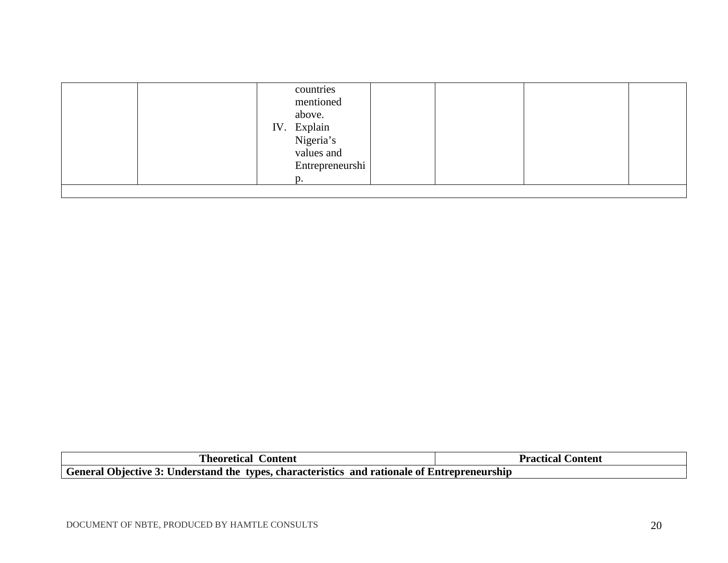| | | | | | | |
|---|---|---|---|---|---|---|
| | | countries mentioned above.<br>IV. Explain Nigeria's values and Entrepreneurship. | | | | |
| | | | | | | |

| Theoretical Content | Practical Content |
|---|---|
| **General Objective 3: Understand the types, characteristics and rationale of Entrepreneurship** | |

DOCUMENT OF NBTE, PRODUCED BY HAMTLE CONSULTS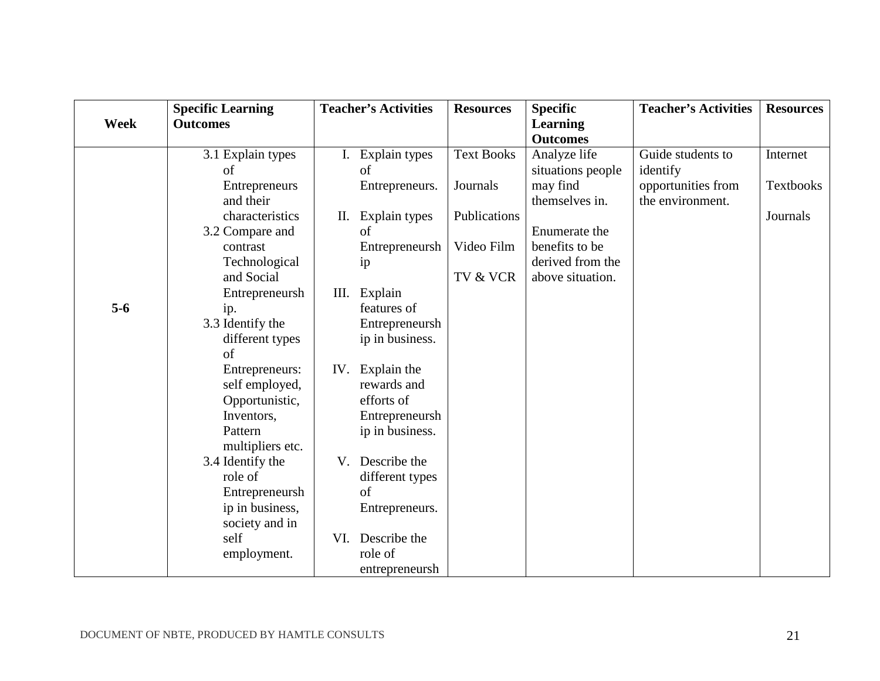| Week | Specific Learning Outcomes | Teacher's Activities | Resources | Specific Learning Outcomes | Teacher's Activities | Resources |
|---|---|---|---|---|---|---|
| 5-6 | 3.1 Explain types of Entrepreneurs and their characteristics<br>3.2 Compare and contrast Technological and Social Entrepreneurship.<br>3.3 Identify the different types of Entrepreneurs: self employed, Opportunistic, Inventors, Pattern multipliers etc.<br>3.4 Identify the role of Entrepreneurship in business, society and in self employment. | I. Explain types of Entrepreneurs.<br>II. Explain types of Entrepreneurship<br>III. Explain features of Entrepreneurship in business.<br>IV. Explain the rewards and efforts of Entrepreneurship in business.<br>V. Describe the different types of Entrepreneurs.<br>VI. Describe the role of entrepreneursh | Text Books<br>Journals<br>Publications<br>Video Film<br>TV & VCR | Analyze life situations people may find themselves in.<br><br>Enumerate the benefits to be derived from the above situation. | Guide students to identify opportunities from the environment. | Internet<br>Textbooks<br>Journals |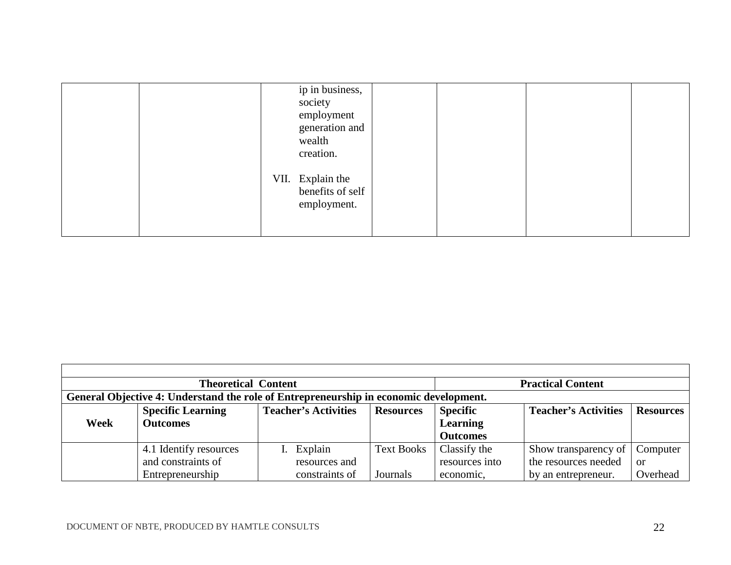| | | | | | | |
|---|---|---|---|---|---|---|
| | | ip in business, society employment generation and wealth creation.<br><br>VII. Explain the benefits of self employment. | | | | |

| | | | | | | |
|---|---|---|---|---|---|---|
| **Theoretical Content** | | | | **Practical Content** | | |
| **General Objective 4: Understand the role of Entrepreneurship in economic development.** | | | | | | |
| **Week** | **Specific Learning Outcomes** | **Teacher's Activities** | **Resources** | **Specific Learning Outcomes** | **Teacher's Activities** | **Resources** |
| | 4.1 Identify resources and constraints of Entrepreneurship | I. Explain resources and constraints of | Text Books<br><br>Journals | Classify the resources into economic, | Show transparency of the resources needed by an entrepreneur. | Computer or Overhead |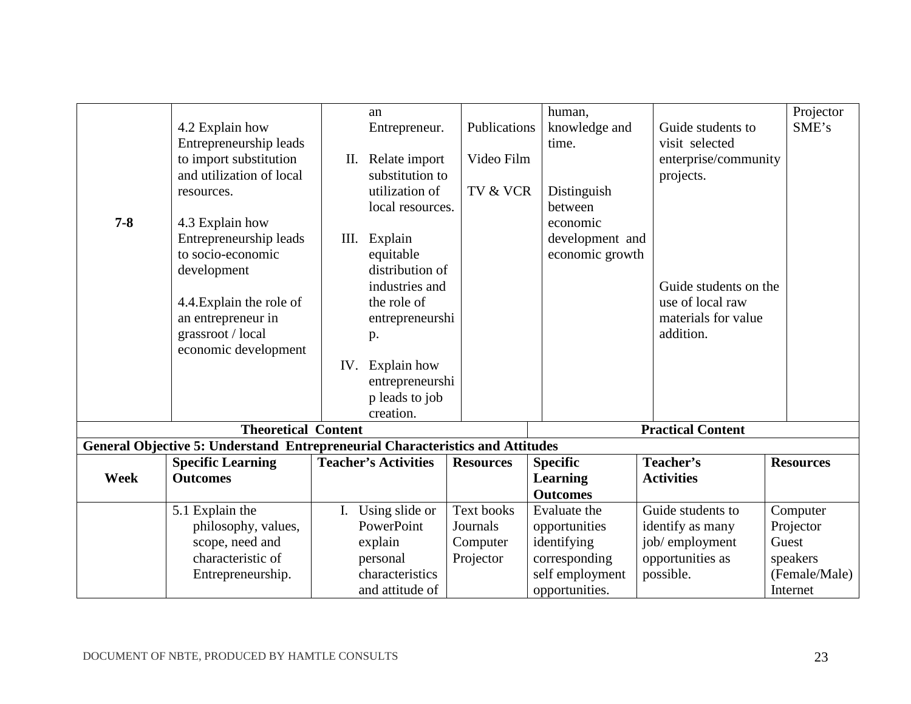| Week | Specific Learning Outcomes | Teacher's Activities | Resources | Specific Learning Outcomes | Teacher's Activities | Resources |
|---|---|---|---|---|---|---|
| 7-8 | 4.2 Explain how Entrepreneurship leads to import substitution and utilization of local resources.<br><br>4.3 Explain how Entrepreneurship leads to socio-economic development<br><br>4.4.Explain the role of an entrepreneur in grassroot / local economic development | an Entrepreneur.<br><br>II. Relate import substitution to utilization of local resources.<br><br>III. Explain equitable distribution of industries and the role of entrepreneurship.<br><br>IV. Explain how entrepreneurship leads to job creation. | Publications<br><br>Video Film<br><br>TV & VCR | human, knowledge and time.<br><br>Distinguish between economic development and economic growth | Guide students to visit selected enterprise/community projects.<br><br>Guide students on the use of local raw materials for value addition. | Projector SME's |

| Theoretical Content | | | | Practical Content | | |
|---|---|---|---|---|---|---|
| **General Objective 5: Understand Entrepreneurial Characteristics and Attitudes** | | | | | | |
| **Week** | **Specific Learning Outcomes** | **Teacher's Activities** | **Resources** | **Specific Learning Outcomes** | **Teacher's Activities** | **Resources** |
| | 5.1 Explain the philosophy, values, scope, need and characteristic of Entrepreneurship. | I. Using slide or PowerPoint explain personal characteristics and attitude of | Text books<br>Journals<br>Computer<br>Projector | Evaluate the opportunities identifying corresponding self employment opportunities. | Guide students to identify as many job/ employment opportunities as possible. | Computer<br>Projector<br>Guest speakers (Female/Male)<br>Internet |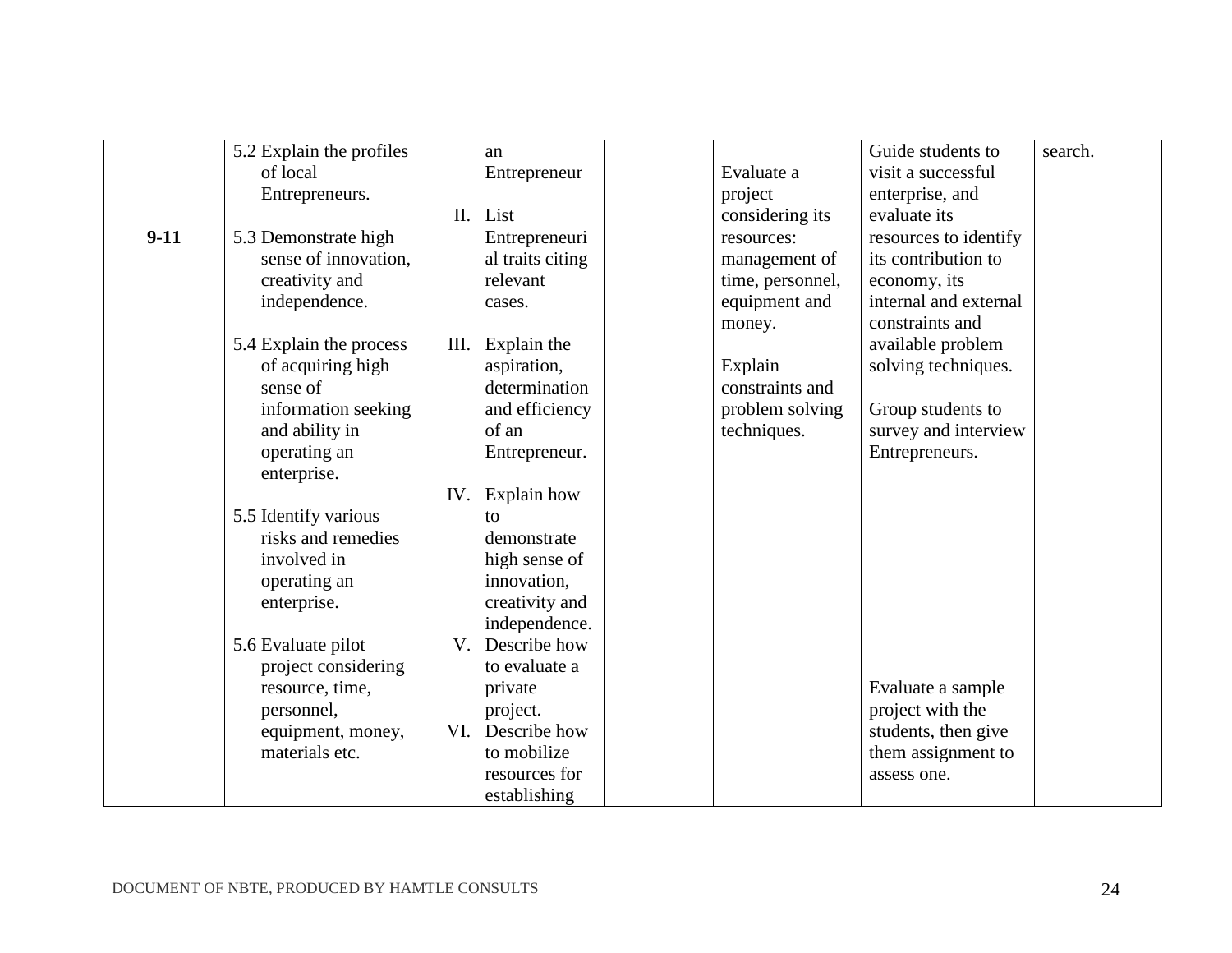| | | | | | | |
|---|---|---|---|---|---|---|
| 9-11 | 5.2 Explain the profiles of local Entrepreneurs.<br><br>5.3 Demonstrate high sense of innovation, creativity and independence.<br><br>5.4 Explain the process of acquiring high sense of information seeking and ability in operating an enterprise.<br><br>5.5 Identify various risks and remedies involved in operating an enterprise.<br><br>5.6 Evaluate pilot project considering resource, time, personnel, equipment, money, materials etc. | an Entrepreneur<br><br>II. List Entrepreneurial traits citing relevant cases.<br><br>III. Explain the aspiration, determination and efficiency of an Entrepreneur.<br><br>IV. Explain how to demonstrate high sense of innovation, creativity and independence.<br>V. Describe how to evaluate a private project.<br>VI. Describe how to mobilize resources for establishing | | Evaluate a project considering its resources: management of time, personnel, equipment and money.<br><br>Explain constraints and problem solving techniques. | Guide students to visit a successful enterprise, and evaluate its resources to identify its contribution to economy, its internal and external constraints and available problem solving techniques.<br><br>Group students to survey and interview Entrepreneurs.<br><br>Evaluate a sample project with the students, then give them assignment to assess one. | search. |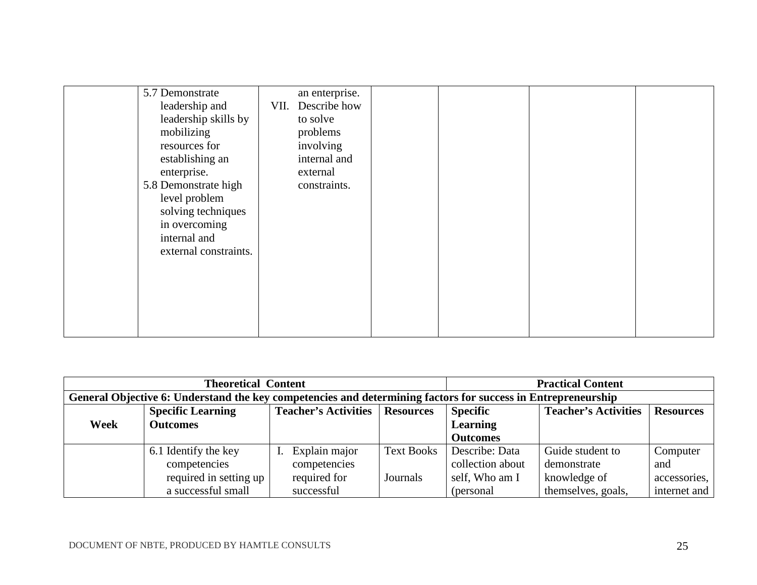| | | | | | | |
|---|---|---|---|---|---|---|
| | 5.7 Demonstrate leadership and leadership skills by mobilizing resources for establishing an enterprise.<br>5.8 Demonstrate high level problem solving techniques in overcoming internal and external constraints. | an enterprise.<br>VII. Describe how to solve problems involving internal and external constraints. | | | | |

| Theoretical Content | | | | Practical Content | | |
|---|---|---|---|---|---|---|
| **General Objective 6: Understand the key competencies and determining factors for success in Entrepreneurship** | | | | | | |
| **Week** | **Specific Learning Outcomes** | **Teacher's Activities** | **Resources** | **Specific Learning Outcomes** | **Teacher's Activities** | **Resources** |
| | 6.1 Identify the key competencies required in setting up a successful small | I. Explain major competencies required for successful | Text Books<br><br>Journals | Describe: Data collection about self, Who am I (personal | Guide student to demonstrate knowledge of themselves, goals, | Computer and accessories, internet and |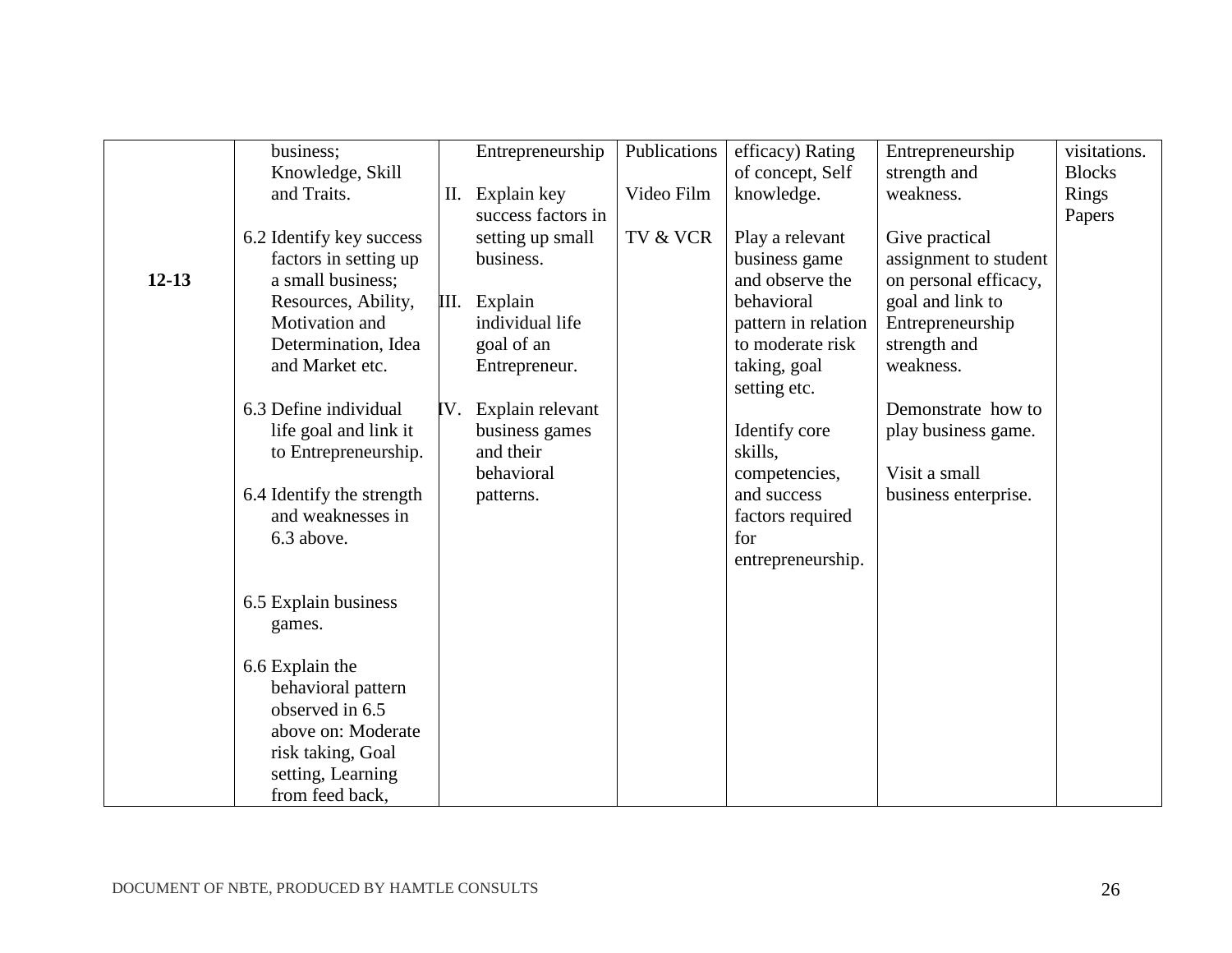| | | | | | | |
|---|---|---|---|---|---|---|
| 12-13 | business; Knowledge, Skill and Traits.<br><br>6.2 Identify key success factors in setting up a small business; Resources, Ability, Motivation and Determination, Idea and Market etc.<br><br>6.3 Define individual life goal and link it to Entrepreneurship.<br><br>6.4 Identify the strength and weaknesses in 6.3 above.<br><br>6.5 Explain business games.<br><br>6.6 Explain the behavioral pattern observed in 6.5 above on: Moderate risk taking, Goal setting, Learning from feed back, | Entrepreneurship<br><br>II. Explain key success factors in setting up small business.<br><br>III. Explain individual life goal of an Entrepreneur.<br><br>IV. Explain relevant business games and their behavioral patterns. | Publications<br><br>Video Film<br><br>TV & VCR | efficacy) Rating of concept, Self knowledge.<br><br>Play a relevant business game and observe the behavioral pattern in relation to moderate risk taking, goal setting etc.<br><br>Identify core skills, competencies, and success factors required for entrepreneurship. | Entrepreneurship strength and weakness.<br><br>Give practical assignment to student on personal efficacy, goal and link to Entrepreneurship strength and weakness.<br><br>Demonstrate how to play business game.<br><br>Visit a small business enterprise. | visitations.<br>Blocks<br>Rings<br>Papers |

DOCUMENT OF NBTE, PRODUCED BY HAMTLE CONSULTS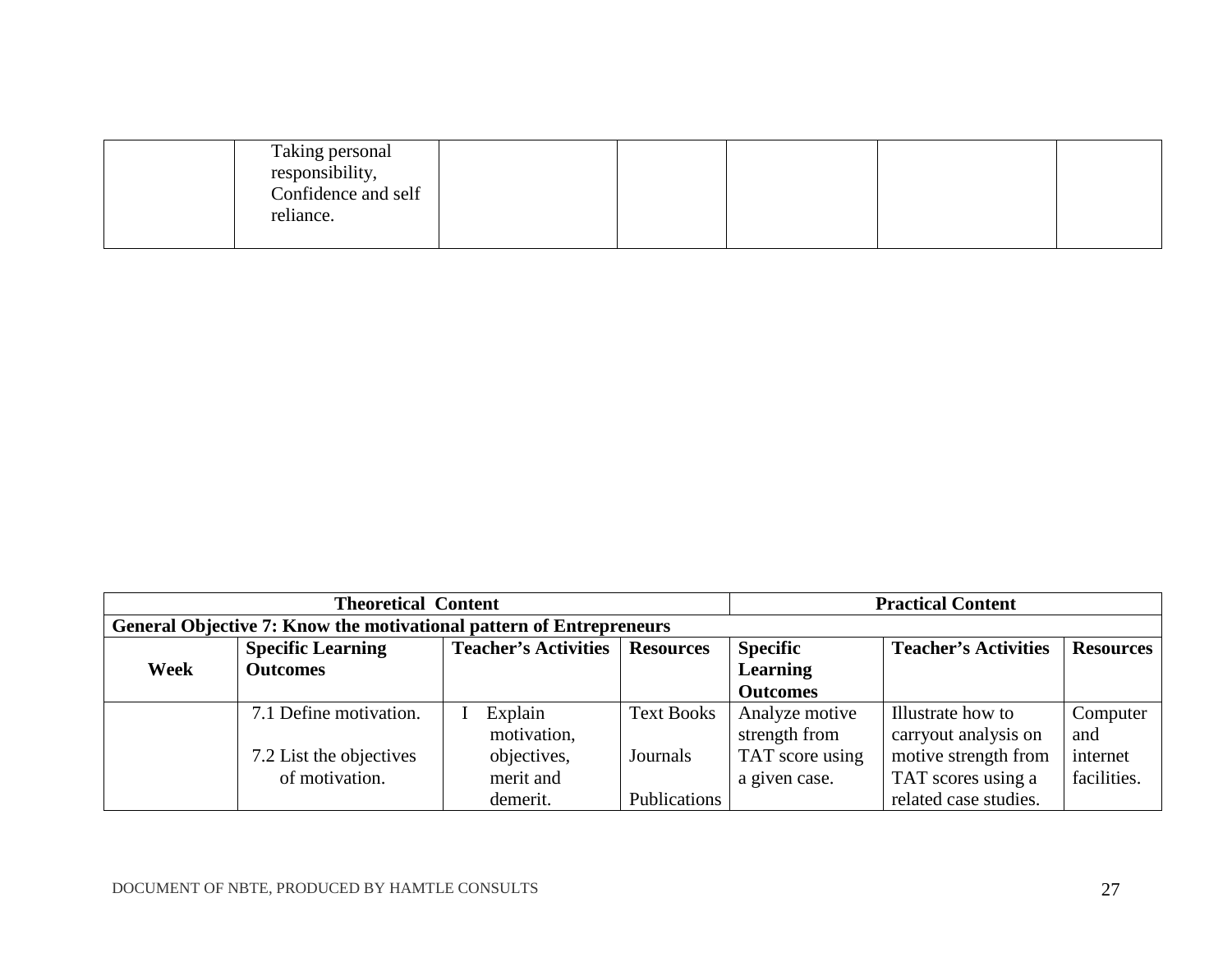| | | | | | | |
|---|---|---|---|---|---|---|
| | Taking personal responsibility, Confidence and self reliance. | | | | | |

| Theoretical Content | | | | Practical Content | | |
|---|---|---|---|---|---|---|
| **General Objective 7: Know the motivational pattern of Entrepreneurs** | | | | | | |
| **Week** | **Specific Learning Outcomes** | **Teacher's Activities** | **Resources** | **Specific Learning Outcomes** | **Teacher's Activities** | **Resources** |
| | 7.1 Define motivation.<br><br>7.2 List the objectives of motivation. | I Explain motivation, objectives, merit and demerit. | Text Books<br><br>Journals<br><br>Publications | Analyze motive strength from TAT score using a given case. | Illustrate how to carryout analysis on motive strength from TAT scores using a related case studies. | Computer and internet facilities. |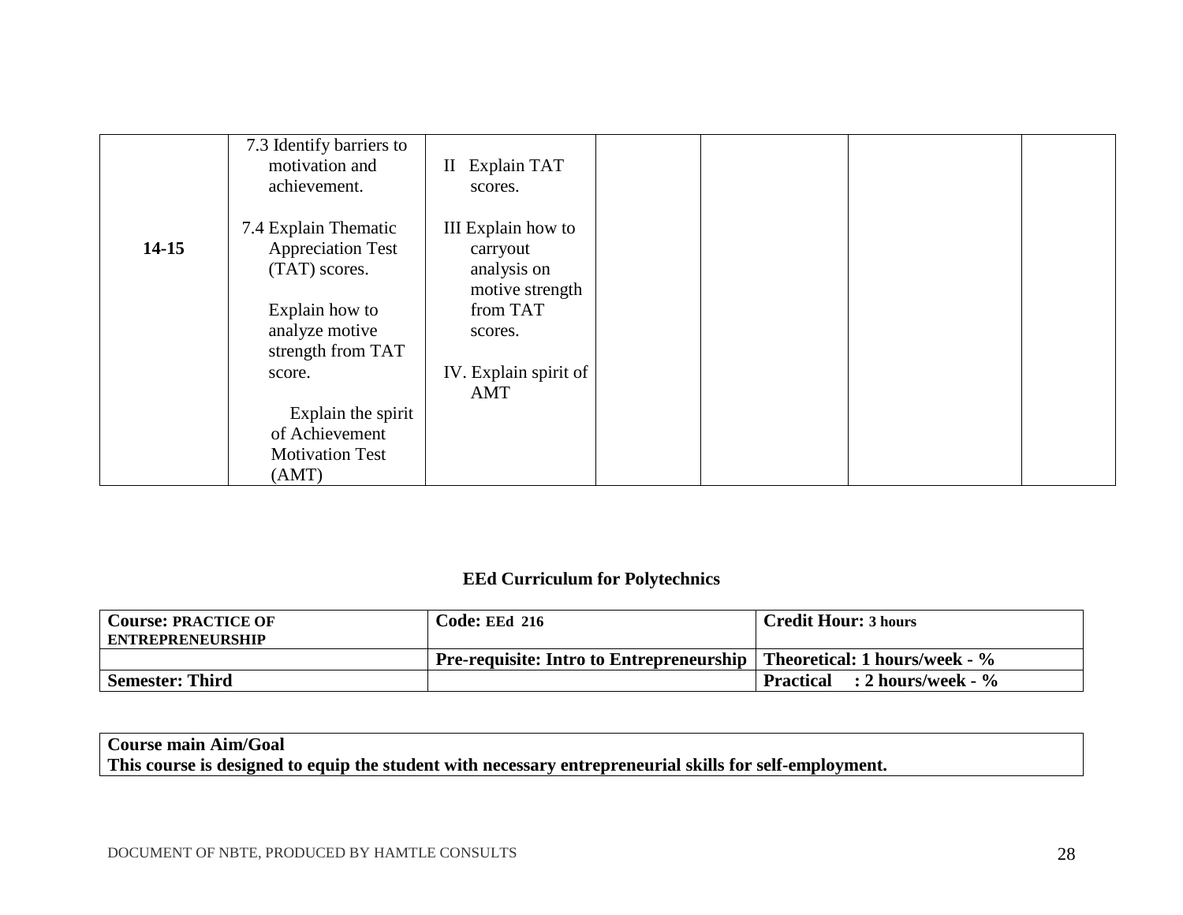| | | | | | | |
|---|---|---|---|---|---|---|
| 14-15 | 7.3 Identify barriers to motivation and achievement.<br><br>7.4 Explain Thematic Appreciation Test (TAT) scores.<br><br>Explain how to analyze motive strength from TAT score.<br><br>Explain the spirit of Achievement Motivation Test (AMT) | II Explain TAT scores.<br><br>III Explain how to carryout analysis on motive strength from TAT scores.<br><br>IV. Explain spirit of AMT | | | | |

**EEd Curriculum for Polytechnics**

| **Course: PRACTICE OF ENTREPRENEURSHIP** | **Code: EEd 216** | **Credit Hour: 3 hours** |
|---|---|---|
| | **Pre-requisite: Intro to Entrepreneurship** | **Theoretical: 1 hours/week - %** |
| **Semester: Third** | | **Practical : 2 hours/week - %** |

| **Course main Aim/Goal** |
|---|
| **This course is designed to equip the student with necessary entrepreneurial skills for self-employment.** |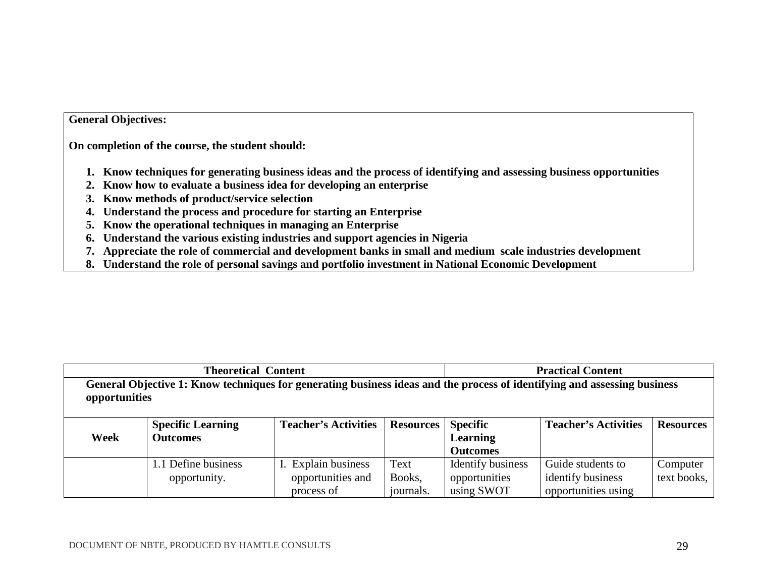**General Objectives:**

**On completion of the course, the student should:**

1. **Know techniques for generating business ideas and the process of identifying and assessing business opportunities**
2. **Know how to evaluate a business idea for developing an enterprise**
3. **Know methods of product/service selection**
4. **Understand the process and procedure for starting an Enterprise**
5. **Know the operational techniques in managing an Enterprise**
6. **Understand the various existing industries and support agencies in Nigeria**
7. **Appreciate the role of commercial and development banks in small and medium scale industries development**
8. **Understand the role of personal savings and portfolio investment in National Economic Development**

| **Theoretical Content** | | | | **Practical Content** | | |
|---|---|---|---|---|---|---|
| **General Objective 1: Know techniques for generating business ideas and the process of identifying and assessing business opportunities** | | | | | | |
| **Week** | **Specific Learning Outcomes** | **Teacher's Activities** | **Resources** | **Specific Learning Outcomes** | **Teacher's Activities** | **Resources** |
| | 1.1 Define business opportunity. | I. Explain business opportunities and process of | Text Books, journals. | Identify business opportunities using SWOT | Guide students to identify business opportunities using | Computer text books, |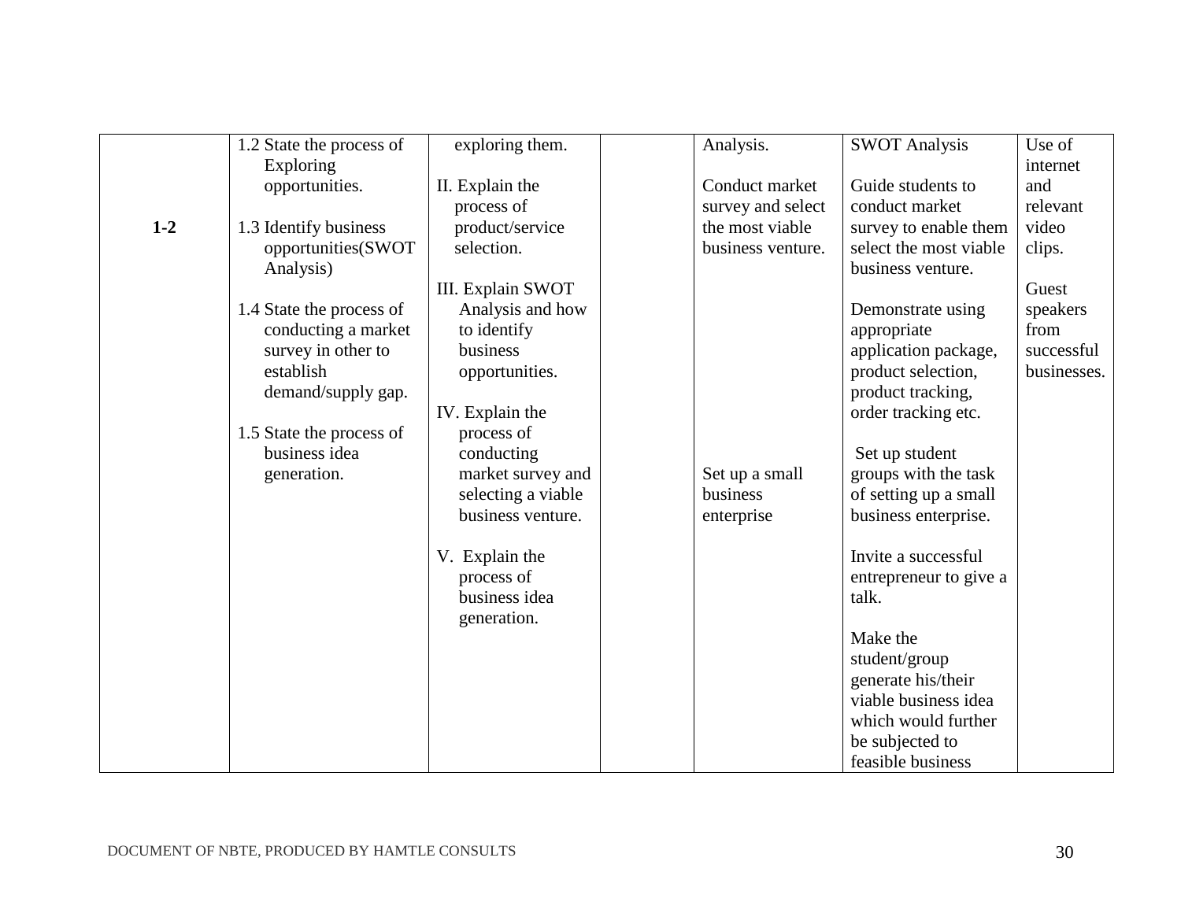| | | | | | | |
|---|---|---|---|---|---|---|
| 1-2 | 1.2 State the process of Exploring opportunities.<br><br>1.3 Identify business opportunities(SWOT Analysis)<br><br>1.4 State the process of conducting a market survey in other to establish demand/supply gap.<br><br>1.5 State the process of business idea generation. | exploring them.<br><br>II. Explain the process of product/service selection.<br><br>III. Explain SWOT Analysis and how to identify business opportunities.<br><br>IV. Explain the process of conducting market survey and selecting a viable business venture.<br><br>V. Explain the process of business idea generation. | | Analysis.<br><br>Conduct market survey and select the most viable business venture.<br><br>Set up a small business enterprise | SWOT Analysis<br><br>Guide students to conduct market survey to enable them select the most viable business venture.<br><br>Demonstrate using appropriate application package, product selection, product tracking, order tracking etc.<br><br>Set up student groups with the task of setting up a small business enterprise.<br><br>Invite a successful entrepreneur to give a talk.<br><br>Make the student/group generate his/their viable business idea which would further be subjected to feasible business | Use of internet and relevant video clips.<br><br>Guest speakers from successful businesses. |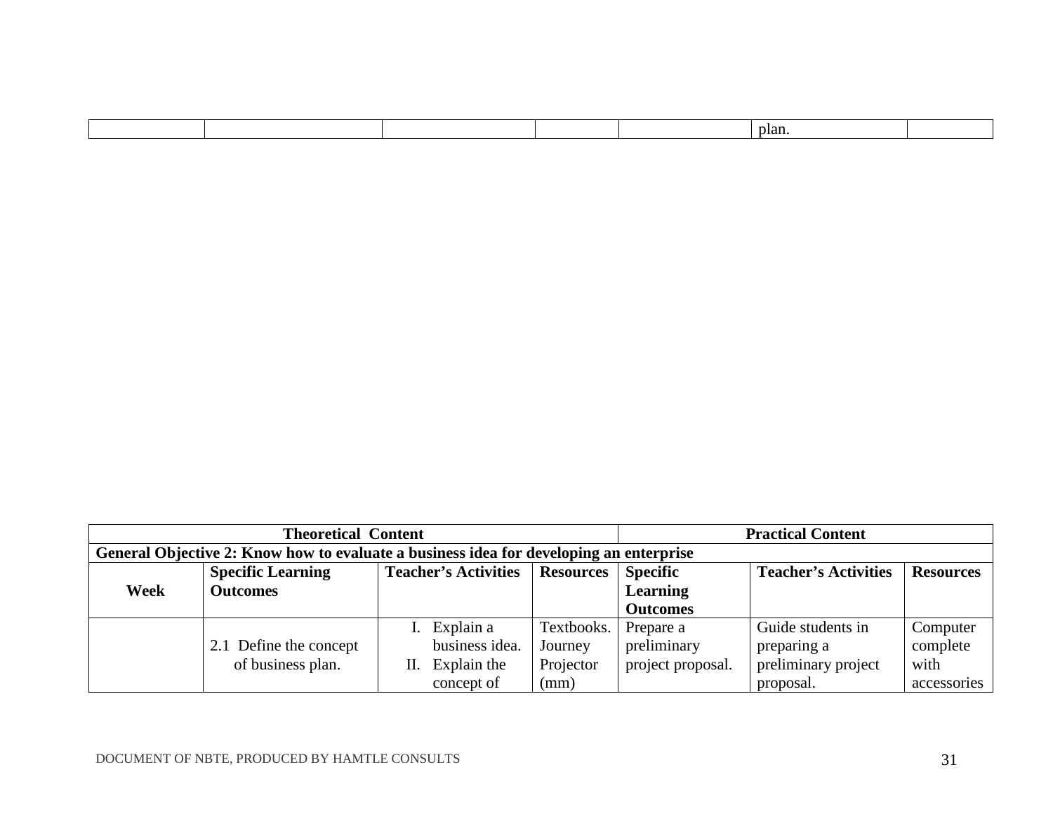| | | | | | plan. | |
|---|---|---|---|---|---|---|

| Theoretical Content | | | | Practical Content | | |
|---|---|---|---|---|---|---|
| **General Objective 2: Know how to evaluate a business idea for developing an enterprise** | | | | | | |
| **Week** | **Specific Learning Outcomes** | **Teacher's Activities** | **Resources** | **Specific Learning Outcomes** | **Teacher's Activities** | **Resources** |
| | 2.1 Define the concept of business plan. | I. Explain a business idea. II. Explain the concept of | Textbooks. Journey Projector (mm) | Prepare a preliminary project proposal. | Guide students in preparing a preliminary project proposal. | Computer complete with accessories |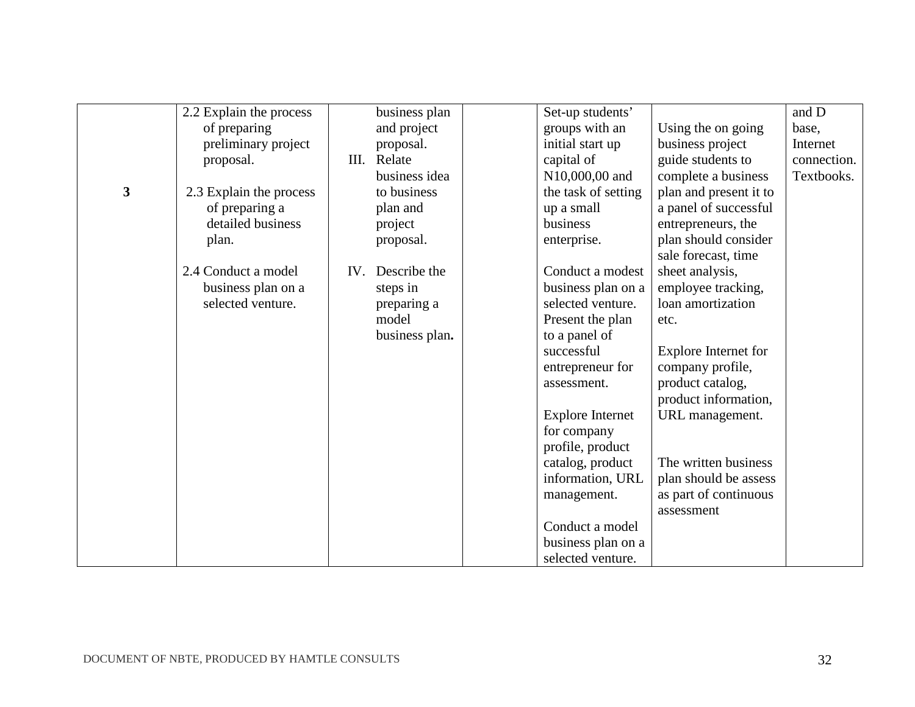| | | | | | | |
|---|---|---|---|---|---|---|
| 3 | 2.2 Explain the process of preparing preliminary project proposal.<br><br>2.3 Explain the process of preparing a detailed business plan.<br><br>2.4 Conduct a model business plan on a selected venture. | business plan and project proposal.<br>III. Relate business idea to business plan and project proposal.<br><br>IV. Describe the steps in preparing a model business plan**.** | | Set-up students' groups with an initial start up capital of N10,000,00 and the task of setting up a small business enterprise.<br><br>Conduct a modest business plan on a selected venture. Present the plan to a panel of successful entrepreneur for assessment.<br><br>Explore Internet for company profile, product catalog, product information, URL management.<br><br>Conduct a model business plan on a selected venture. | Using the on going business project guide students to complete a business plan and present it to a panel of successful entrepreneurs, the plan should consider sale forecast, time sheet analysis, employee tracking, loan amortization etc.<br><br>Explore Internet for company profile, product catalog, product information, URL management.<br><br>The written business plan should be assess as part of continuous assessment | and D base, Internet connection. Textbooks. |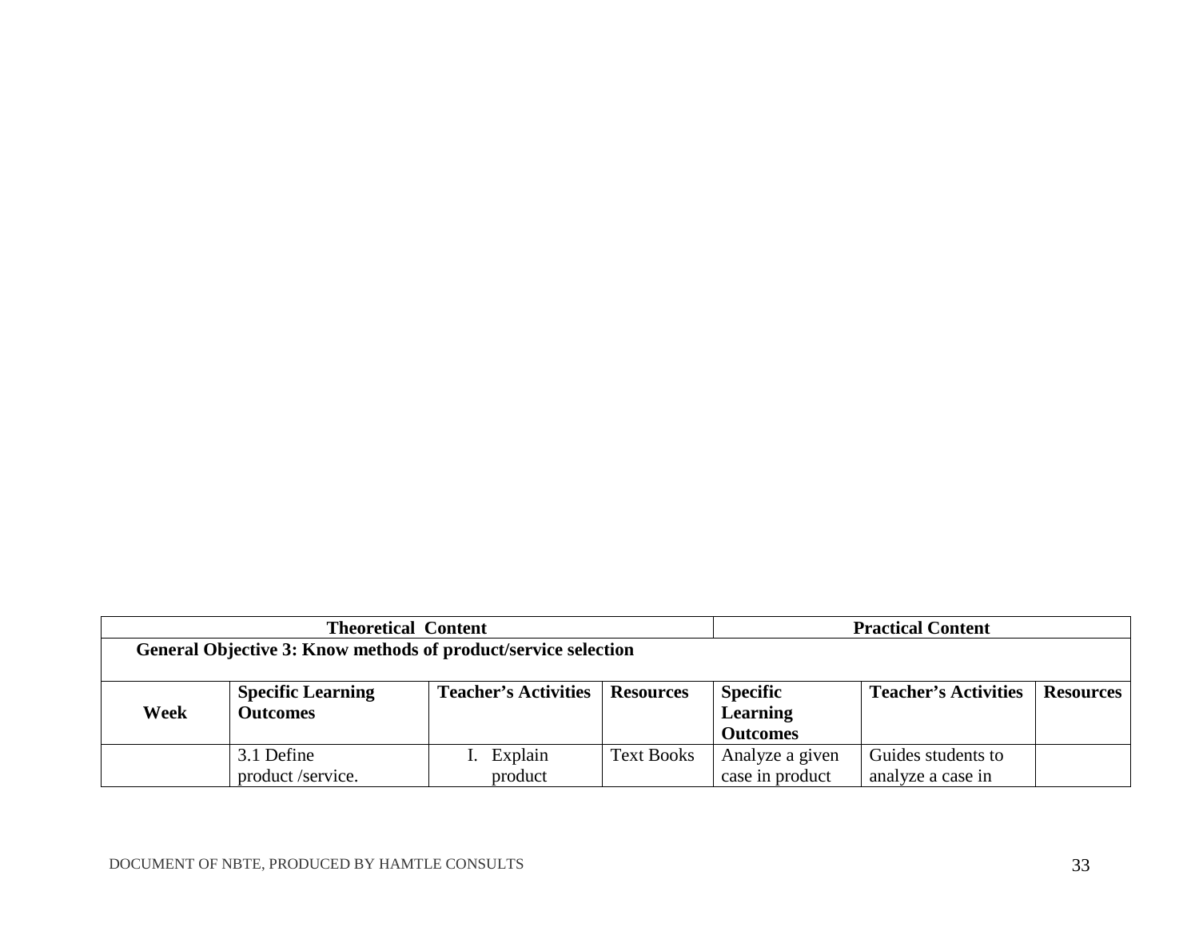| Theoretical Content | | | | Practical Content | | |
|---|---|---|---|---|---|---|
| **General Objective 3: Know methods of product/service selection** | | | | | | |
| **Week** | **Specific Learning Outcomes** | **Teacher's Activities** | **Resources** | **Specific Learning Outcomes** | **Teacher's Activities** | **Resources** |
| | 3.1 Define product /service. | I. Explain product | Text Books | Analyze a given case in product | Guides students to analyze a case in | |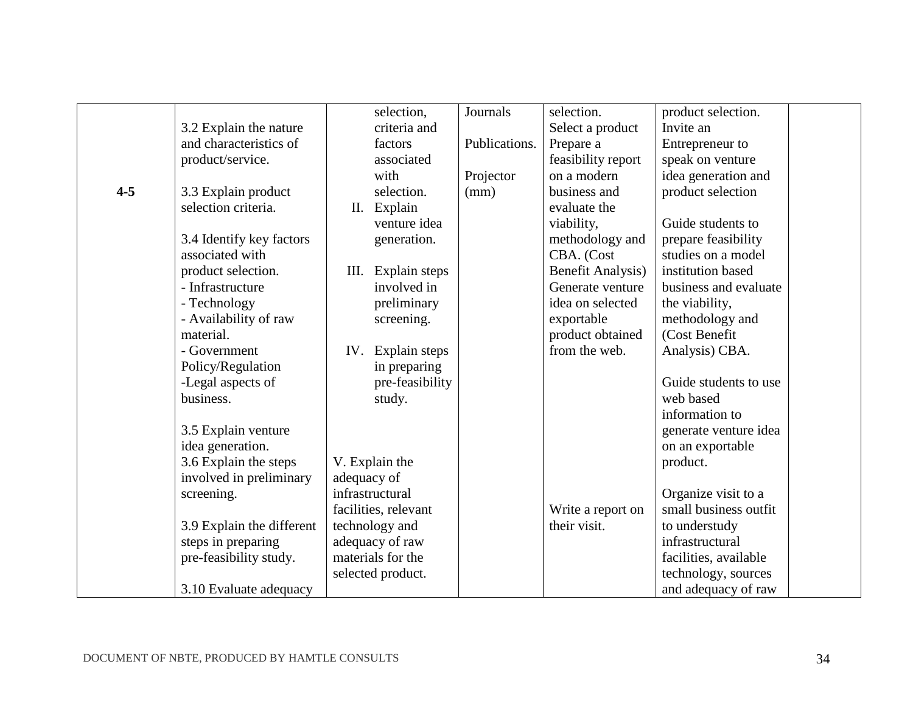| | | | | | | |
|---|---|---|---|---|---|---|
| 4-5 | 3.2 Explain the nature and characteristics of product/service.<br><br>3.3 Explain product selection criteria.<br><br>3.4 Identify key factors associated with product selection.<br>- Infrastructure<br>- Technology<br>- Availability of raw material.<br>- Government Policy/Regulation<br>-Legal aspects of business.<br><br>3.5 Explain venture idea generation.<br>3.6 Explain the steps involved in preliminary screening.<br><br>3.9 Explain the different steps in preparing pre-feasibility study.<br><br>3.10 Evaluate adequacy | selection, criteria and factors associated with selection.<br>II. Explain venture idea generation.<br><br>III. Explain steps involved in preliminary screening.<br><br>IV. Explain steps in preparing pre-feasibility study.<br><br>V. Explain the adequacy of infrastructural facilities, relevant technology and adequacy of raw materials for the selected product. | Journals<br><br>Publications.<br><br>Projector (mm) | selection.<br>Select a product<br>Prepare a feasibility report on a modern business and evaluate the viability, methodology and CBA. (Cost Benefit Analysis)<br>Generate venture idea on selected exportable product obtained from the web.<br><br>Write a report on their visit. | product selection.<br>Invite an Entrepreneur to speak on venture idea generation and product selection<br><br>Guide students to prepare feasibility studies on a model institution based business and evaluate the viability, methodology and (Cost Benefit Analysis) CBA.<br><br>Guide students to use web based information to generate venture idea on an exportable product.<br><br>Organize visit to a small business outfit to understudy infrastructural facilities, available technology, sources and adequacy of raw | |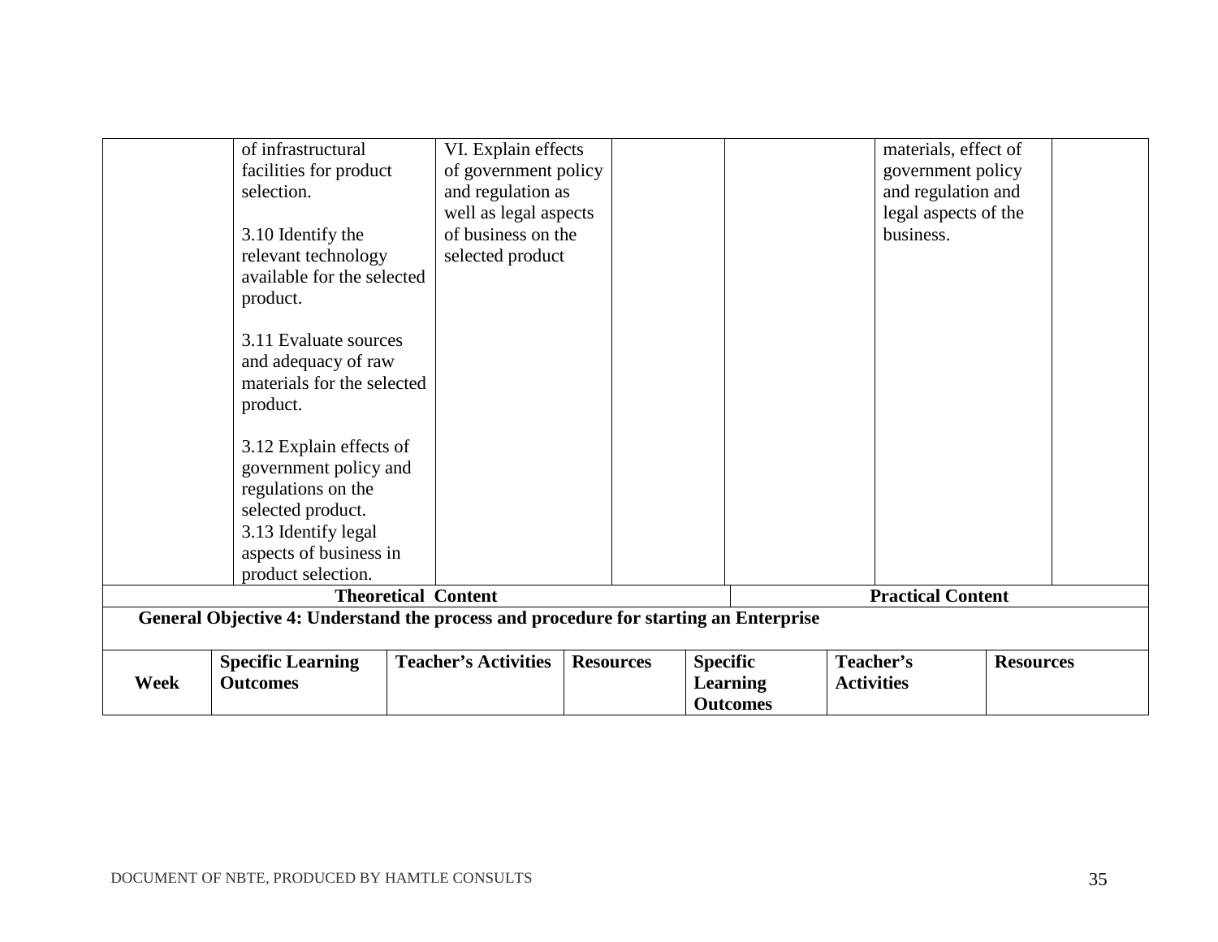| | | | | | | | |
|---|---|---|---|---|---|---|---|
| | of infrastructural facilities for product selection.<br><br>3.10 Identify the relevant technology available for the selected product.<br><br>3.11 Evaluate sources and adequacy of raw materials for the selected product.<br><br>3.12 Explain effects of government policy and regulations on the selected product.<br>3.13 Identify legal aspects of business in product selection. | VI. Explain effects of government policy and regulation as well as legal aspects of business on the selected product | | | materials, effect of government policy and regulation and legal aspects of the business. | | |

| Theoretical Content | | | | Practical Content | | |
|---|---|---|---|---|---|---|
| **General Objective 4: Understand the process and procedure for starting an Enterprise** | | | | | | |
| **Week** | **Specific Learning Outcomes** | **Teacher's Activities** | **Resources** | **Specific Learning Outcomes** | **Teacher's Activities** | **Resources** |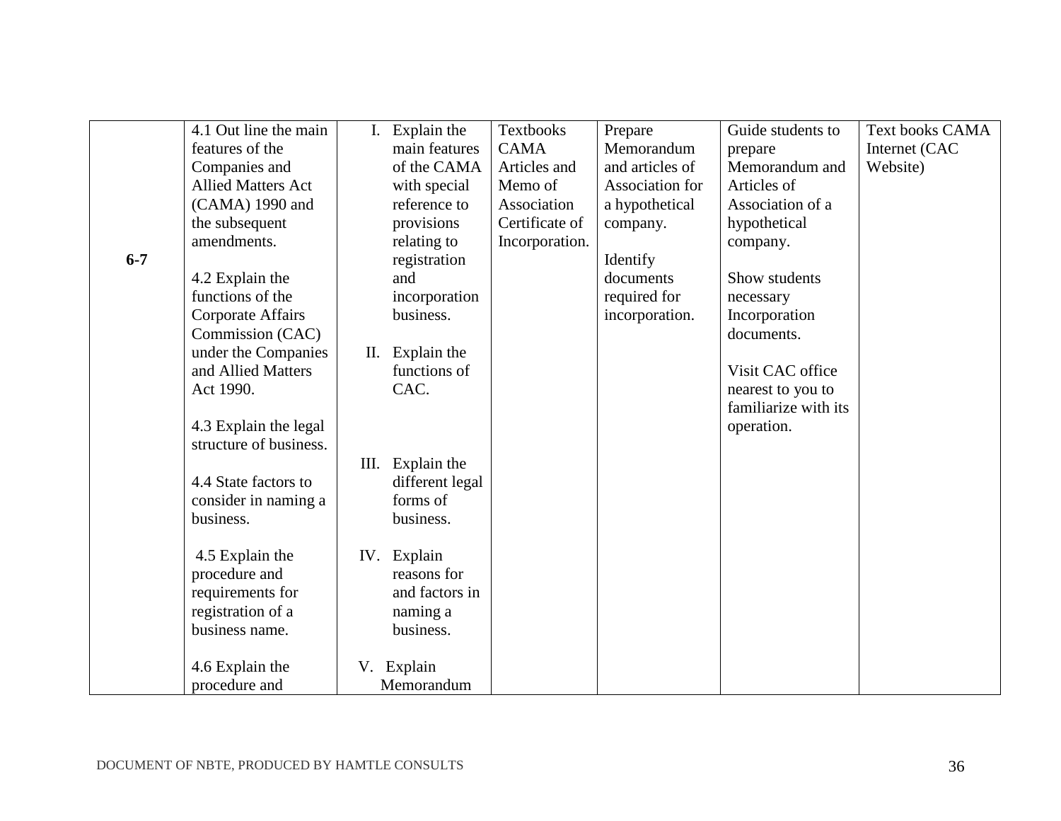| | | | | | | |
|---|---|---|---|---|---|---|
| 6-7 | 4.1 Out line the main features of the Companies and Allied Matters Act (CAMA) 1990 and the subsequent amendments.<br><br>4.2 Explain the functions of the Corporate Affairs Commission (CAC) under the Companies and Allied Matters Act 1990.<br><br>4.3 Explain the legal structure of business.<br><br>4.4 State factors to consider in naming a business.<br><br>4.5 Explain the procedure and requirements for registration of a business name.<br><br>4.6 Explain the procedure and | I. Explain the main features of the CAMA with special reference to provisions relating to registration and incorporation business.<br><br>II. Explain the functions of CAC.<br><br>III. Explain the different legal forms of business.<br><br>IV. Explain reasons for and factors in naming a business.<br><br>V. Explain Memorandum | Textbooks CAMA Articles and Memo of Association Certificate of Incorporation. | Prepare Memorandum and articles of Association for a hypothetical company.<br><br>Identify documents required for incorporation. | Guide students to prepare Memorandum and Articles of Association of a hypothetical company.<br><br>Show students necessary Incorporation documents.<br><br>Visit CAC office nearest to you to familiarize with its operation. | Text books CAMA Internet (CAC Website) |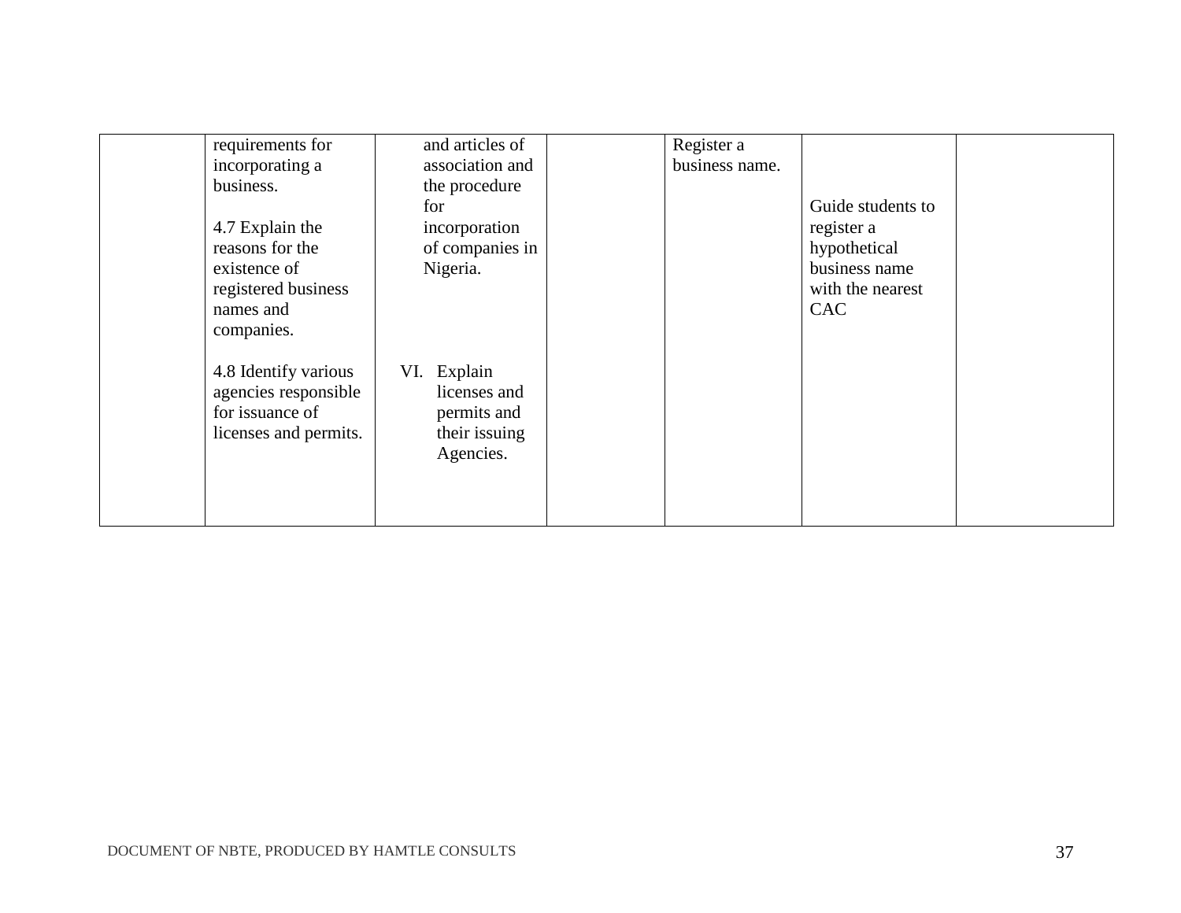| | | | | | | |
|---|---|---|---|---|---|---|
| | requirements for incorporating a business.<br><br>4.7 Explain the reasons for the existence of registered business names and companies.<br><br>4.8 Identify various agencies responsible for issuance of licenses and permits. | and articles of association and the procedure for incorporation of companies in Nigeria.<br><br>VI. Explain licenses and permits and their issuing Agencies. | | Register a business name. | Guide students to register a hypothetical business name with the nearest CAC | |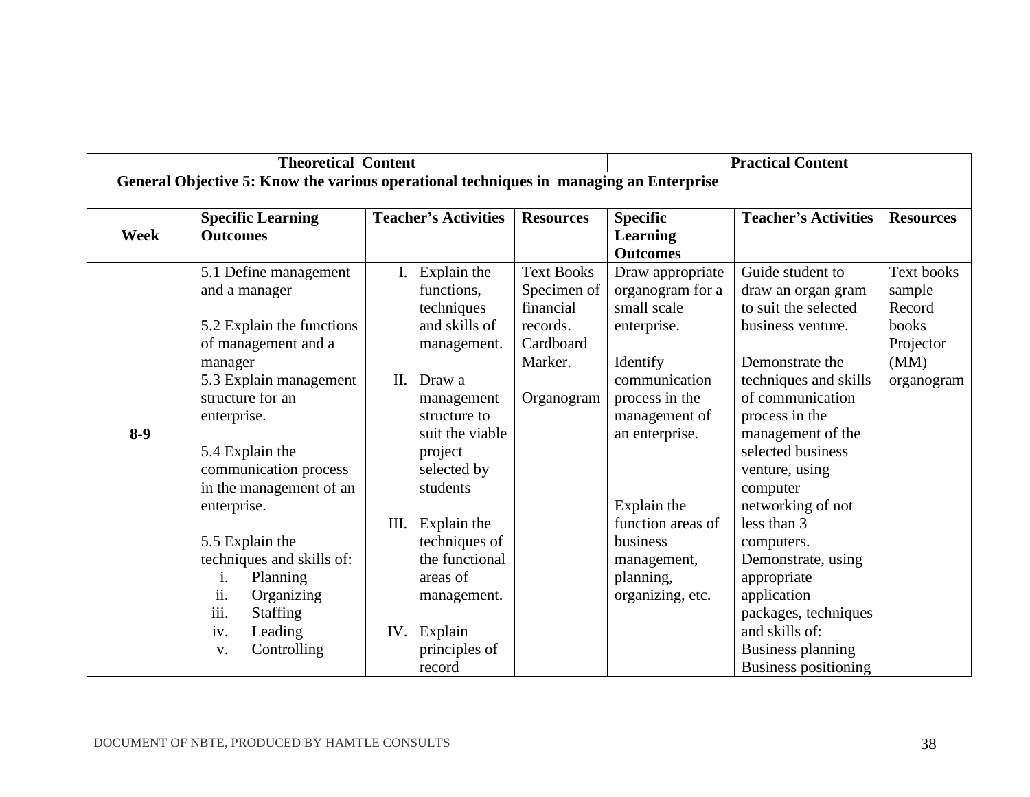| Theoretical Content | | | | Practical Content | | |
|---|---|---|---|---|---|---|
| **General Objective 5: Know the various operational techniques in managing an Enterprise** | | | | | | |
| **Week** | **Specific Learning Outcomes** | **Teacher's Activities** | **Resources** | **Specific Learning Outcomes** | **Teacher's Activities** | **Resources** |
| 8-9 | 5.1 Define management and a manager<br><br>5.2 Explain the functions of management and a manager<br>5.3 Explain management structure for an enterprise.<br><br>5.4 Explain the communication process in the management of an enterprise.<br><br>5.5 Explain the techniques and skills of:<br>i. Planning<br>ii. Organizing<br>iii. Staffing<br>iv. Leading<br>v. Controlling | I. Explain the functions, techniques and skills of management.<br><br>II. Draw a management structure to suit the viable project selected by students<br><br>III. Explain the techniques of the functional areas of management.<br><br>IV. Explain principles of record | Text Books<br>Specimen of financial records.<br>Cardboard<br>Marker.<br><br>Organogram | Draw appropriate organogram for a small scale enterprise.<br><br>Identify communication process in the management of an enterprise.<br><br>Explain the function areas of business management, planning, organizing, etc. | Guide student to draw an organ gram to suit the selected business venture.<br><br>Demonstrate the techniques and skills of communication process in the management of the selected business venture, using computer networking of not less than 3 computers.<br>Demonstrate, using appropriate application packages, techniques and skills of:<br>Business planning<br>Business positioning | Text books<br>sample<br>Record books<br>Projector (MM)<br>organogram |

DOCUMENT OF NBTE, PRODUCED BY HAMTLE CONSULTS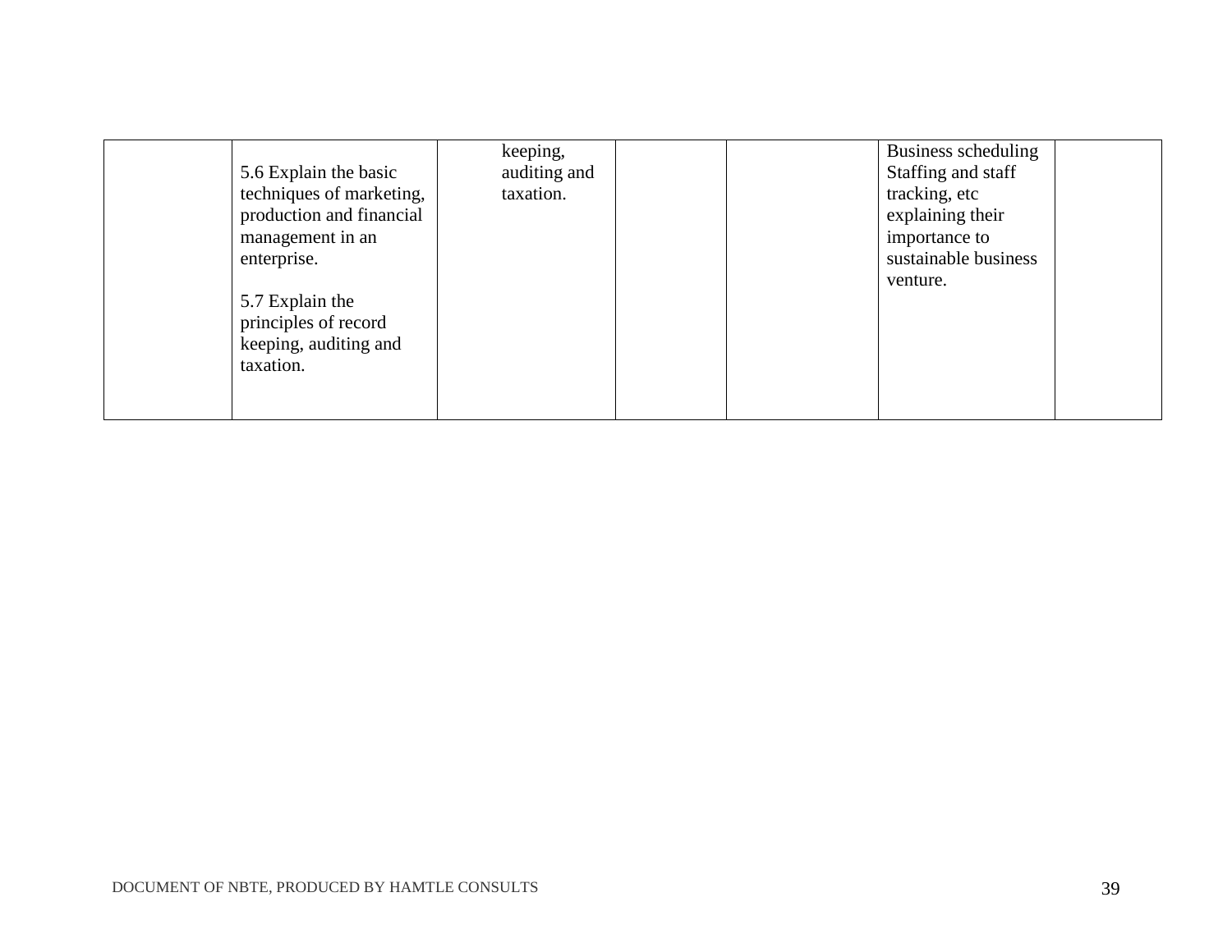| | | | | | | |
|---|---|---|---|---|---|---|
| | 5.6 Explain the basic techniques of marketing, production and financial management in an enterprise.<br><br>5.7 Explain the principles of record keeping, auditing and taxation. | keeping, auditing and taxation. | | | Business scheduling Staffing and staff tracking, etc explaining their importance to sustainable business venture. | |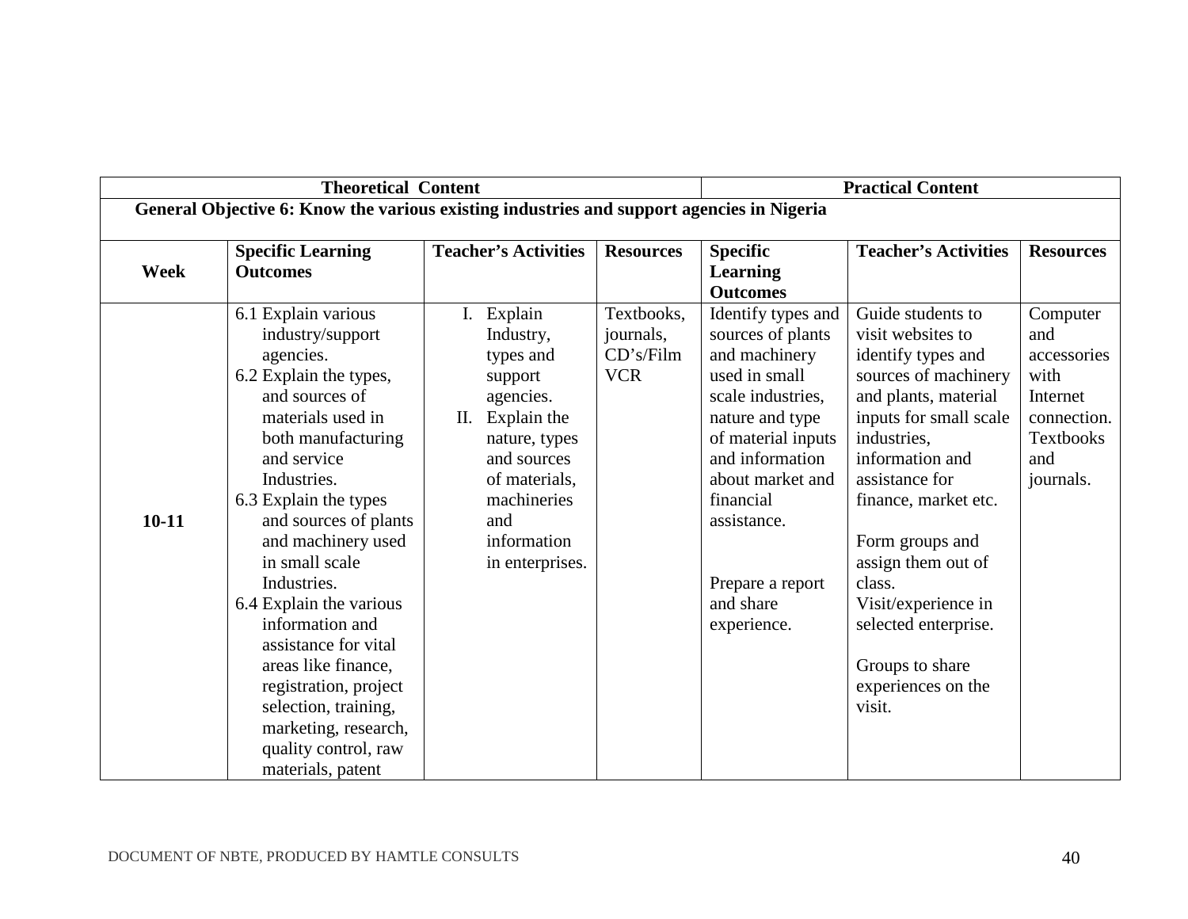| Theoretical Content | | | | Practical Content | | |
|---|---|---|---|---|---|---|
| **General Objective 6: Know the various existing industries and support agencies in Nigeria** | | | | | | |
| **Week** | **Specific Learning Outcomes** | **Teacher's Activities** | **Resources** | **Specific Learning Outcomes** | **Teacher's Activities** | **Resources** |
| **10-11** | 6.1 Explain various industry/support agencies.<br>6.2 Explain the types, and sources of materials used in both manufacturing and service Industries.<br>6.3 Explain the types and sources of plants and machinery used in small scale Industries.<br>6.4 Explain the various information and assistance for vital areas like finance, registration, project selection, training, marketing, research, quality control, raw materials, patent | I. Explain Industry, types and support agencies.<br>II. Explain the nature, types and sources of materials, machineries and information in enterprises. | Textbooks, journals, CD's/Film VCR | Identify types and sources of plants and machinery used in small scale industries, nature and type of material inputs and information about market and financial assistance.<br><br>Prepare a report and share experience. | Guide students to visit websites to identify types and sources of machinery and plants, material inputs for small scale industries, information and assistance for finance, market etc.<br><br>Form groups and assign them out of class.<br>Visit/experience in selected enterprise.<br><br>Groups to share experiences on the visit. | Computer and accessories with Internet connection. Textbooks and journals. |

DOCUMENT OF NBTE, PRODUCED BY HAMTLE CONSULTS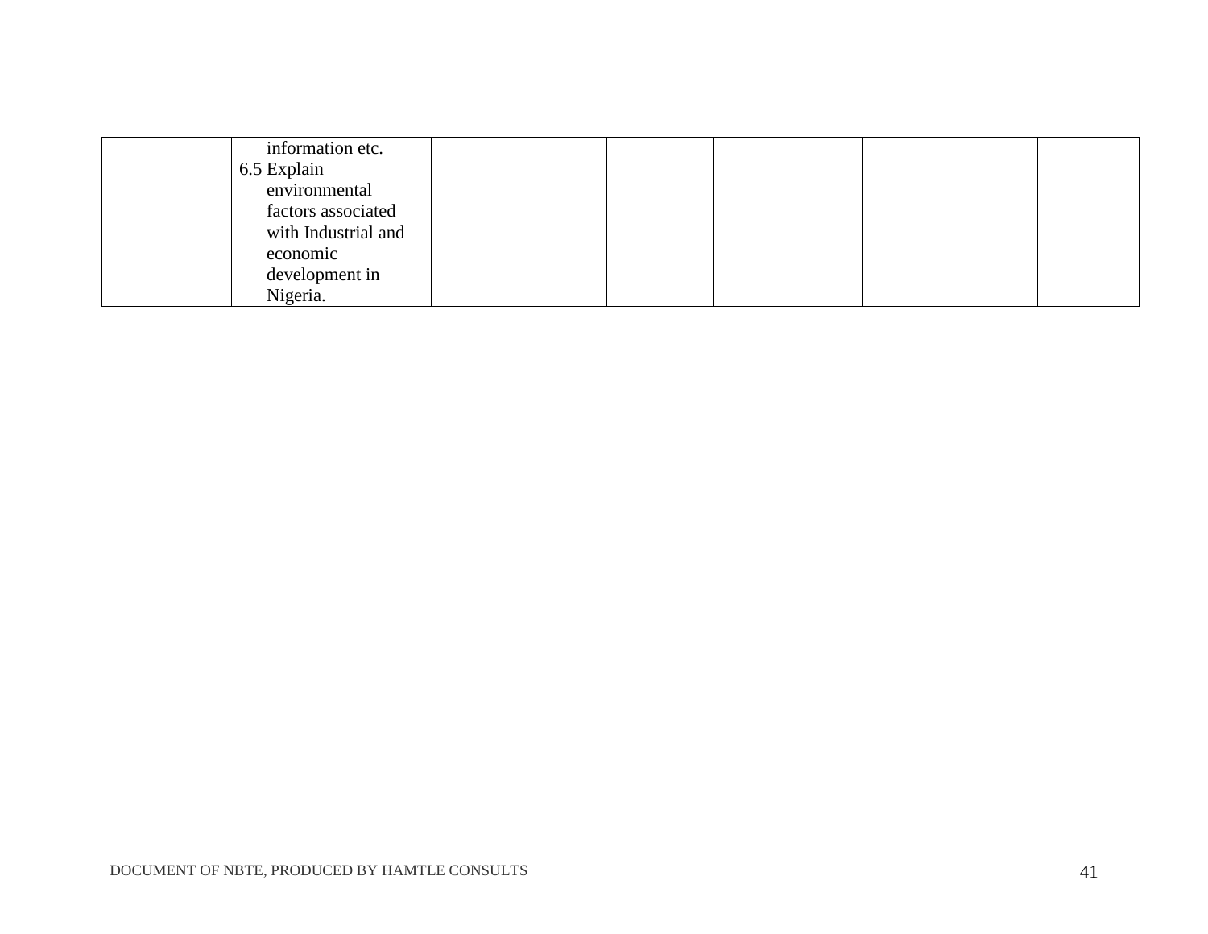| | | | | | | |
|---|---|---|---|---|---|---|
| | information etc.<br>6.5 Explain environmental factors associated with Industrial and economic development in Nigeria. | | | | | |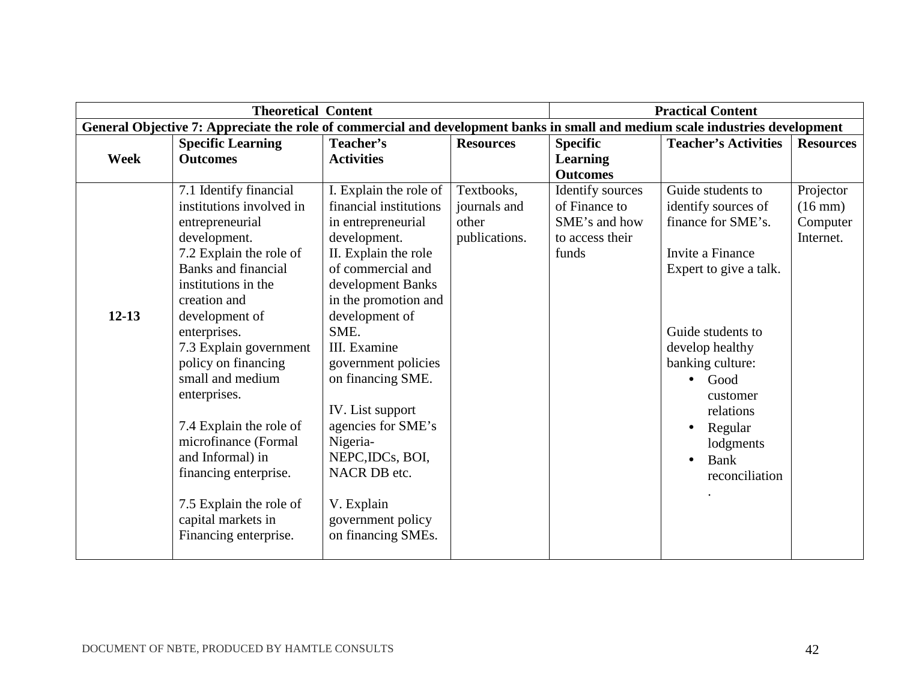| Theoretical Content | | | | Practical Content | | |
|---|---|---|---|---|---|---|
| **General Objective 7: Appreciate the role of commercial and development banks in small and medium scale industries development** | | | | | | |
| **Week** | **Specific Learning Outcomes** | **Teacher's Activities** | **Resources** | **Specific Learning Outcomes** | **Teacher's Activities** | **Resources** |
| **12-13** | 7.1 Identify financial institutions involved in entrepreneurial development.<br>7.2 Explain the role of Banks and financial institutions in the creation and development of enterprises.<br>7.3 Explain government policy on financing small and medium enterprises.<br><br>7.4 Explain the role of microfinance (Formal and Informal) in financing enterprise.<br><br>7.5 Explain the role of capital markets in Financing enterprise. | I. Explain the role of financial institutions in entrepreneurial development.<br>II. Explain the role of commercial and development Banks in the promotion and development of SME.<br>III. Examine government policies on financing SME.<br><br>IV. List support agencies for SME's Nigeria- NEPC,IDCs, BOI, NACR DB etc.<br><br>V. Explain government policy on financing SMEs. | Textbooks, journals and other publications. | Identify sources of Finance to SME's and how to access their funds | Guide students to identify sources of finance for SME's.<br><br>Invite a Finance Expert to give a talk.<br><br>Guide students to develop healthy banking culture:<br>• Good customer relations<br>• Regular lodgments<br>• Bank reconciliation. | Projector (16 mm) Computer Internet. |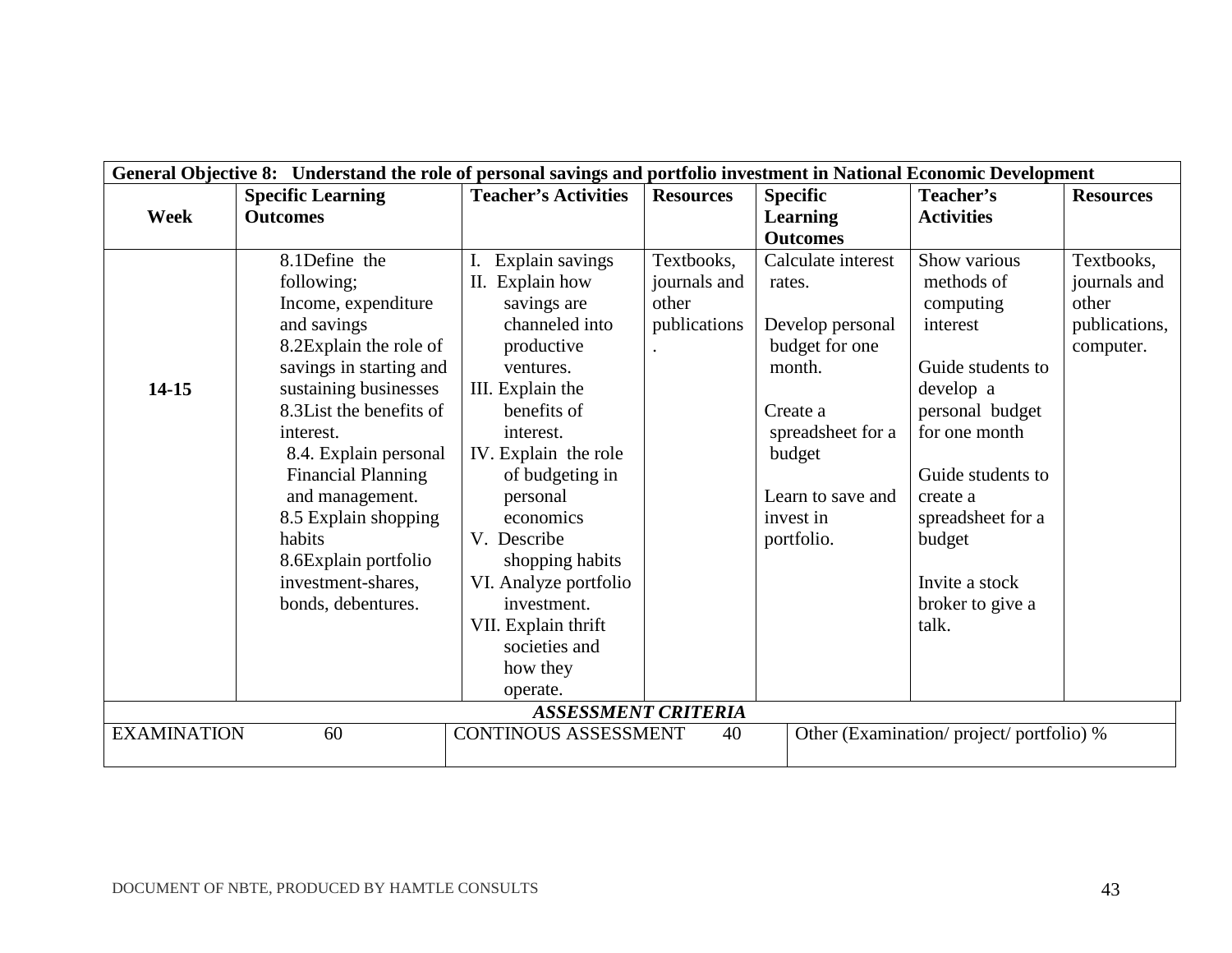| General Objective 8: Understand the role of personal savings and portfolio investment in National Economic Development | | | | | | |
|---|---|---|---|---|---|---|
| **Week** | **Specific Learning Outcomes** | **Teacher's Activities** | **Resources** | **Specific Learning Outcomes** | **Teacher's Activities** | **Resources** |
| **14-15** | 8.1Define the following; Income, expenditure and savings<br>8.2Explain the role of savings in starting and sustaining businesses<br>8.3List the benefits of interest.<br>8.4. Explain personal Financial Planning and management.<br>8.5 Explain shopping habits<br>8.6Explain portfolio investment-shares, bonds, debentures. | I. Explain savings<br>II. Explain how savings are channeled into productive ventures.<br>III. Explain the benefits of interest.<br>IV. Explain the role of budgeting in personal economics<br>V. Describe shopping habits<br>VI. Analyze portfolio investment.<br>VII. Explain thrift societies and how they operate. | Textbooks, journals and other publications. | Calculate interest rates.<br><br>Develop personal budget for one month.<br><br>Create a spreadsheet for a budget<br><br>Learn to save and invest in portfolio. | Show various methods of computing interest<br><br>Guide students to develop a personal budget for one month<br><br>Guide students to create a spreadsheet for a budget<br><br>Invite a stock broker to give a talk. | Textbooks, journals and other publications, computer. |

| ***ASSESSMENT CRITERIA*** | | |
|---|---|---|
| EXAMINATION 60 | CONTINOUS ASSESSMENT 40 | Other (Examination/ project/ portfolio) % |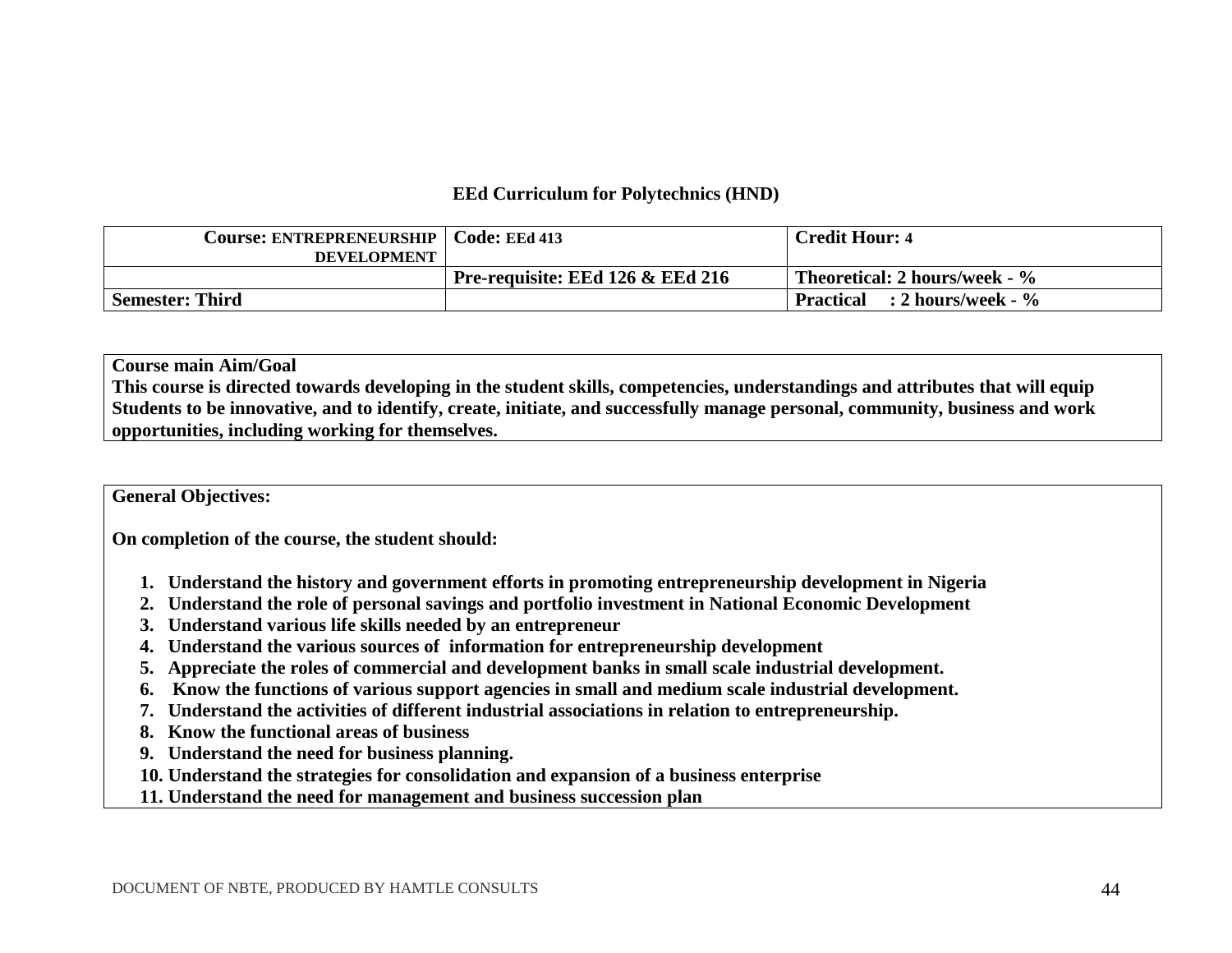**EEd Curriculum for Polytechnics (HND)**

| Course: ENTREPRENEURSHIP DEVELOPMENT | Code: EEd 413 | Credit Hour: 4 |
|---|---|---|
| | Pre-requisite: EEd 126 & EEd 216 | Theoretical: 2 hours/week - % |
| Semester: Third | | Practical : 2 hours/week - % |

**Course main Aim/Goal**

**This course is directed towards developing in the student skills, competencies, understandings and attributes that will equip Students to be innovative, and to identify, create, initiate, and successfully manage personal, community, business and work opportunities, including working for themselves.**

**General Objectives:**

**On completion of the course, the student should:**

1. **Understand the history and government efforts in promoting entrepreneurship development in Nigeria**
2. **Understand the role of personal savings and portfolio investment in National Economic Development**
3. **Understand various life skills needed by an entrepreneur**
4. **Understand the various sources of information for entrepreneurship development**
5. **Appreciate the roles of commercial and development banks in small scale industrial development.**
6. **Know the functions of various support agencies in small and medium scale industrial development.**
7. **Understand the activities of different industrial associations in relation to entrepreneurship.**
8. **Know the functional areas of business**
9. **Understand the need for business planning.**
10. **Understand the strategies for consolidation and expansion of a business enterprise**
11. **Understand the need for management and business succession plan**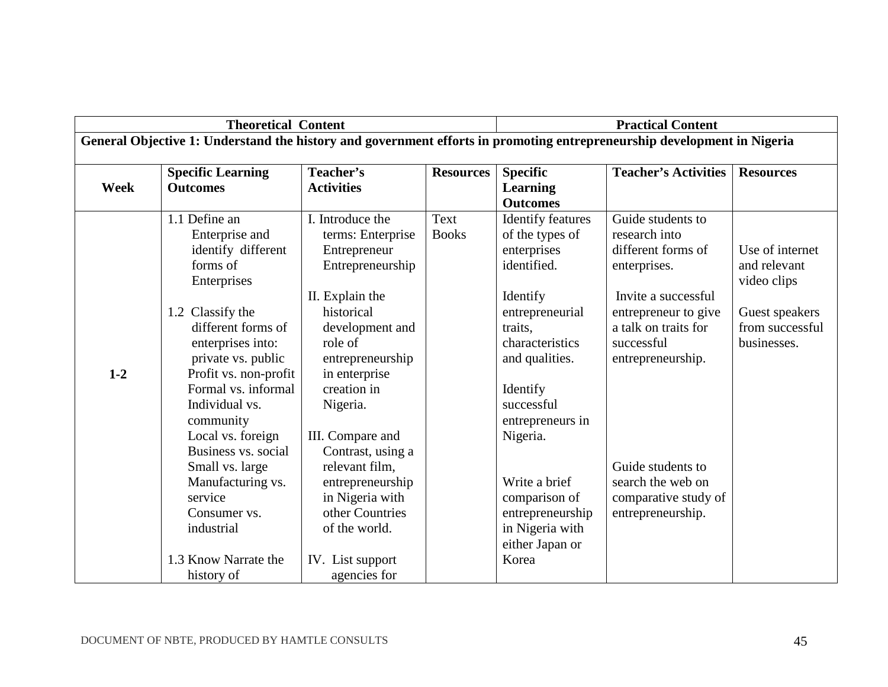| Theoretical Content | | | | Practical Content | | |
|---|---|---|---|---|---|---|
| **General Objective 1: Understand the history and government efforts in promoting entrepreneurship development in Nigeria** | | | | | | |
| **Week** | **Specific Learning Outcomes** | **Teacher's Activities** | **Resources** | **Specific Learning Outcomes** | **Teacher's Activities** | **Resources** |
| **1-2** | 1.1 Define an Enterprise and identify different forms of Enterprises<br><br>1.2 Classify the different forms of enterprises into: private vs. public Profit vs. non-profit Formal vs. informal Individual vs. community Local vs. foreign Business vs. social Small vs. large Manufacturing vs. service Consumer vs. industrial<br><br>1.3 Know Narrate the history of | I. Introduce the terms: Enterprise Entrepreneur Entrepreneurship<br><br>II. Explain the historical development and role of entrepreneurship in enterprise creation in Nigeria.<br><br>III. Compare and Contrast, using a relevant film, entrepreneurship in Nigeria with other Countries of the world.<br><br>IV. List support agencies for | Text Books | Identify features of the types of enterprises identified.<br><br>Identify entrepreneurial traits, characteristics and qualities.<br><br>Identify successful entrepreneurs in Nigeria.<br><br>Write a brief comparison of entrepreneurship in Nigeria with either Japan or Korea | Guide students to research into different forms of enterprises.<br><br>Invite a successful entrepreneur to give a talk on traits for successful entrepreneurship.<br><br>Guide students to search the web on comparative study of entrepreneurship. | Use of internet and relevant video clips<br><br>Guest speakers from successful businesses. |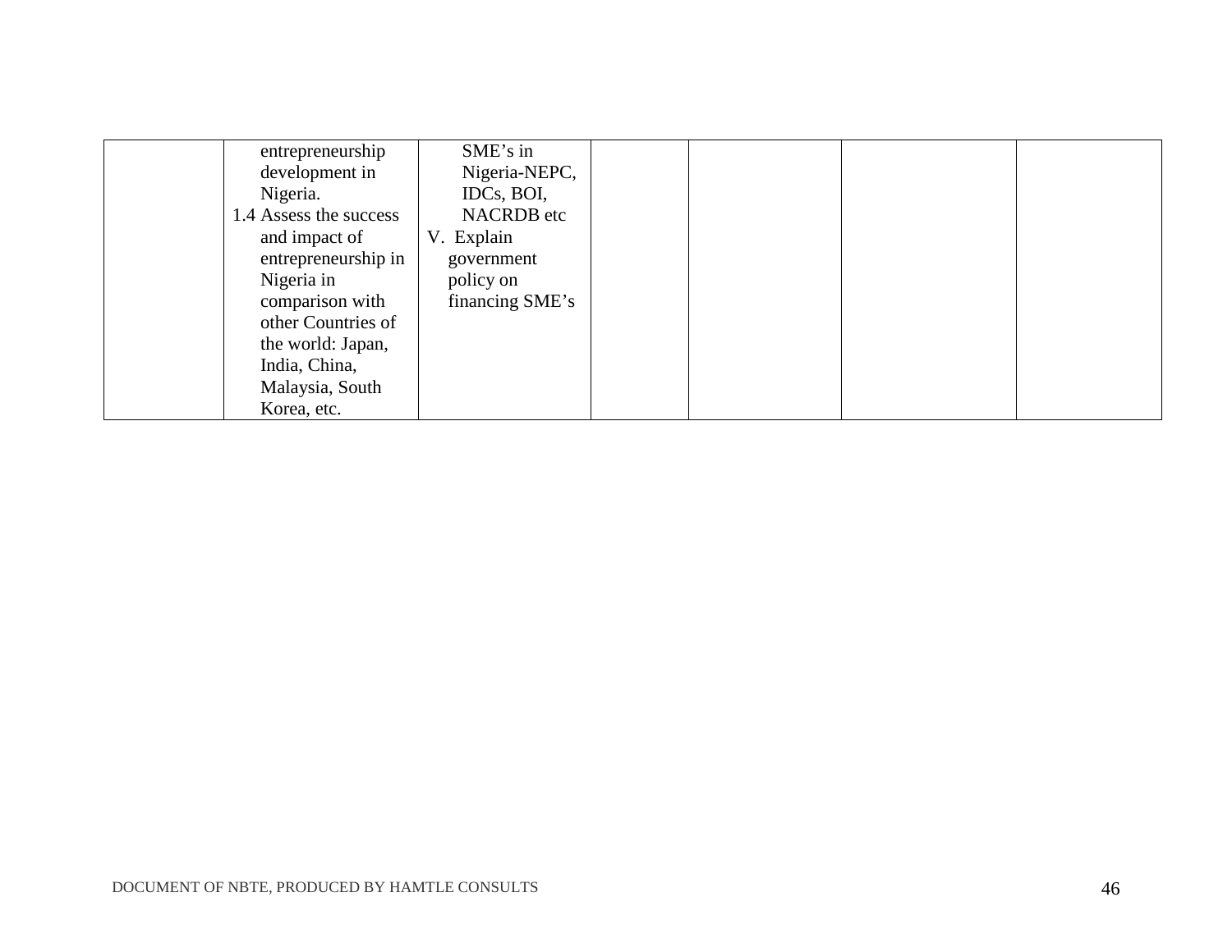| | | | | | | |
|---|---|---|---|---|---|---|
| | entrepreneurship development in Nigeria.<br>1.4 Assess the success and impact of entrepreneurship in Nigeria in comparison with other Countries of the world: Japan, India, China, Malaysia, South Korea, etc. | SME's in Nigeria-NEPC, IDCs, BOI, NACRDB etc<br>V. Explain government policy on financing SME's | | | | |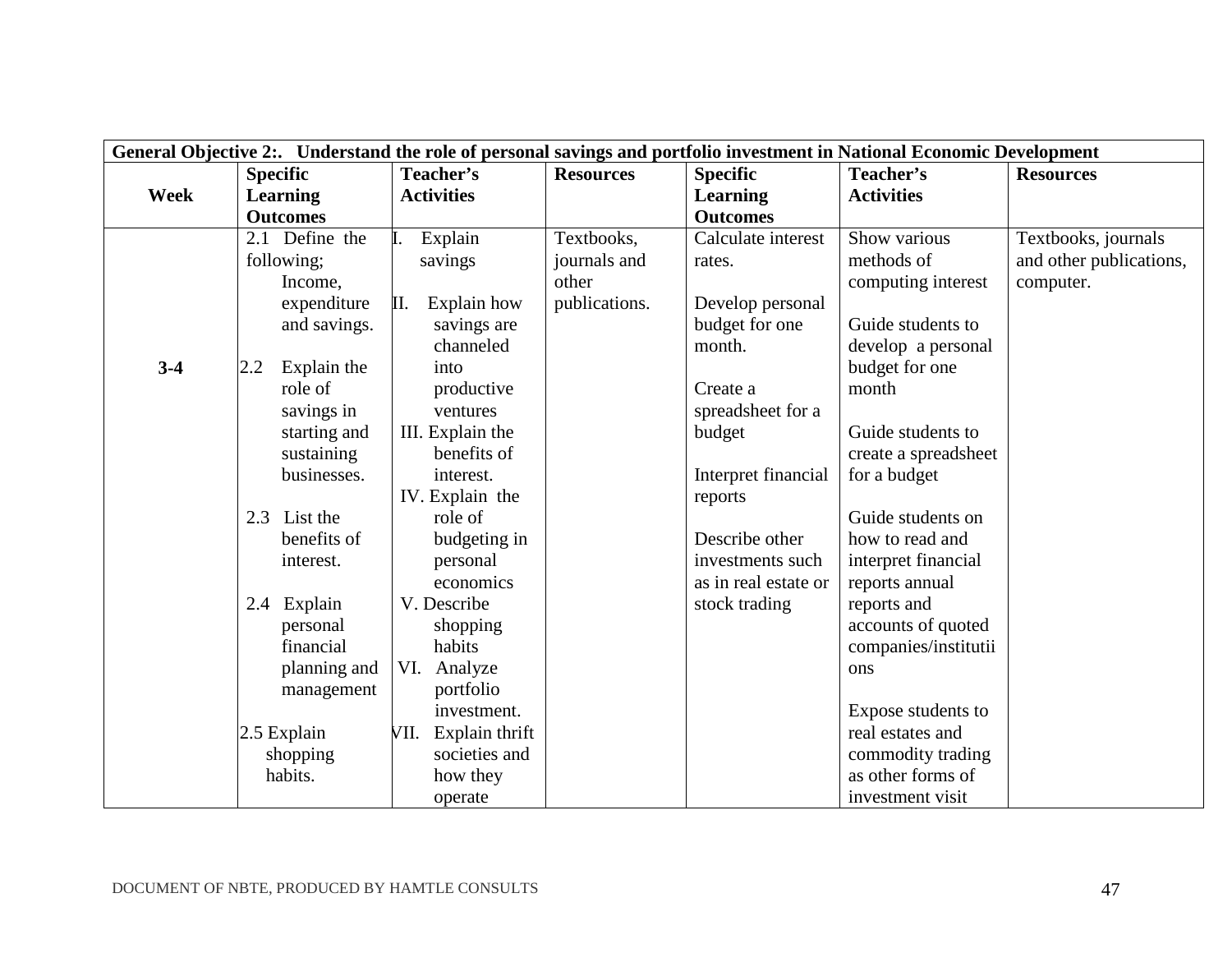| General Objective 2:. Understand the role of personal savings and portfolio investment in National Economic Development | | | | | | |
|---|---|---|---|---|---|---|
| **Week** | **Specific Learning Outcomes** | **Teacher's Activities** | **Resources** | **Specific Learning Outcomes** | **Teacher's Activities** | **Resources** |
| **3-4** | 2.1 Define the following; Income, expenditure and savings.<br><br>2.2 Explain the role of savings in starting and sustaining businesses.<br><br>2.3 List the benefits of interest.<br><br>2.4 Explain personal financial planning and management<br><br>2.5 Explain shopping habits. | I. Explain savings<br><br>II. Explain how savings are channeled into productive ventures<br>III. Explain the benefits of interest.<br>IV. Explain the role of budgeting in personal economics<br>V. Describe shopping habits<br>VI. Analyze portfolio investment.<br>VII. Explain thrift societies and how they operate | Textbooks, journals and other publications. | Calculate interest rates.<br><br>Develop personal budget for one month.<br><br>Create a spreadsheet for a budget<br><br>Interpret financial reports<br><br>Describe other investments such as in real estate or stock trading | Show various methods of computing interest<br><br>Guide students to develop a personal budget for one month<br><br>Guide students to create a spreadsheet for a budget<br><br>Guide students on how to read and interpret financial reports annual reports and accounts of quoted companies/institutiions<br><br>Expose students to real estates and commodity trading as other forms of investment visit | Textbooks, journals and other publications, computer. |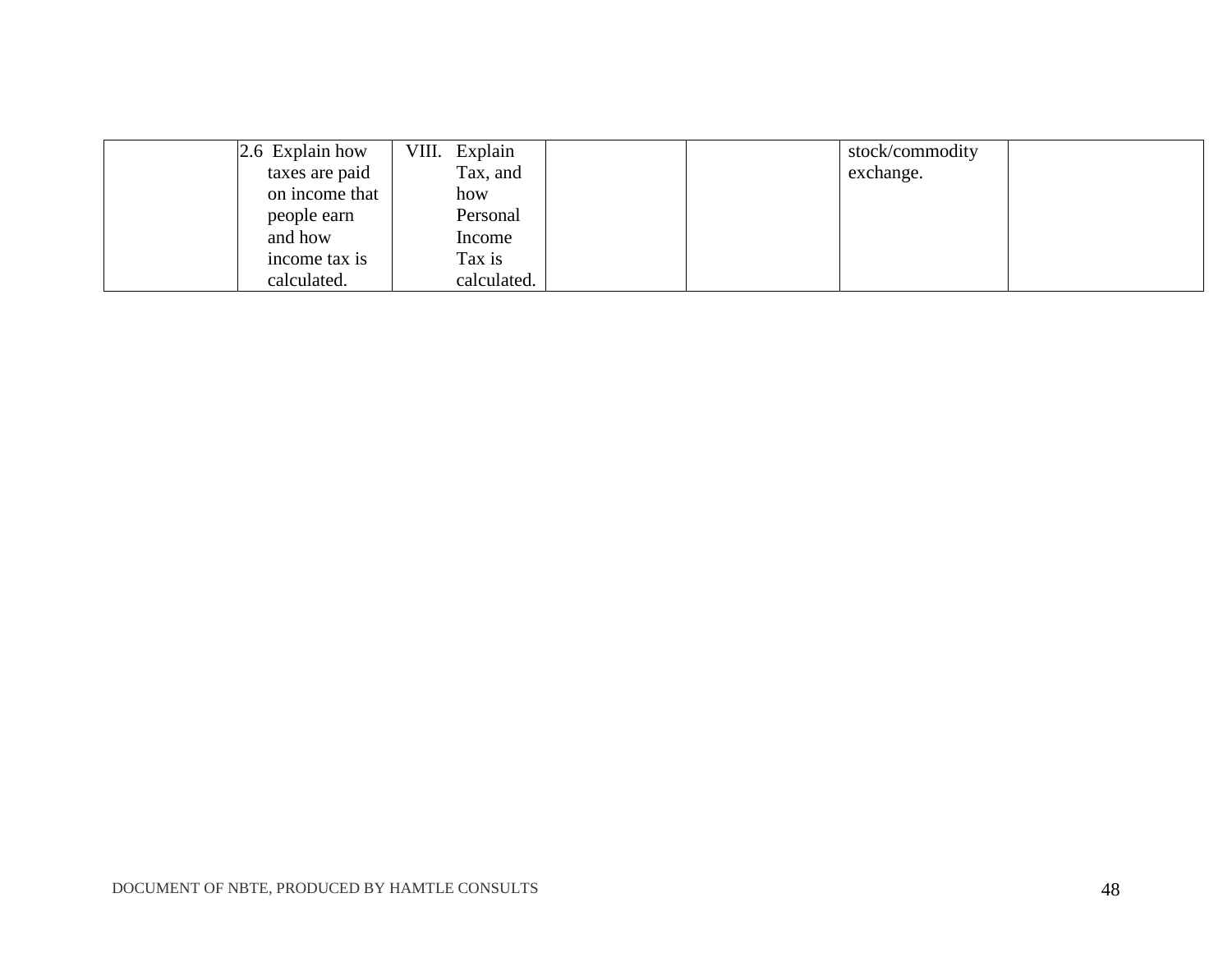|  |  |  |  |  |  |  |
|---|---|---|---|---|---|---|
|  | 2.6 Explain how taxes are paid on income that people earn and how income tax is calculated. | VIII. Explain Tax, and how Personal Income Tax is calculated. |  |  | stock/commodity exchange. |  |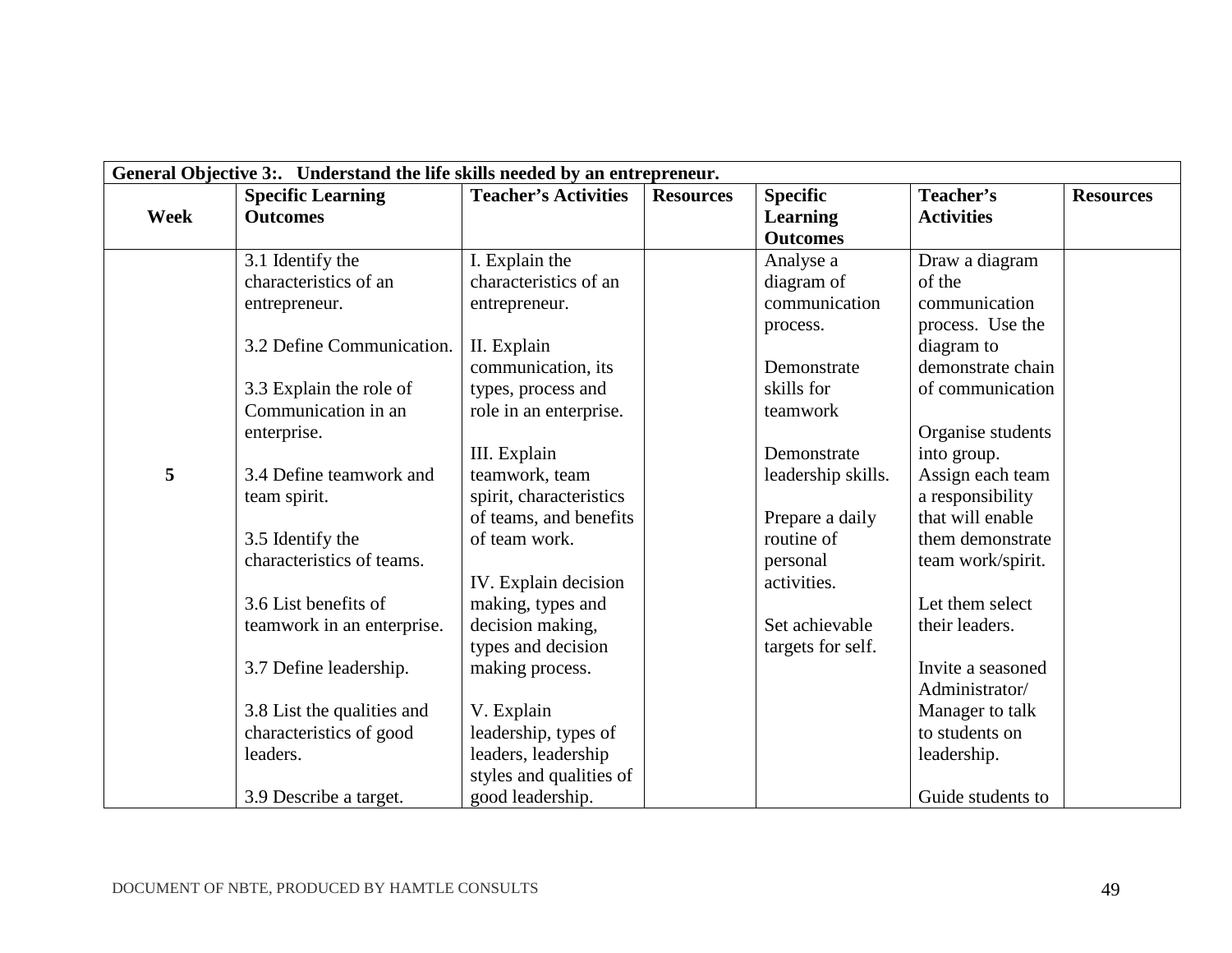| General Objective 3:. Understand the life skills needed by an entrepreneur. | | | | | | |
|---|---|---|---|---|---|---|
| **Week** | **Specific Learning Outcomes** | **Teacher's Activities** | **Resources** | **Specific Learning Outcomes** | **Teacher's Activities** | **Resources** |
| **5** | 3.1 Identify the characteristics of an entrepreneur.<br><br>3.2 Define Communication.<br><br>3.3 Explain the role of Communication in an enterprise.<br><br>3.4 Define teamwork and team spirit.<br><br>3.5 Identify the characteristics of teams.<br><br>3.6 List benefits of teamwork in an enterprise.<br><br>3.7 Define leadership.<br><br>3.8 List the qualities and characteristics of good leaders.<br><br>3.9 Describe a target. | I. Explain the characteristics of an entrepreneur.<br><br>II. Explain communication, its types, process and role in an enterprise.<br><br>III. Explain teamwork, team spirit, characteristics of teams, and benefits of team work.<br><br>IV. Explain decision making, types and decision making, types and decision making process.<br><br>V. Explain leadership, types of leaders, leadership styles and qualities of good leadership. | | Analyse a diagram of communication process.<br><br>Demonstrate skills for teamwork<br><br>Demonstrate leadership skills.<br><br>Prepare a daily routine of personal activities.<br><br>Set achievable targets for self. | Draw a diagram of the communication process. Use the diagram to demonstrate chain of communication<br><br>Organise students into group. Assign each team a responsibility that will enable them demonstrate team work/spirit.<br><br>Let them select their leaders.<br><br>Invite a seasoned Administrator/ Manager to talk to students on leadership.<br><br>Guide students to | |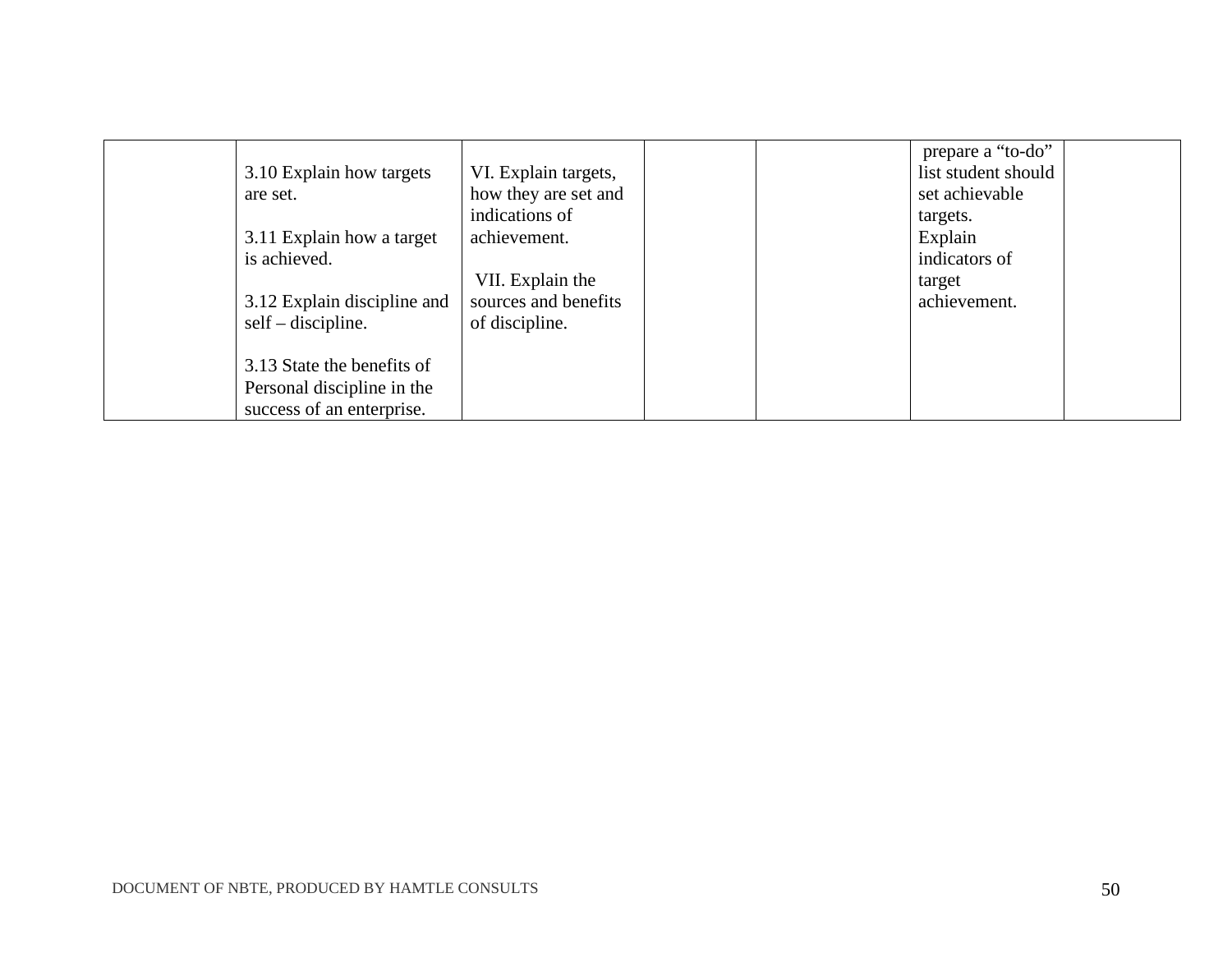| | | | | | | |
|---|---|---|---|---|---|---|
| | 3.10 Explain how targets are set.<br><br>3.11 Explain how a target is achieved.<br><br>3.12 Explain discipline and self – discipline.<br><br>3.13 State the benefits of Personal discipline in the success of an enterprise. | VI. Explain targets, how they are set and indications of achievement.<br><br>VII. Explain the sources and benefits of discipline. | | | prepare a “to-do” list student should set achievable targets.<br>Explain indicators of target achievement. | |

DOCUMENT OF NBTE, PRODUCED BY HAMTLE CONSULTS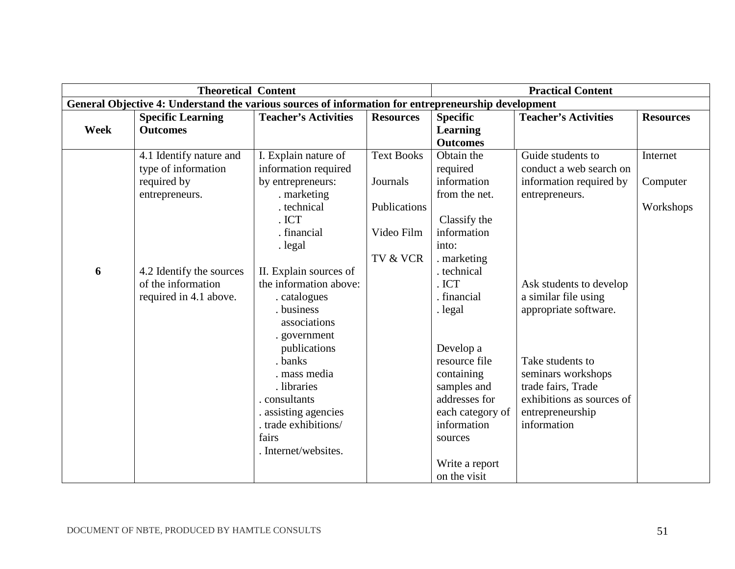| Theoretical Content | | | | Practical Content | | |
|---|---|---|---|---|---|---|
| **General Objective 4: Understand the various sources of information for entrepreneurship development** | | | | | | |
| **Week** | **Specific Learning Outcomes** | **Teacher's Activities** | **Resources** | **Specific Learning Outcomes** | **Teacher's Activities** | **Resources** |
| 6 | 4.1 Identify nature and type of information required by entrepreneurs.<br><br>4.2 Identify the sources of the information required in 4.1 above. | I. Explain nature of information required by entrepreneurs:<br>. marketing<br>. technical<br>. ICT<br>. financial<br>. legal<br><br>II. Explain sources of the information above:<br>. catalogues<br>. business associations<br>. government publications<br>. banks<br>. mass media<br>. libraries<br>. consultants<br>. assisting agencies<br>. trade exhibitions/ fairs<br>. Internet/websites. | Text Books<br><br>Journals<br><br>Publications<br><br>Video Film<br><br>TV & VCR | Obtain the required information from the net.<br><br>Classify the information into:<br>. marketing<br>. technical<br>. ICT<br>. financial<br>. legal<br><br>Develop a resource file containing samples and addresses for each category of information sources<br><br>Write a report on the visit | Guide students to conduct a web search on information required by entrepreneurs.<br><br>Ask students to develop a similar file using appropriate software.<br><br>Take students to seminars workshops trade fairs, Trade exhibitions as sources of entrepreneurship information | Internet<br><br>Computer<br><br>Workshops |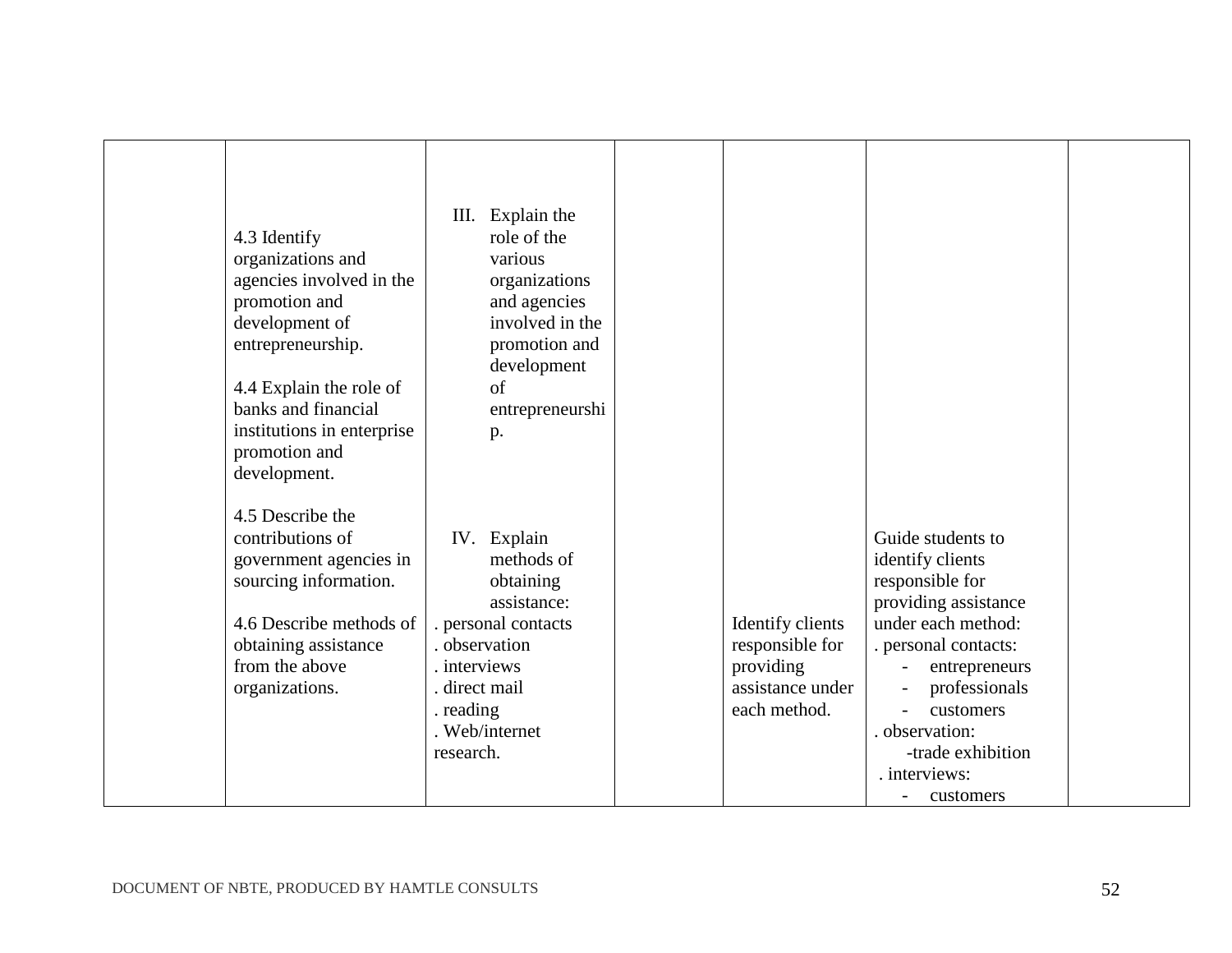| | | | | | | |
|---|---|---|---|---|---|---|
| | 4.3 Identify organizations and agencies involved in the promotion and development of entrepreneurship.<br><br>4.4 Explain the role of banks and financial institutions in enterprise promotion and development.<br><br>4.5 Describe the contributions of government agencies in sourcing information.<br><br>4.6 Describe methods of obtaining assistance from the above organizations. | III. Explain the role of the various organizations and agencies involved in the promotion and development of entrepreneurship.<br><br>IV. Explain methods of obtaining assistance:<br>. personal contacts<br>. observation<br>. interviews<br>. direct mail<br>. reading<br>. Web/internet research. | | Identify clients responsible for providing assistance under each method. | Guide students to identify clients responsible for providing assistance under each method:<br>. personal contacts:<br>- entrepreneurs<br>- professionals<br>- customers<br>. observation:<br>-trade exhibition<br>. interviews:<br>- customers | |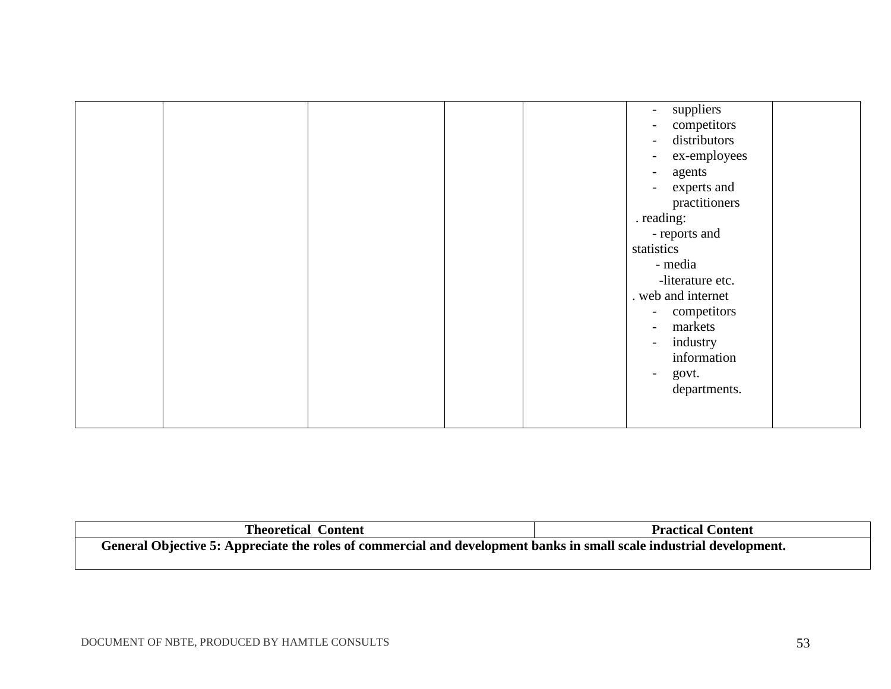| | | | | | | |
|---|---|---|---|---|---|---|
| | | | | | - suppliers<br>- competitors<br>- distributors<br>- ex-employees<br>- agents<br>- experts and practitioners<br>. reading:<br>- reports and statistics<br>- media<br>-literature etc.<br>. web and internet<br>- competitors<br>- markets<br>- industry information<br>- govt. departments. | |

| Theoretical Content | Practical Content |
|---|---|
| **General Objective 5: Appreciate the roles of commercial and development banks in small scale industrial development.** | |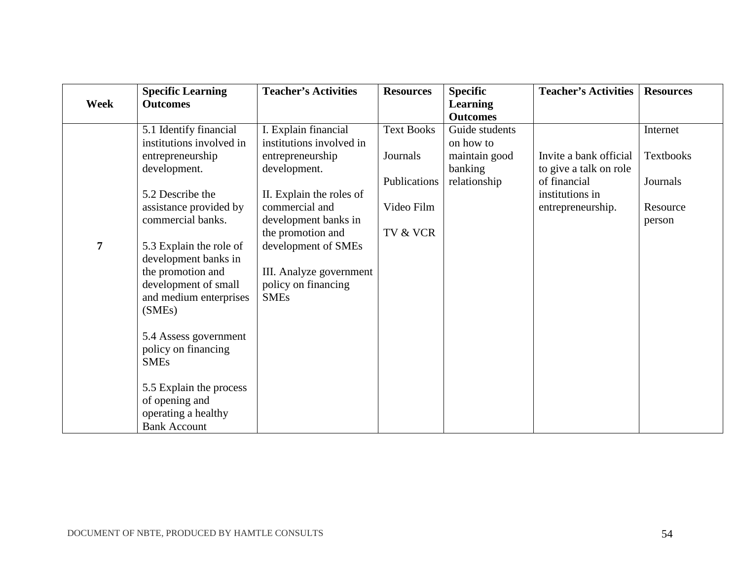| Week | Specific Learning Outcomes | Teacher's Activities | Resources | Specific Learning Outcomes | Teacher's Activities | Resources |
|---|---|---|---|---|---|---|
| 7 | 5.1 Identify financial institutions involved in entrepreneurship development.<br><br>5.2 Describe the assistance provided by commercial banks.<br><br>5.3 Explain the role of development banks in the promotion and development of small and medium enterprises (SMEs)<br><br>5.4 Assess government policy on financing SMEs<br><br>5.5 Explain the process of opening and operating a healthy Bank Account | I. Explain financial institutions involved in entrepreneurship development.<br><br>II. Explain the roles of commercial and development banks in the promotion and development of SMEs<br><br>III. Analyze government policy on financing SMEs | Text Books<br><br>Journals<br><br>Publications<br><br>Video Film<br><br>TV & VCR | Guide students on how to maintain good banking relationship | Invite a bank official to give a talk on role of financial institutions in entrepreneurship. | Internet<br><br>Textbooks<br><br>Journals<br><br>Resource person |

DOCUMENT OF NBTE, PRODUCED BY HAMTLE CONSULTS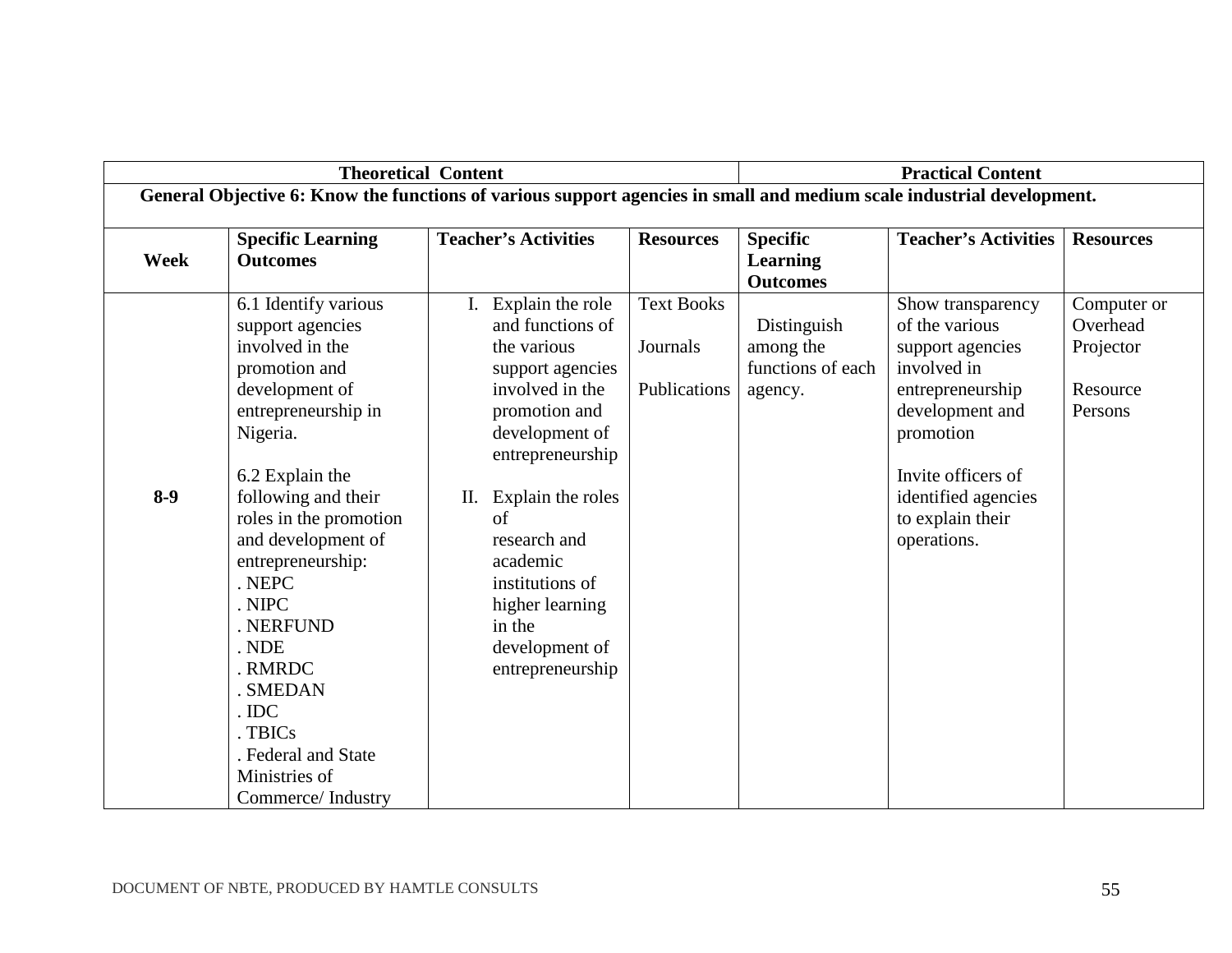| Theoretical Content | | | | Practical Content | | |
|---|---|---|---|---|---|---|
| **General Objective 6: Know the functions of various support agencies in small and medium scale industrial development.** | | | | | | |
| **Week** | **Specific Learning Outcomes** | **Teacher's Activities** | **Resources** | **Specific Learning Outcomes** | **Teacher's Activities** | **Resources** |
| **8-9** | 6.1 Identify various support agencies involved in the promotion and development of entrepreneurship in Nigeria.<br><br>6.2 Explain the following and their roles in the promotion and development of entrepreneurship:<br>. NEPC<br>. NIPC<br>. NERFUND<br>. NDE<br>. RMRDC<br>. SMEDAN<br>. IDC<br>. TBICs<br>. Federal and State Ministries of Commerce/ Industry | I. Explain the role and functions of the various support agencies involved in the promotion and development of entrepreneurship<br><br>II. Explain the roles of research and academic institutions of higher learning in the development of entrepreneurship | Text Books<br><br>Journals<br><br>Publications | Distinguish among the functions of each agency. | Show transparency of the various support agencies involved in entrepreneurship development and promotion<br><br>Invite officers of identified agencies to explain their operations. | Computer or Overhead Projector<br><br>Resource Persons |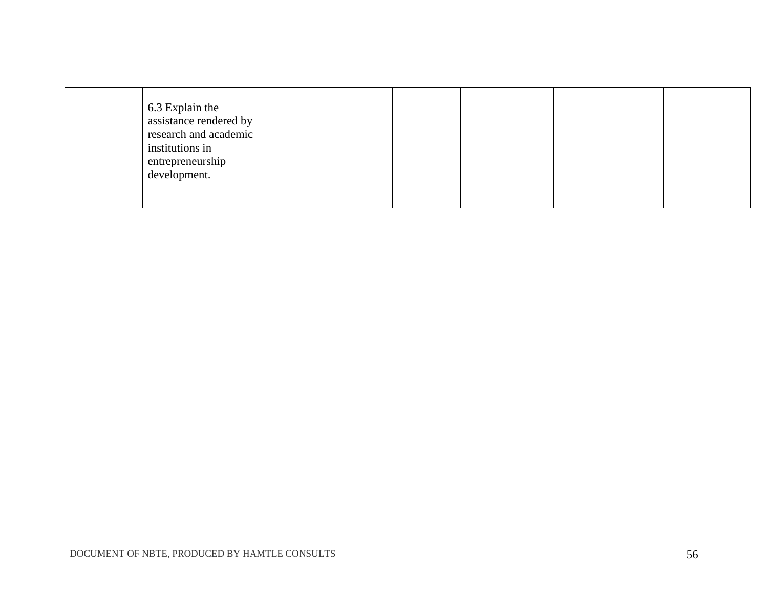| | | | | | | |
|---|---|---|---|---|---|---|
| | 6.3 Explain the assistance rendered by research and academic institutions in entrepreneurship development. | | | | | |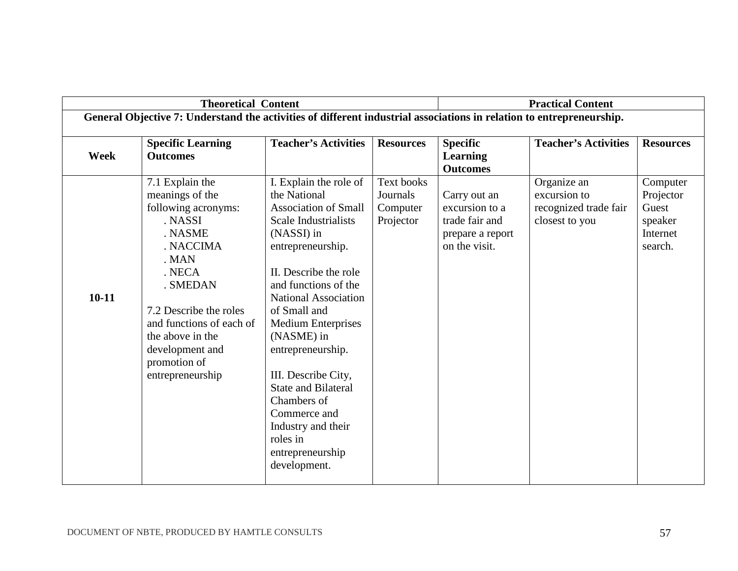| Theoretical Content | | | | Practical Content | | |
|---|---|---|---|---|---|---|
| **General Objective 7: Understand the activities of different industrial associations in relation to entrepreneurship.** | | | | | | |
| **Week** | **Specific Learning Outcomes** | **Teacher's Activities** | **Resources** | **Specific Learning Outcomes** | **Teacher's Activities** | **Resources** |
| **10-11** | 7.1 Explain the meanings of the following acronyms:<br>. NASSI<br>. NASME<br>. NACCIMA<br>. MAN<br>. NECA<br>. SMEDAN<br><br>7.2 Describe the roles and functions of each of the above in the development and promotion of entrepreneurship | I. Explain the role of the National Association of Small Scale Industrialists (NASSI) in entrepreneurship.<br><br>II. Describe the role and functions of the National Association of Small and Medium Enterprises (NASME) in entrepreneurship.<br><br>III. Describe City, State and Bilateral Chambers of Commerce and Industry and their roles in entrepreneurship development. | Text books<br>Journals<br>Computer<br>Projector | Carry out an excursion to a trade fair and prepare a report on the visit. | Organize an excursion to recognized trade fair closest to you | Computer<br>Projector<br>Guest speaker<br>Internet search. |

DOCUMENT OF NBTE, PRODUCED BY HAMTLE CONSULTS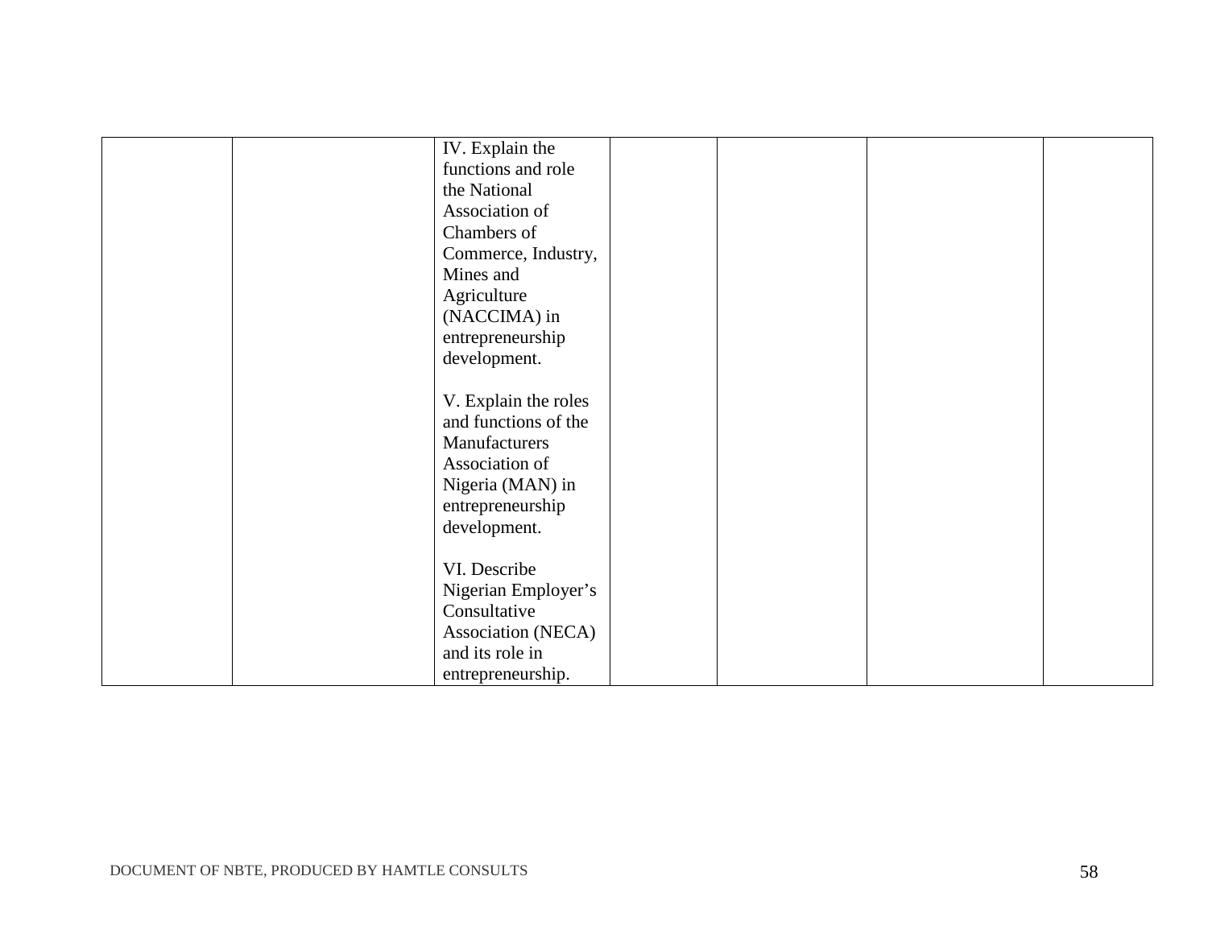| | | | | | | |
|---|---|---|---|---|---|---|
| | | IV. Explain the functions and role the National Association of Chambers of Commerce, Industry, Mines and Agriculture (NACCIMA) in entrepreneurship development.<br><br>V. Explain the roles and functions of the Manufacturers Association of Nigeria (MAN) in entrepreneurship development.<br><br>VI. Describe Nigerian Employer's Consultative Association (NECA) and its role in entrepreneurship. | | | | |

DOCUMENT OF NBTE, PRODUCED BY HAMTLE CONSULTS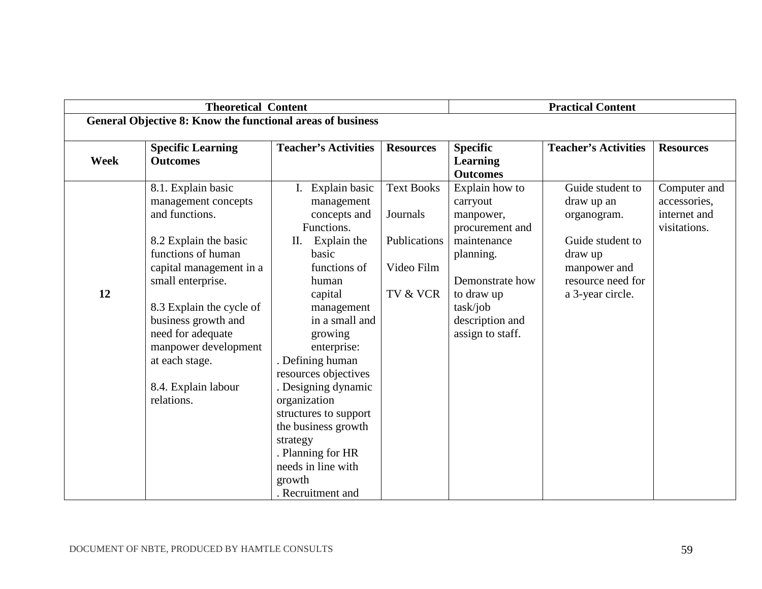| Theoretical Content | | | | Practical Content | | |
|---|---|---|---|---|---|---|
| **General Objective 8: Know the functional areas of business** | | | | | | |
| **Week** | **Specific Learning Outcomes** | **Teacher's Activities** | **Resources** | **Specific Learning Outcomes** | **Teacher's Activities** | **Resources** |
| **12** | 8.1. Explain basic management concepts and functions.<br><br>8.2 Explain the basic functions of human capital management in a small enterprise.<br><br>8.3 Explain the cycle of business growth and need for adequate manpower development at each stage.<br><br>8.4. Explain labour relations. | I. Explain basic management concepts and Functions.<br>II. Explain the basic functions of human capital management in a small and growing enterprise:<br>. Defining human resources objectives<br>. Designing dynamic organization structures to support the business growth strategy<br>. Planning for HR needs in line with growth<br>. Recruitment and | Text Books<br><br>Journals<br><br>Publications<br><br>Video Film<br><br>TV & VCR | Explain how to carryout manpower, procurement and maintenance planning.<br><br>Demonstrate how to draw up task/job description and assign to staff. | Guide student to draw up an organogram.<br><br>Guide student to draw up manpower and resource need for a 3-year circle. | Computer and accessories, internet and visitations. |

DOCUMENT OF NBTE, PRODUCED BY HAMTLE CONSULTS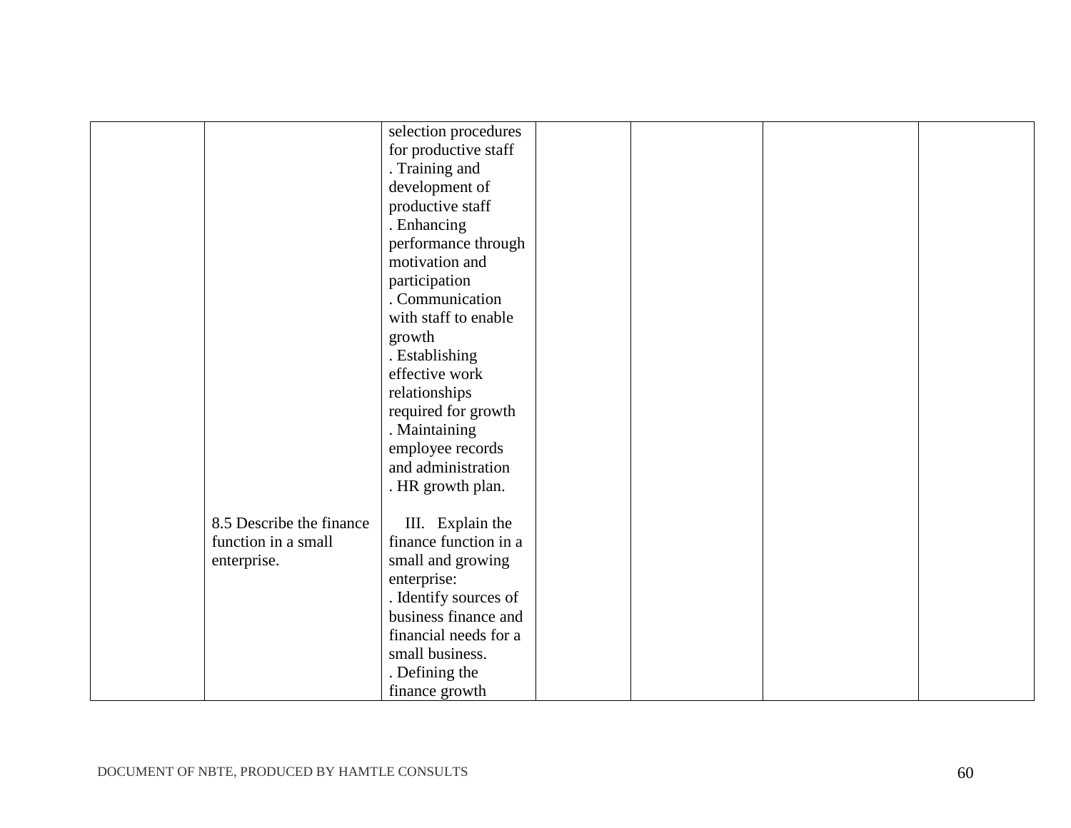| | | | | | | |
|---|---|---|---|---|---|---|
| | | selection procedures for productive staff<br>. Training and development of productive staff<br>. Enhancing performance through motivation and participation<br>. Communication with staff to enable growth<br>. Establishing effective work relationships required for growth<br>. Maintaining employee records and administration<br>. HR growth plan. | | | | |
| | 8.5 Describe the finance function in a small enterprise. | III. Explain the finance function in a small and growing enterprise:<br>. Identify sources of business finance and financial needs for a small business.<br>. Defining the finance growth | | | | |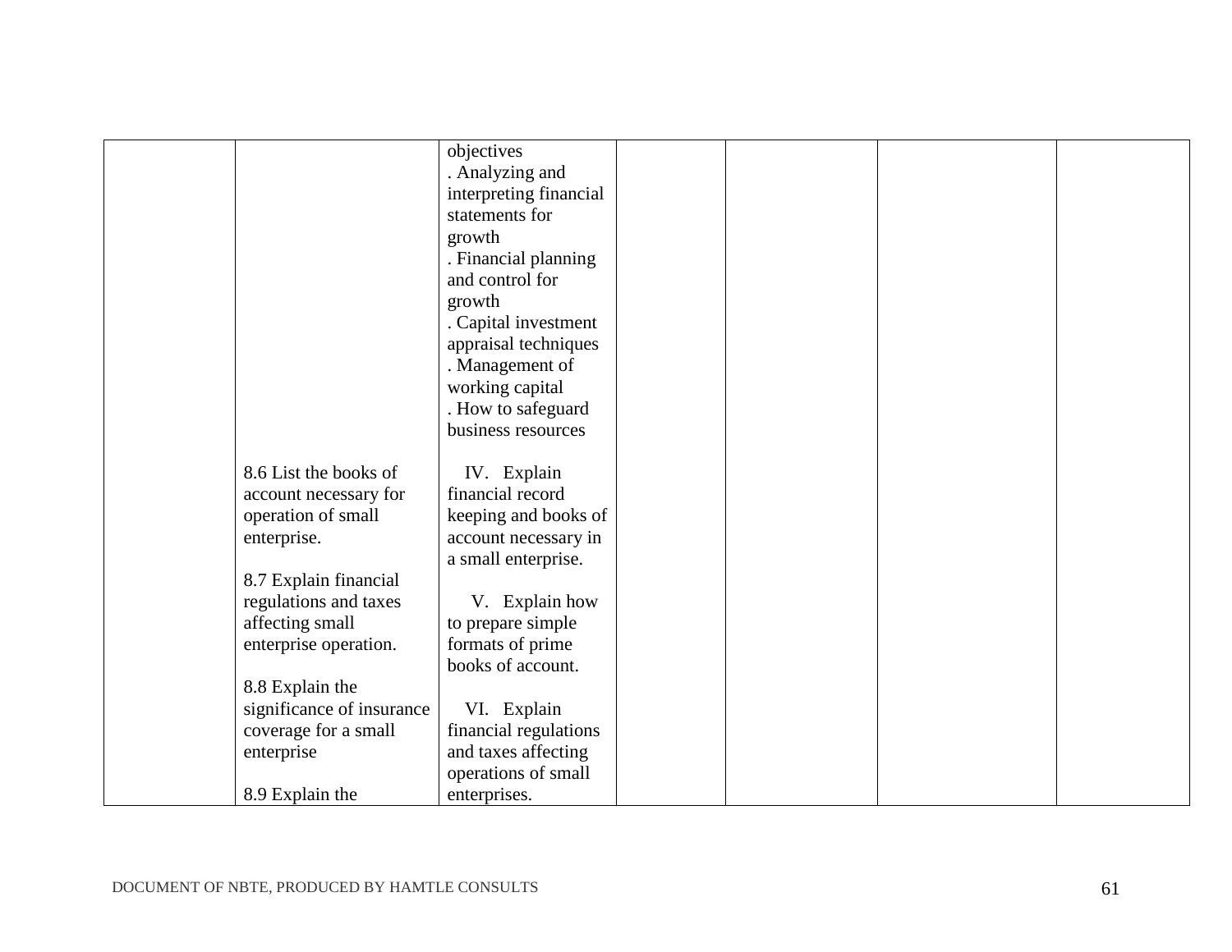|  |  |  |  |  |  |  |
|---|---|---|---|---|---|---|
|  | 8.6 List the books of account necessary for operation of small enterprise.<br><br>8.7 Explain financial regulations and taxes affecting small enterprise operation.<br><br>8.8 Explain the significance of insurance coverage for a small enterprise<br><br>8.9 Explain the | objectives<br>. Analyzing and interpreting financial statements for growth<br>. Financial planning and control for growth<br>. Capital investment appraisal techniques<br>. Management of working capital<br>. How to safeguard business resources<br><br>IV. Explain financial record keeping and books of account necessary in a small enterprise.<br><br>V. Explain how to prepare simple formats of prime books of account.<br><br>VI. Explain financial regulations and taxes affecting operations of small enterprises. |  |  |  |  |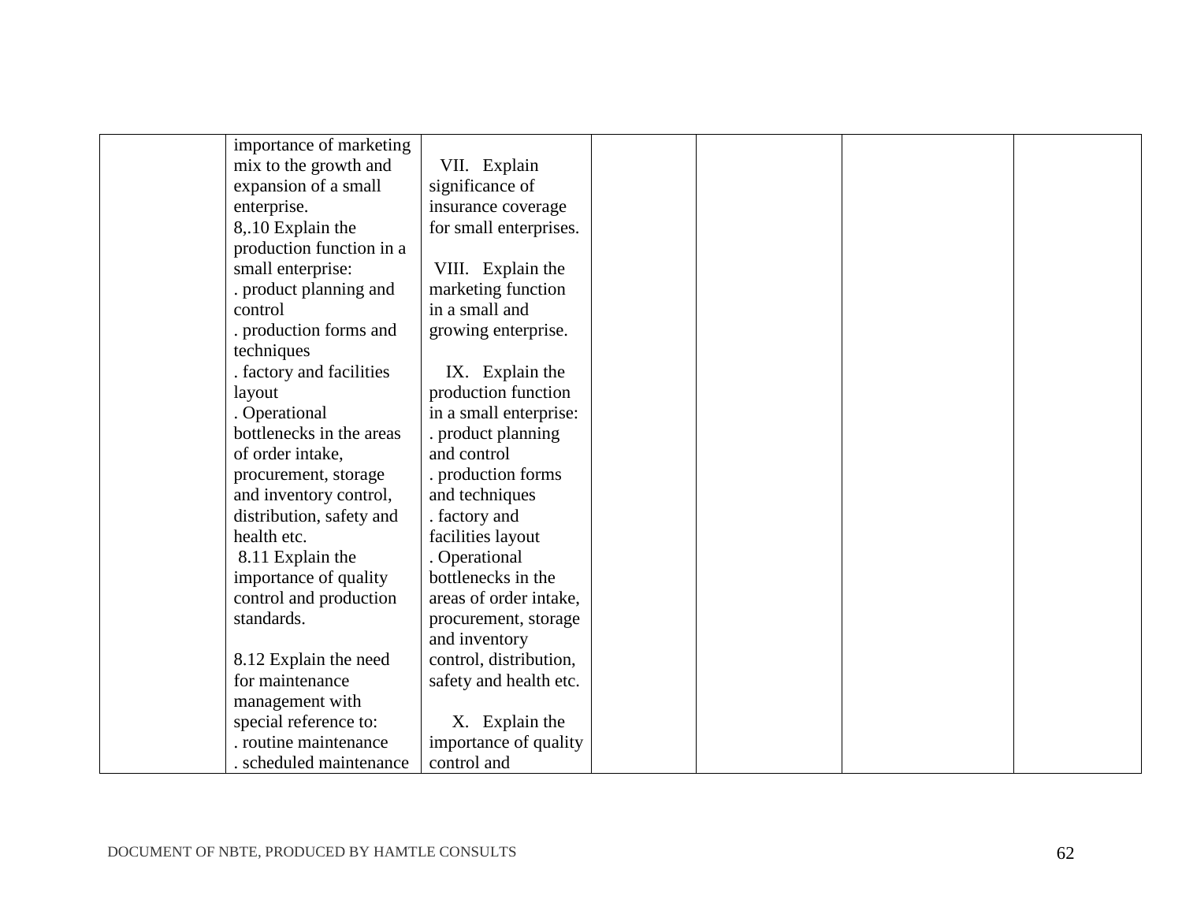| | | | | | | |
|---|---|---|---|---|---|---|
| | importance of marketing mix to the growth and expansion of a small enterprise.<br>8,.10 Explain the production function in a small enterprise:<br>. product planning and control<br>. production forms and techniques<br>. factory and facilities layout<br>. Operational bottlenecks in the areas of order intake, procurement, storage and inventory control, distribution, safety and health etc.<br>8.11 Explain the importance of quality control and production standards.<br><br>8.12 Explain the need for maintenance management with special reference to:<br>. routine maintenance<br>. scheduled maintenance | VII. Explain significance of insurance coverage for small enterprises.<br><br>VIII. Explain the marketing function in a small and growing enterprise.<br><br>IX. Explain the production function in a small enterprise:<br>. product planning and control<br>. production forms and techniques<br>. factory and facilities layout<br>. Operational bottlenecks in the areas of order intake, procurement, storage and inventory control, distribution, safety and health etc.<br><br>X. Explain the importance of quality control and | | | | |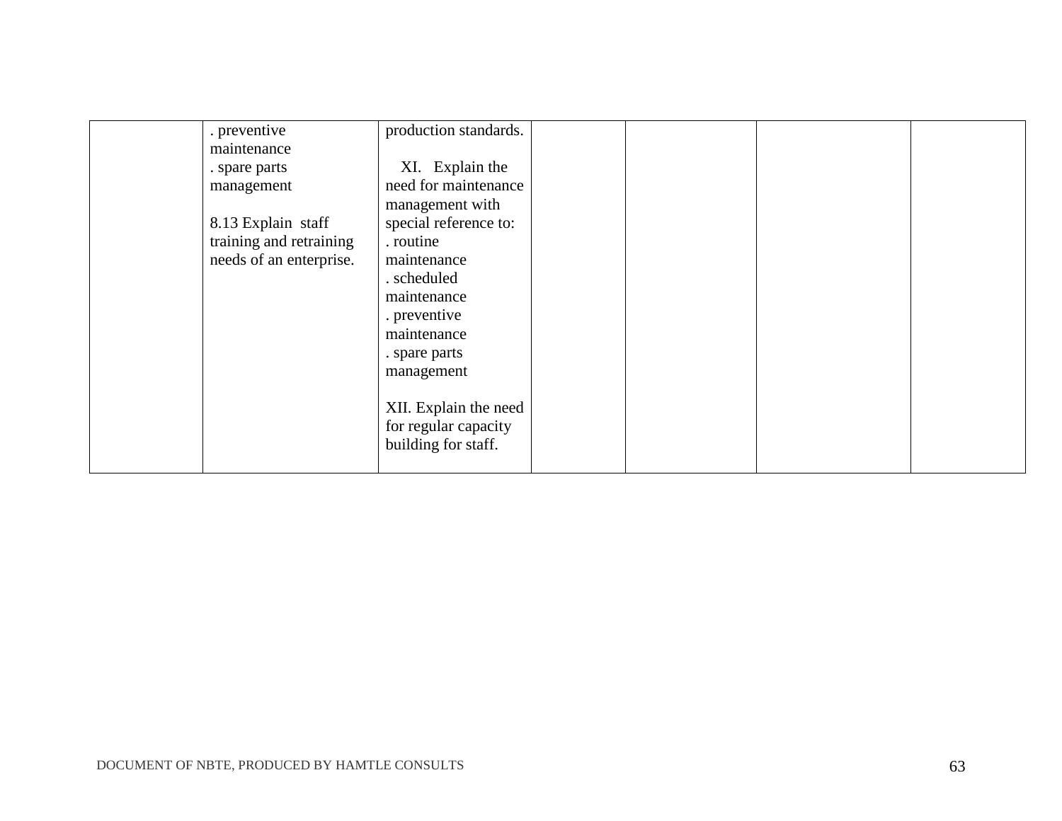| | | | | | | |
|---|---|---|---|---|---|---|
| | . preventive maintenance<br>. spare parts management<br><br>8.13 Explain staff training and retraining needs of an enterprise. | production standards.<br><br>XI. Explain the need for maintenance management with special reference to:<br>. routine maintenance<br>. scheduled maintenance<br>. preventive maintenance<br>. spare parts management<br><br>XII. Explain the need for regular capacity building for staff. | | | | |

DOCUMENT OF NBTE, PRODUCED BY HAMTLE CONSULTS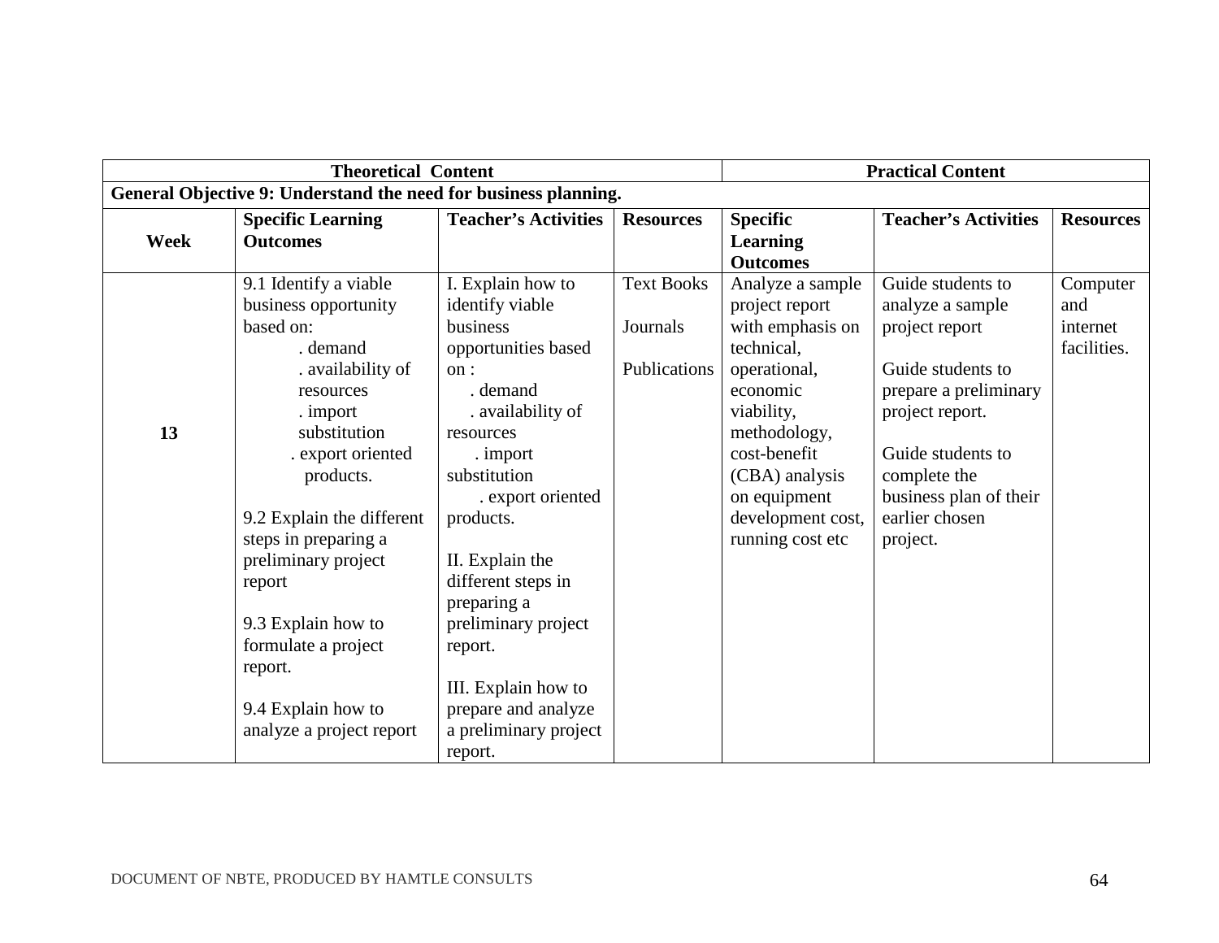| Theoretical Content | | | | Practical Content | | |
|---|---|---|---|---|---|---|
| **General Objective 9: Understand the need for business planning.** | | | | | | |
| **Week** | **Specific Learning Outcomes** | **Teacher's Activities** | **Resources** | **Specific Learning Outcomes** | **Teacher's Activities** | **Resources** |
| **13** | 9.1 Identify a viable business opportunity based on:<br>. demand<br>. availability of resources<br>. import substitution<br>. export oriented products.<br><br>9.2 Explain the different steps in preparing a preliminary project report<br><br>9.3 Explain how to formulate a project report.<br><br>9.4 Explain how to analyze a project report | I. Explain how to identify viable business opportunities based on :<br>. demand<br>. availability of resources<br>. import substitution<br>. export oriented products.<br><br>II. Explain the different steps in preparing a preliminary project report.<br><br>III. Explain how to prepare and analyze a preliminary project report. | Text Books<br><br>Journals<br><br>Publications | Analyze a sample project report with emphasis on technical, operational, economic viability, methodology, cost-benefit (CBA) analysis on equipment development cost, running cost etc | Guide students to analyze a sample project report<br><br>Guide students to prepare a preliminary project report.<br><br>Guide students to complete the business plan of their earlier chosen project. | Computer and internet facilities. |

DOCUMENT OF NBTE, PRODUCED BY HAMTLE CONSULTS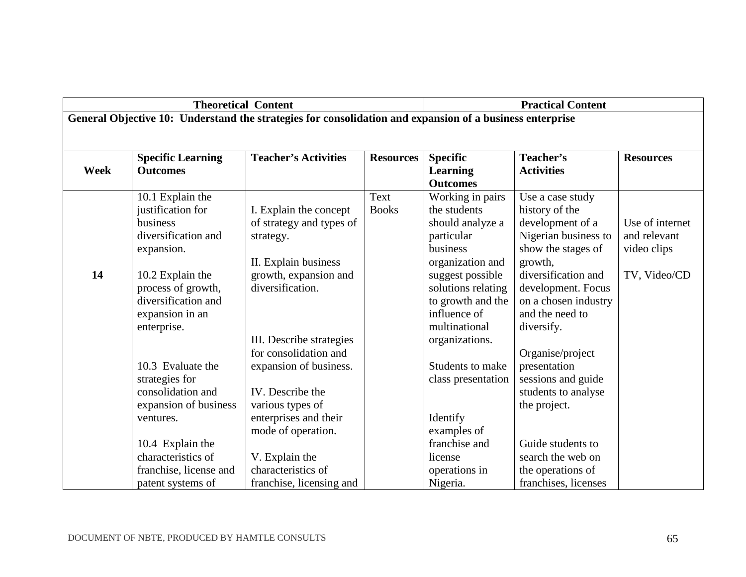| Theoretical Content | | | | Practical Content | | |
|---|---|---|---|---|---|---|
| **General Objective 10: Understand the strategies for consolidation and expansion of a business enterprise** | | | | | | |
| **Week** | **Specific Learning Outcomes** | **Teacher's Activities** | **Resources** | **Specific Learning Outcomes** | **Teacher's Activities** | **Resources** |
| 14 | 10.1 Explain the justification for business diversification and expansion.<br><br>10.2 Explain the process of growth, diversification and expansion in an enterprise.<br><br>10.3 Evaluate the strategies for consolidation and expansion of business ventures.<br><br>10.4 Explain the characteristics of franchise, license and patent systems of | I. Explain the concept of strategy and types of strategy.<br><br>II. Explain business growth, expansion and diversification.<br><br>III. Describe strategies for consolidation and expansion of business.<br><br>IV. Describe the various types of enterprises and their mode of operation.<br><br>V. Explain the characteristics of franchise, licensing and | Text Books | Working in pairs the students should analyze a particular business organization and suggest possible solutions relating to growth and the influence of multinational organizations.<br><br>Students to make class presentation<br><br>Identify examples of franchise and license operations in Nigeria. | Use a case study history of the development of a Nigerian business to show the stages of growth, diversification and development. Focus on a chosen industry and the need to diversify.<br><br>Organise/project presentation sessions and guide students to analyse the project.<br><br>Guide students to search the web on the operations of franchises, licenses and | Use of internet and relevant video clips<br><br>TV, Video/CD |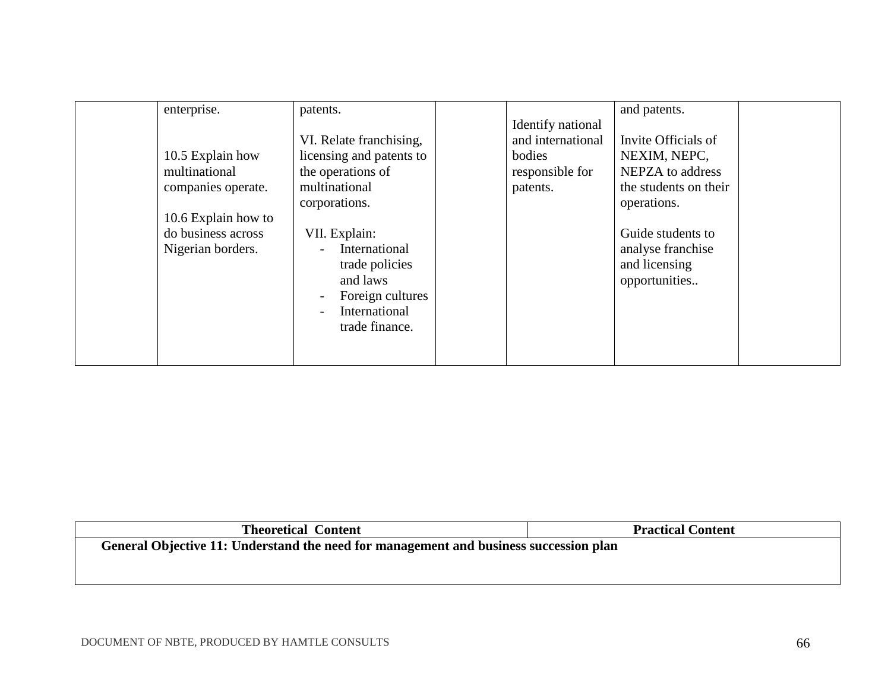| | | | | | | |
|---|---|---|---|---|---|---|
| | enterprise.<br><br>10.5 Explain how multinational companies operate.<br><br>10.6 Explain how to do business across Nigerian borders. | patents.<br><br>VI. Relate franchising, licensing and patents to the operations of multinational corporations.<br><br>VII. Explain:<br>- International trade policies and laws<br>- Foreign cultures<br>- International trade finance. | | Identify national and international bodies responsible for patents. | and patents.<br><br>Invite Officials of NEXIM, NEPC, NEPZA to address the students on their operations.<br><br>Guide students to analyse franchise and licensing opportunities.. | |

| Theoretical Content | Practical Content |
|---|---|
| **General Objective 11: Understand the need for management and business succession plan** | |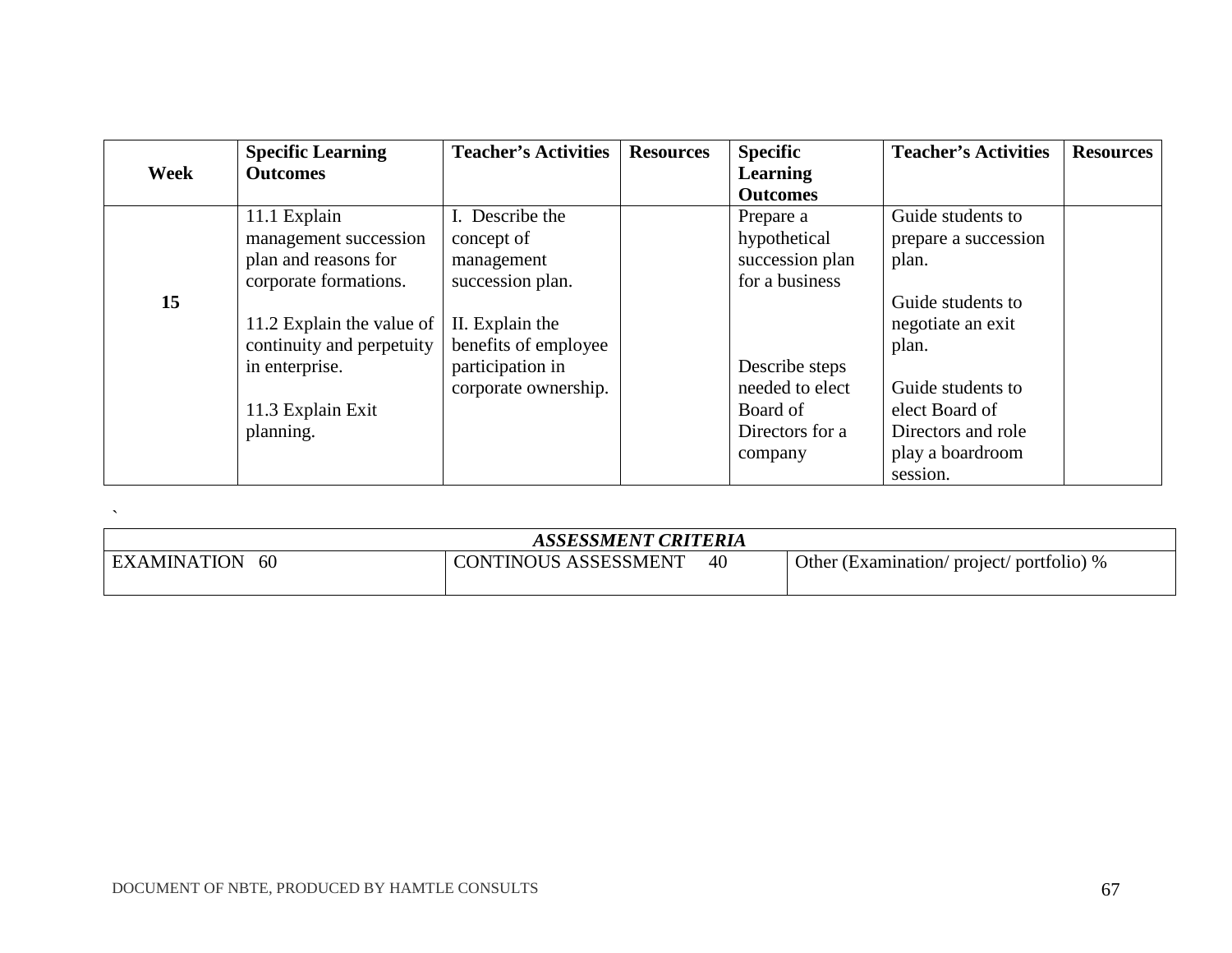| Week | Specific Learning Outcomes | Teacher's Activities | Resources | Specific Learning Outcomes | Teacher's Activities | Resources |
|---|---|---|---|---|---|---|
| **15** | 11.1 Explain management succession plan and reasons for corporate formations.<br><br>11.2 Explain the value of continuity and perpetuity in enterprise.<br><br>11.3 Explain Exit planning. | I. Describe the concept of management succession plan.<br><br>II. Explain the benefits of employee participation in corporate ownership. | | Prepare a hypothetical succession plan for a business<br><br>Describe steps needed to elect Board of Directors for a company | Guide students to prepare a succession plan.<br><br>Guide students to negotiate an exit plan.<br><br>Guide students to elect Board of Directors and role play a boardroom session. | |

`

| ***ASSESSMENT CRITERIA*** | | |
|---|---|---|
| EXAMINATION 60 | CONTINOUS ASSESSMENT 40 | Other (Examination/ project/ portfolio) % |

DOCUMENT OF NBTE, PRODUCED BY HAMTLE CONSULTS